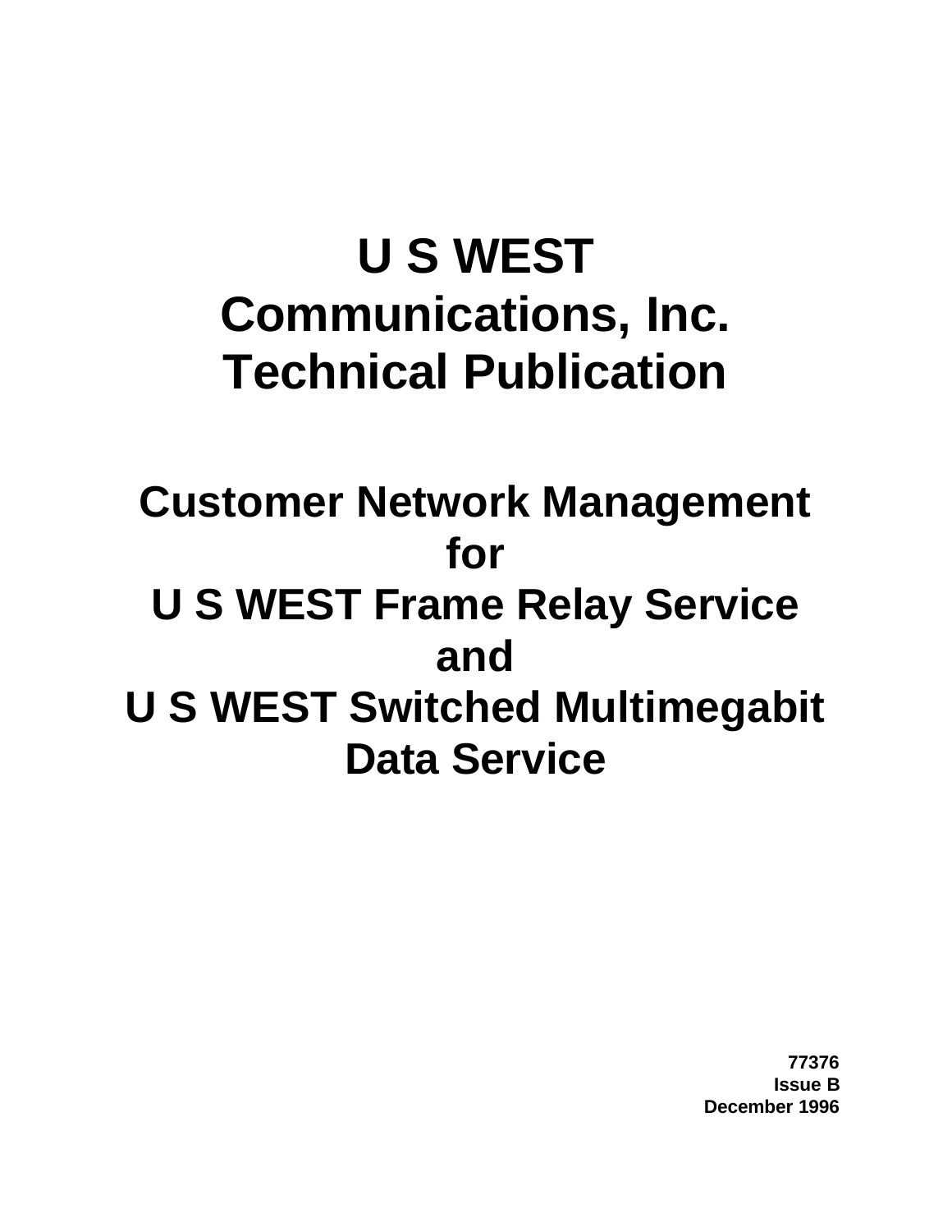# U S WEST Communications, Inc. Technical Publication

# Customer Network Management for U S WEST Frame Relay Service and U S WEST Switched Multimegabit Data Service

**77376**
**Issue B**
**December 1996**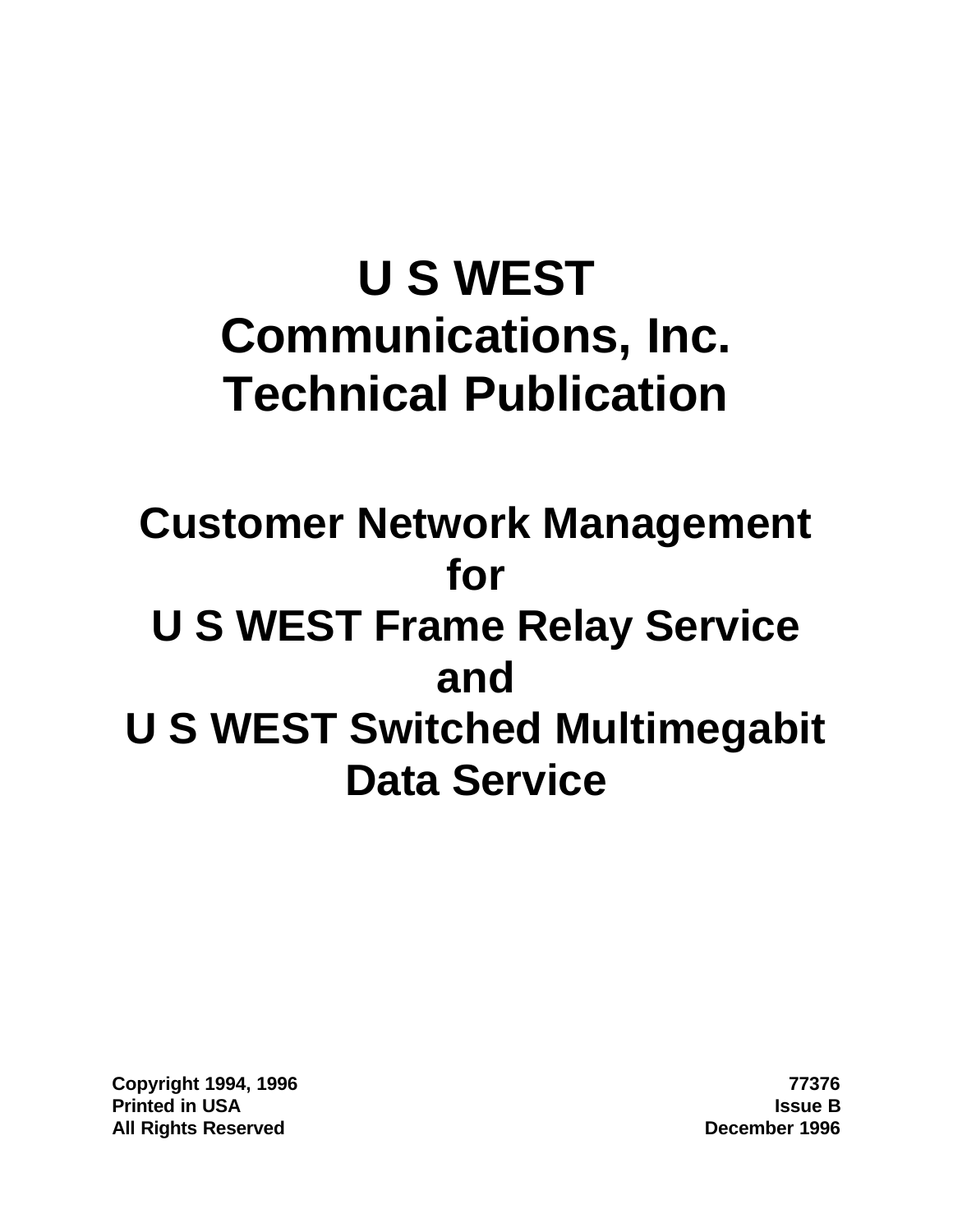# U S WEST Communications, Inc. Technical Publication

# Customer Network Management for U S WEST Frame Relay Service and U S WEST Switched Multimegabit Data Service

Copyright 1994, 1996
Printed in USA
All Rights Reserved

77376
Issue B
December 1996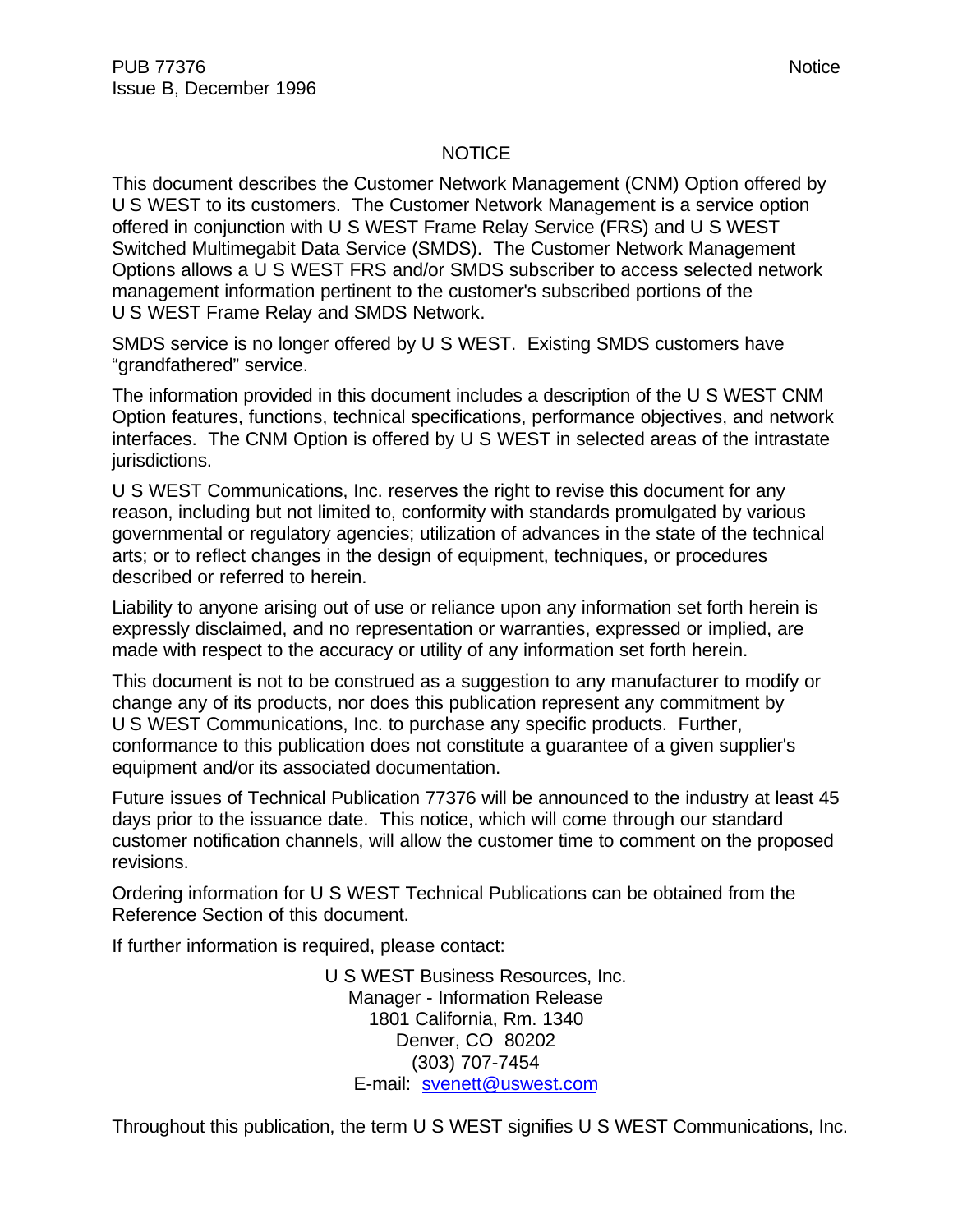## NOTICE

This document describes the Customer Network Management (CNM) Option offered by U S WEST to its customers. The Customer Network Management is a service option offered in conjunction with U S WEST Frame Relay Service (FRS) and U S WEST Switched Multimegabit Data Service (SMDS). The Customer Network Management Options allows a U S WEST FRS and/or SMDS subscriber to access selected network management information pertinent to the customer's subscribed portions of the U S WEST Frame Relay and SMDS Network.

SMDS service is no longer offered by U S WEST. Existing SMDS customers have "grandfathered" service.

The information provided in this document includes a description of the U S WEST CNM Option features, functions, technical specifications, performance objectives, and network interfaces. The CNM Option is offered by U S WEST in selected areas of the intrastate jurisdictions.

U S WEST Communications, Inc. reserves the right to revise this document for any reason, including but not limited to, conformity with standards promulgated by various governmental or regulatory agencies; utilization of advances in the state of the technical arts; or to reflect changes in the design of equipment, techniques, or procedures described or referred to herein.

Liability to anyone arising out of use or reliance upon any information set forth herein is expressly disclaimed, and no representation or warranties, expressed or implied, are made with respect to the accuracy or utility of any information set forth herein.

This document is not to be construed as a suggestion to any manufacturer to modify or change any of its products, nor does this publication represent any commitment by U S WEST Communications, Inc. to purchase any specific products. Further, conformance to this publication does not constitute a guarantee of a given supplier's equipment and/or its associated documentation.

Future issues of Technical Publication 77376 will be announced to the industry at least 45 days prior to the issuance date. This notice, which will come through our standard customer notification channels, will allow the customer time to comment on the proposed revisions.

Ordering information for U S WEST Technical Publications can be obtained from the Reference Section of this document.

If further information is required, please contact:

U S WEST Business Resources, Inc.
Manager - Information Release
1801 California, Rm. 1340
Denver, CO 80202
(303) 707-7454
E-mail: svenett@uswest.com

Throughout this publication, the term U S WEST signifies U S WEST Communications, Inc.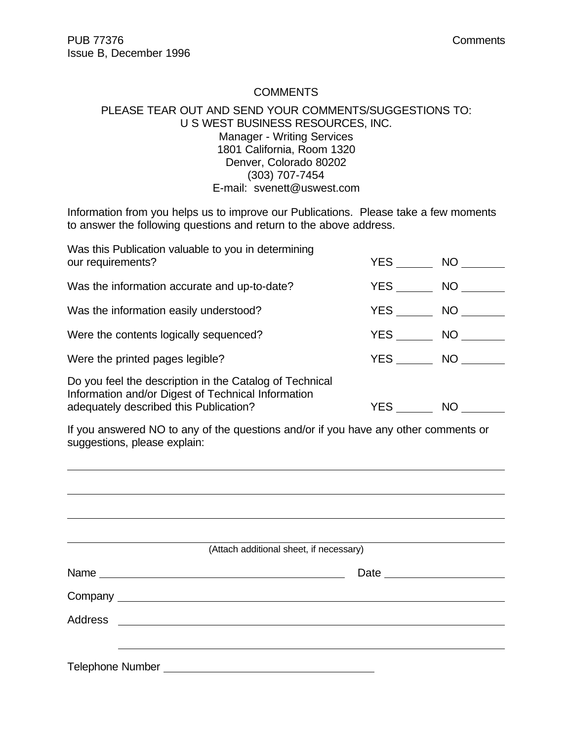# COMMENTS

PLEASE TEAR OUT AND SEND YOUR COMMENTS/SUGGESTIONS TO:
U S WEST BUSINESS RESOURCES, INC.
Manager - Writing Services
1801 California, Room 1320
Denver, Colorado 80202
(303) 707-7454
E-mail: svenett@uswest.com

Information from you helps us to improve our Publications. Please take a few moments to answer the following questions and return to the above address.

| | | |
|---|---|---|
| Was this Publication valuable to you in determining our requirements? | YES ______ | NO _______ |
| Was the information accurate and up-to-date? | YES ______ | NO _______ |
| Was the information easily understood? | YES ______ | NO _______ |
| Were the contents logically sequenced? | YES ______ | NO _______ |
| Were the printed pages legible? | YES ______ | NO _______ |
| Do you feel the description in the Catalog of Technical Information and/or Digest of Technical Information adequately described this Publication? | YES ______ | NO _______ |

If you answered NO to any of the questions and/or if you have any other comments or suggestions, please explain:

______________________________________________________________________

______________________________________________________________________

______________________________________________________________________

______________________________________________________________________

(Attach additional sheet, if necessary)

Name ________________________________________ Date ____________________

Company ______________________________________________________________

Address ______________________________________________________________

______________________________________________________________

Telephone Number ___________________________________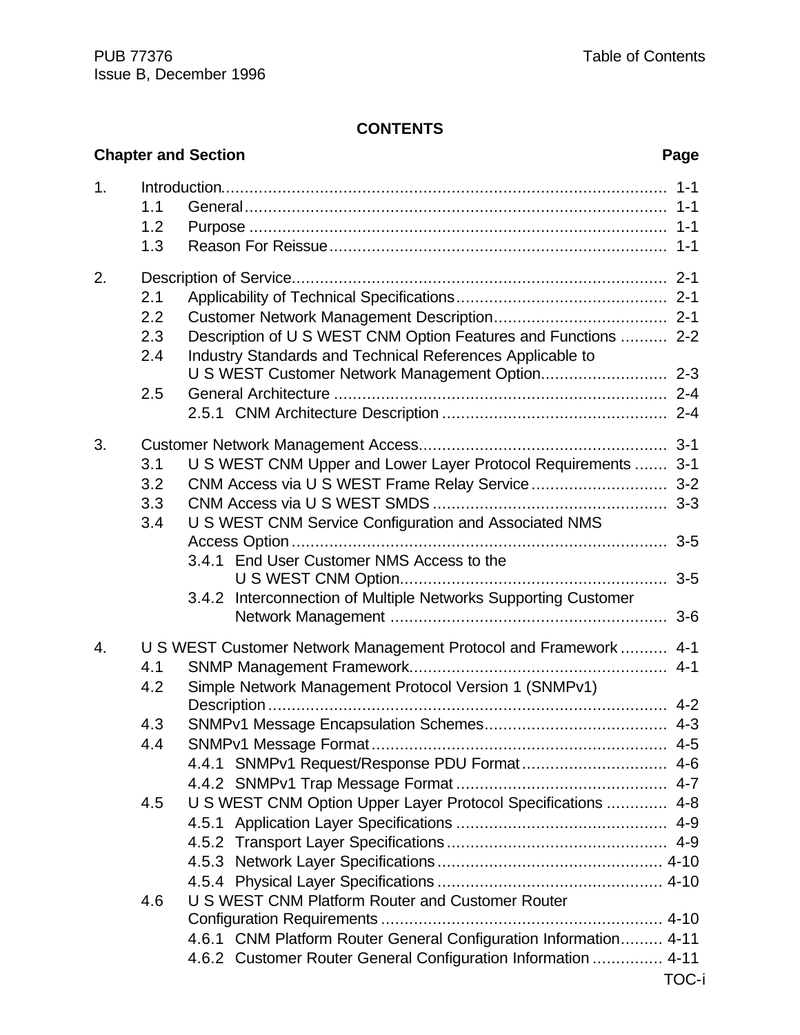# CONTENTS

| Chapter and Section | Page |
|---|---|
| 1. Introduction | 1-1 |
| 1.1 General | 1-1 |
| 1.2 Purpose | 1-1 |
| 1.3 Reason For Reissue | 1-1 |
| 2. Description of Service | 2-1 |
| 2.1 Applicability of Technical Specifications | 2-1 |
| 2.2 Customer Network Management Description | 2-1 |
| 2.3 Description of U S WEST CNM Option Features and Functions | 2-2 |
| 2.4 Industry Standards and Technical References Applicable to U S WEST Customer Network Management Option | 2-3 |
| 2.5 General Architecture | 2-4 |
| 2.5.1 CNM Architecture Description | 2-4 |
| 3. Customer Network Management Access | 3-1 |
| 3.1 U S WEST CNM Upper and Lower Layer Protocol Requirements | 3-1 |
| 3.2 CNM Access via U S WEST Frame Relay Service | 3-2 |
| 3.3 CNM Access via U S WEST SMDS | 3-3 |
| 3.4 U S WEST CNM Service Configuration and Associated NMS Access Option | 3-5 |
| 3.4.1 End User Customer NMS Access to the U S WEST CNM Option | 3-5 |
| 3.4.2 Interconnection of Multiple Networks Supporting Customer Network Management | 3-6 |
| 4. U S WEST Customer Network Management Protocol and Framework | 4-1 |
| 4.1 SNMP Management Framework | 4-1 |
| 4.2 Simple Network Management Protocol Version 1 (SNMPv1) Description | 4-2 |
| 4.3 SNMPv1 Message Encapsulation Schemes | 4-3 |
| 4.4 SNMPv1 Message Format | 4-5 |
| 4.4.1 SNMPv1 Request/Response PDU Format | 4-6 |
| 4.4.2 SNMPv1 Trap Message Format | 4-7 |
| 4.5 U S WEST CNM Option Upper Layer Protocol Specifications | 4-8 |
| 4.5.1 Application Layer Specifications | 4-9 |
| 4.5.2 Transport Layer Specifications | 4-9 |
| 4.5.3 Network Layer Specifications | 4-10 |
| 4.5.4 Physical Layer Specifications | 4-10 |
| 4.6 U S WEST CNM Platform Router and Customer Router Configuration Requirements | 4-10 |
| 4.6.1 CNM Platform Router General Configuration Information | 4-11 |
| 4.6.2 Customer Router General Configuration Information | 4-11 |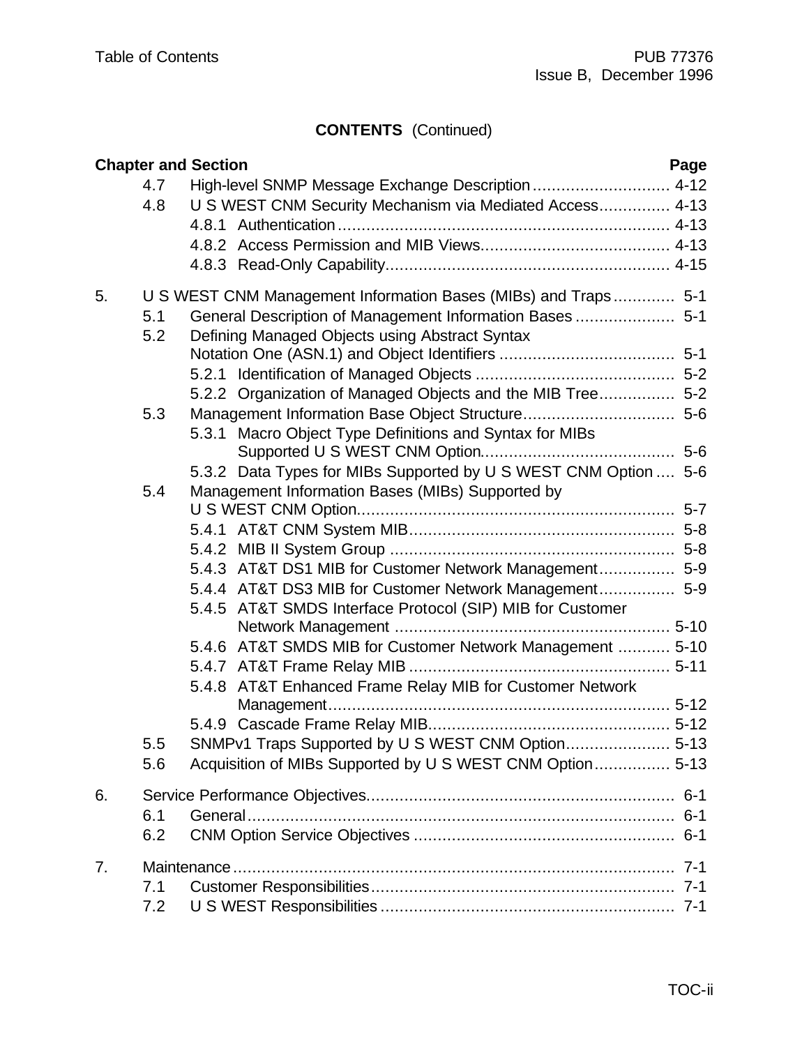**CONTENTS** (Continued)

| Chapter and Section | | | Page |
|---|---|---|---|
| | 4.7 | High-level SNMP Message Exchange Description | 4-12 |
| | 4.8 | U S WEST CNM Security Mechanism via Mediated Access | 4-13 |
| | | 4.8.1 Authentication | 4-13 |
| | | 4.8.2 Access Permission and MIB Views | 4-13 |
| | | 4.8.3 Read-Only Capability | 4-15 |
| 5. | U S WEST CNM Management Information Bases (MIBs) and Traps | | 5-1 |
| | 5.1 | General Description of Management Information Bases | 5-1 |
| | 5.2 | Defining Managed Objects using Abstract Syntax Notation One (ASN.1) and Object Identifiers | 5-1 |
| | | 5.2.1 Identification of Managed Objects | 5-2 |
| | | 5.2.2 Organization of Managed Objects and the MIB Tree | 5-2 |
| | 5.3 | Management Information Base Object Structure | 5-6 |
| | | 5.3.1 Macro Object Type Definitions and Syntax for MIBs Supported U S WEST CNM Option | 5-6 |
| | | 5.3.2 Data Types for MIBs Supported by U S WEST CNM Option | 5-6 |
| | 5.4 | Management Information Bases (MIBs) Supported by U S WEST CNM Option | 5-7 |
| | | 5.4.1 AT&T CNM System MIB | 5-8 |
| | | 5.4.2 MIB II System Group | 5-8 |
| | | 5.4.3 AT&T DS1 MIB for Customer Network Management | 5-9 |
| | | 5.4.4 AT&T DS3 MIB for Customer Network Management | 5-9 |
| | | 5.4.5 AT&T SMDS Interface Protocol (SIP) MIB for Customer Network Management | 5-10 |
| | | 5.4.6 AT&T SMDS MIB for Customer Network Management | 5-10 |
| | | 5.4.7 AT&T Frame Relay MIB | 5-11 |
| | | 5.4.8 AT&T Enhanced Frame Relay MIB for Customer Network Management | 5-12 |
| | | 5.4.9 Cascade Frame Relay MIB | 5-12 |
| | 5.5 | SNMPv1 Traps Supported by U S WEST CNM Option | 5-13 |
| | 5.6 | Acquisition of MIBs Supported by U S WEST CNM Option | 5-13 |
| 6. | Service Performance Objectives | | 6-1 |
| | 6.1 | General | 6-1 |
| | 6.2 | CNM Option Service Objectives | 6-1 |
| 7. | Maintenance | | 7-1 |
| | 7.1 | Customer Responsibilities | 7-1 |
| | 7.2 | U S WEST Responsibilities | 7-1 |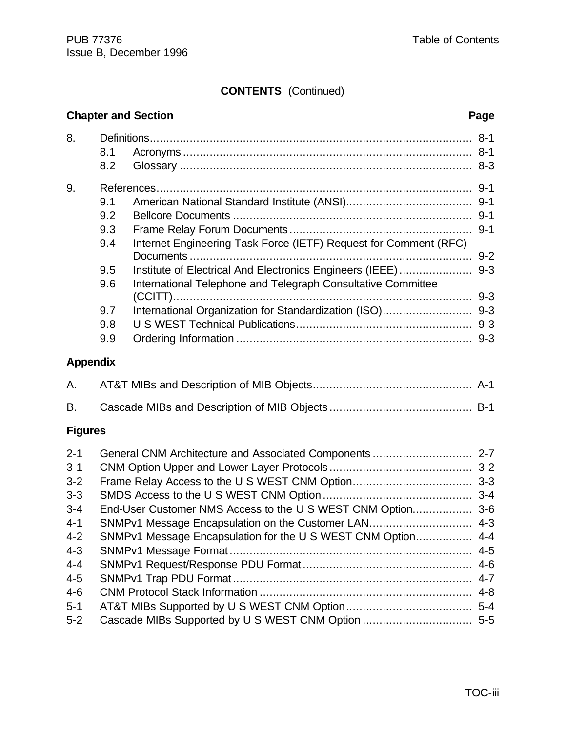**CONTENTS** (Continued)

| Chapter and Section | | | Page |
|---|---|---|---|
| 8. | Definitions | | 8-1 |
| | 8.1 | Acronyms | 8-1 |
| | 8.2 | Glossary | 8-3 |
| 9. | References | | 9-1 |
| | 9.1 | American National Standard Institute (ANSI) | 9-1 |
| | 9.2 | Bellcore Documents | 9-1 |
| | 9.3 | Frame Relay Forum Documents | 9-1 |
| | 9.4 | Internet Engineering Task Force (IETF) Request for Comment (RFC) Documents | 9-2 |
| | 9.5 | Institute of Electrical And Electronics Engineers (IEEE) | 9-3 |
| | 9.6 | International Telephone and Telegraph Consultative Committee (CCITT) | 9-3 |
| | 9.7 | International Organization for Standardization (ISO) | 9-3 |
| | 9.8 | U S WEST Technical Publications | 9-3 |
| | 9.9 | Ordering Information | 9-3 |

**Appendix**

| | | |
|---|---|---|
| A. | AT&T MIBs and Description of MIB Objects | A-1 |
| B. | Cascade MIBs and Description of MIB Objects | B-1 |

**Figures**

| | | |
|---|---|---|
| 2-1 | General CNM Architecture and Associated Components | 2-7 |
| 3-1 | CNM Option Upper and Lower Layer Protocols | 3-2 |
| 3-2 | Frame Relay Access to the U S WEST CNM Option | 3-3 |
| 3-3 | SMDS Access to the U S WEST CNM Option | 3-4 |
| 3-4 | End-User Customer NMS Access to the U S WEST CNM Option | 3-6 |
| 4-1 | SNMPv1 Message Encapsulation on the Customer LAN | 4-3 |
| 4-2 | SNMPv1 Message Encapsulation for the U S WEST CNM Option | 4-4 |
| 4-3 | SNMPv1 Message Format | 4-5 |
| 4-4 | SNMPv1 Request/Response PDU Format | 4-6 |
| 4-5 | SNMPv1 Trap PDU Format | 4-7 |
| 4-6 | CNM Protocol Stack Information | 4-8 |
| 5-1 | AT&T MIBs Supported by U S WEST CNM Option | 5-4 |
| 5-2 | Cascade MIBs Supported by U S WEST CNM Option | 5-5 |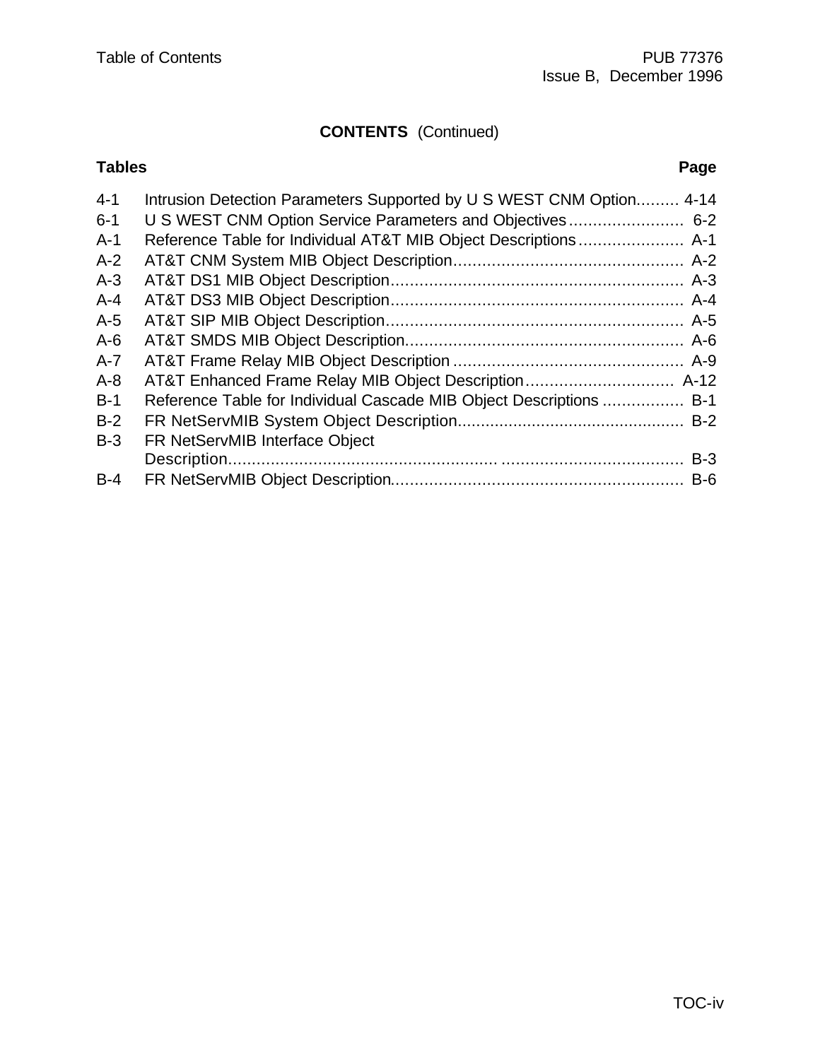## CONTENTS (Continued)

| Tables | | Page |
|---|---|---|
| 4-1 | Intrusion Detection Parameters Supported by U S WEST CNM Option | 4-14 |
| 6-1 | U S WEST CNM Option Service Parameters and Objectives | 6-2 |
| A-1 | Reference Table for Individual AT&T MIB Object Descriptions | A-1 |
| A-2 | AT&T CNM System MIB Object Description | A-2 |
| A-3 | AT&T DS1 MIB Object Description | A-3 |
| A-4 | AT&T DS3 MIB Object Description | A-4 |
| A-5 | AT&T SIP MIB Object Description | A-5 |
| A-6 | AT&T SMDS MIB Object Description | A-6 |
| A-7 | AT&T Frame Relay MIB Object Description | A-9 |
| A-8 | AT&T Enhanced Frame Relay MIB Object Description | A-12 |
| B-1 | Reference Table for Individual Cascade MIB Object Descriptions | B-1 |
| B-2 | FR NetServMIB System Object Description | B-2 |
| B-3 | FR NetServMIB Interface Object Description | B-3 |
| B-4 | FR NetServMIB Object Description | B-6 |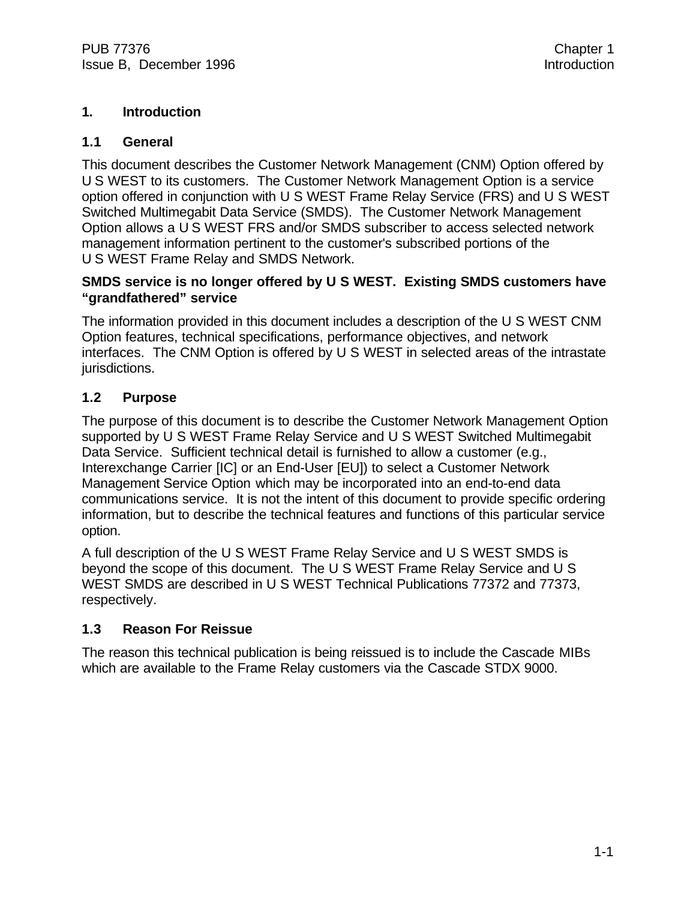# 1. Introduction

## 1.1 General

This document describes the Customer Network Management (CNM) Option offered by U S WEST to its customers. The Customer Network Management Option is a service option offered in conjunction with U S WEST Frame Relay Service (FRS) and U S WEST Switched Multimegabit Data Service (SMDS). The Customer Network Management Option allows a U S WEST FRS and/or SMDS subscriber to access selected network management information pertinent to the customer's subscribed portions of the U S WEST Frame Relay and SMDS Network.

**SMDS service is no longer offered by U S WEST. Existing SMDS customers have “grandfathered” service**

The information provided in this document includes a description of the U S WEST CNM Option features, technical specifications, performance objectives, and network interfaces. The CNM Option is offered by U S WEST in selected areas of the intrastate jurisdictions.

## 1.2 Purpose

The purpose of this document is to describe the Customer Network Management Option supported by U S WEST Frame Relay Service and U S WEST Switched Multimegabit Data Service. Sufficient technical detail is furnished to allow a customer (e.g., Interexchange Carrier [IC] or an End-User [EU]) to select a Customer Network Management Service Option which may be incorporated into an end-to-end data communications service. It is not the intent of this document to provide specific ordering information, but to describe the technical features and functions of this particular service option.

A full description of the U S WEST Frame Relay Service and U S WEST SMDS is beyond the scope of this document. The U S WEST Frame Relay Service and U S WEST SMDS are described in U S WEST Technical Publications 77372 and 77373, respectively.

## 1.3 Reason For Reissue

The reason this technical publication is being reissued is to include the Cascade MIBs which are available to the Frame Relay customers via the Cascade STDX 9000.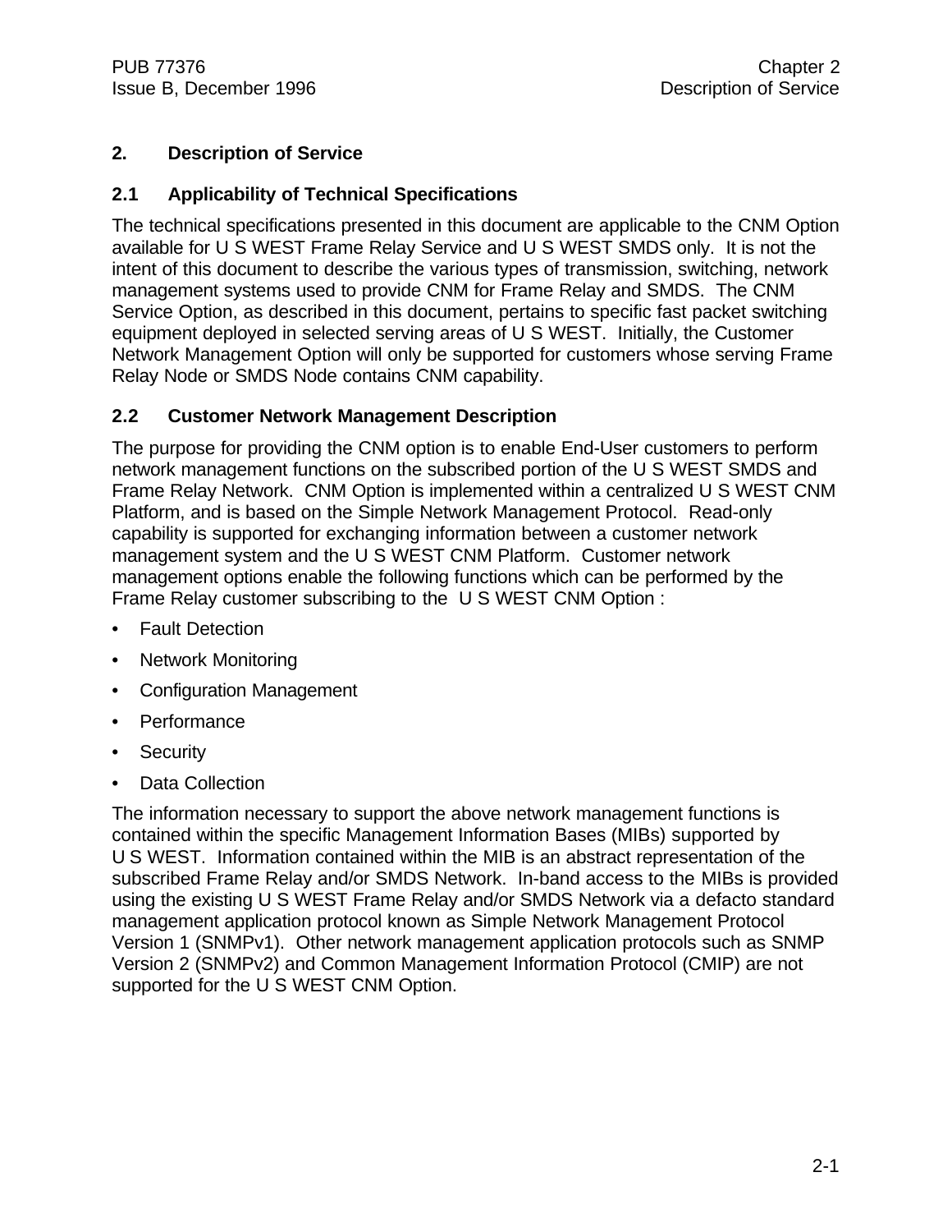# 2. Description of Service

## 2.1 Applicability of Technical Specifications

The technical specifications presented in this document are applicable to the CNM Option available for U S WEST Frame Relay Service and U S WEST SMDS only. It is not the intent of this document to describe the various types of transmission, switching, network management systems used to provide CNM for Frame Relay and SMDS. The CNM Service Option, as described in this document, pertains to specific fast packet switching equipment deployed in selected serving areas of U S WEST. Initially, the Customer Network Management Option will only be supported for customers whose serving Frame Relay Node or SMDS Node contains CNM capability.

## 2.2 Customer Network Management Description

The purpose for providing the CNM option is to enable End-User customers to perform network management functions on the subscribed portion of the U S WEST SMDS and Frame Relay Network. CNM Option is implemented within a centralized U S WEST CNM Platform, and is based on the Simple Network Management Protocol. Read-only capability is supported for exchanging information between a customer network management system and the U S WEST CNM Platform. Customer network management options enable the following functions which can be performed by the Frame Relay customer subscribing to the U S WEST CNM Option :

- Fault Detection
- Network Monitoring
- Configuration Management
- Performance
- Security
- Data Collection

The information necessary to support the above network management functions is contained within the specific Management Information Bases (MIBs) supported by U S WEST. Information contained within the MIB is an abstract representation of the subscribed Frame Relay and/or SMDS Network. In-band access to the MIBs is provided using the existing U S WEST Frame Relay and/or SMDS Network via a defacto standard management application protocol known as Simple Network Management Protocol Version 1 (SNMPv1). Other network management application protocols such as SNMP Version 2 (SNMPv2) and Common Management Information Protocol (CMIP) are not supported for the U S WEST CNM Option.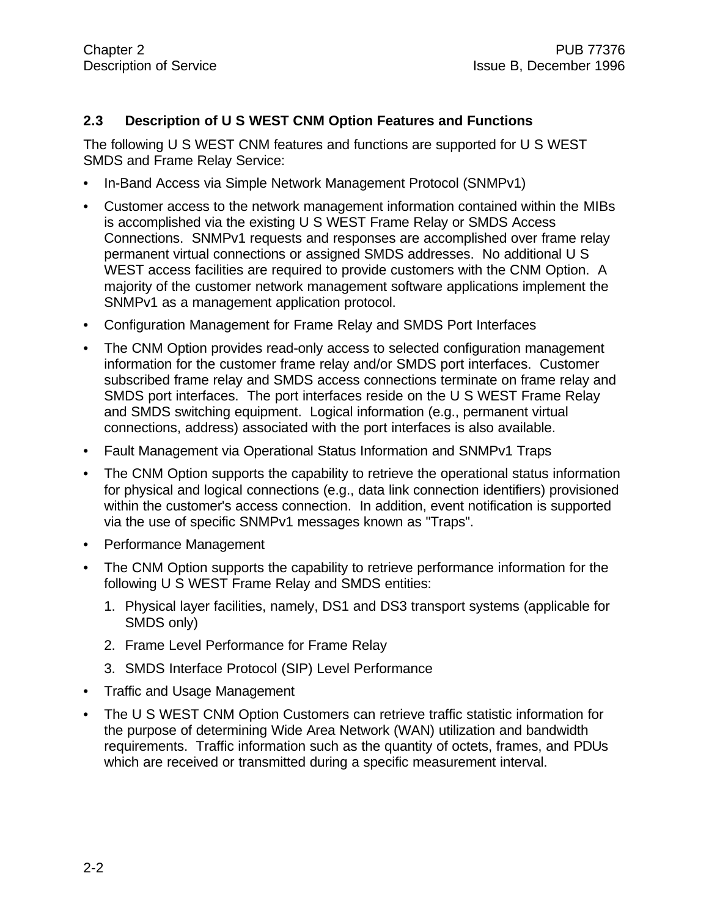## 2.3 Description of U S WEST CNM Option Features and Functions

The following U S WEST CNM features and functions are supported for U S WEST SMDS and Frame Relay Service:

- In-Band Access via Simple Network Management Protocol (SNMPv1)
- Customer access to the network management information contained within the MIBs is accomplished via the existing U S WEST Frame Relay or SMDS Access Connections. SNMPv1 requests and responses are accomplished over frame relay permanent virtual connections or assigned SMDS addresses. No additional U S WEST access facilities are required to provide customers with the CNM Option. A majority of the customer network management software applications implement the SNMPv1 as a management application protocol.
- Configuration Management for Frame Relay and SMDS Port Interfaces
- The CNM Option provides read-only access to selected configuration management information for the customer frame relay and/or SMDS port interfaces. Customer subscribed frame relay and SMDS access connections terminate on frame relay and SMDS port interfaces. The port interfaces reside on the U S WEST Frame Relay and SMDS switching equipment. Logical information (e.g., permanent virtual connections, address) associated with the port interfaces is also available.
- Fault Management via Operational Status Information and SNMPv1 Traps
- The CNM Option supports the capability to retrieve the operational status information for physical and logical connections (e.g., data link connection identifiers) provisioned within the customer's access connection. In addition, event notification is supported via the use of specific SNMPv1 messages known as "Traps".
- Performance Management
- The CNM Option supports the capability to retrieve performance information for the following U S WEST Frame Relay and SMDS entities:
  1. Physical layer facilities, namely, DS1 and DS3 transport systems (applicable for SMDS only)
  2. Frame Level Performance for Frame Relay
  3. SMDS Interface Protocol (SIP) Level Performance
- Traffic and Usage Management
- The U S WEST CNM Option Customers can retrieve traffic statistic information for the purpose of determining Wide Area Network (WAN) utilization and bandwidth requirements. Traffic information such as the quantity of octets, frames, and PDUs which are received or transmitted during a specific measurement interval.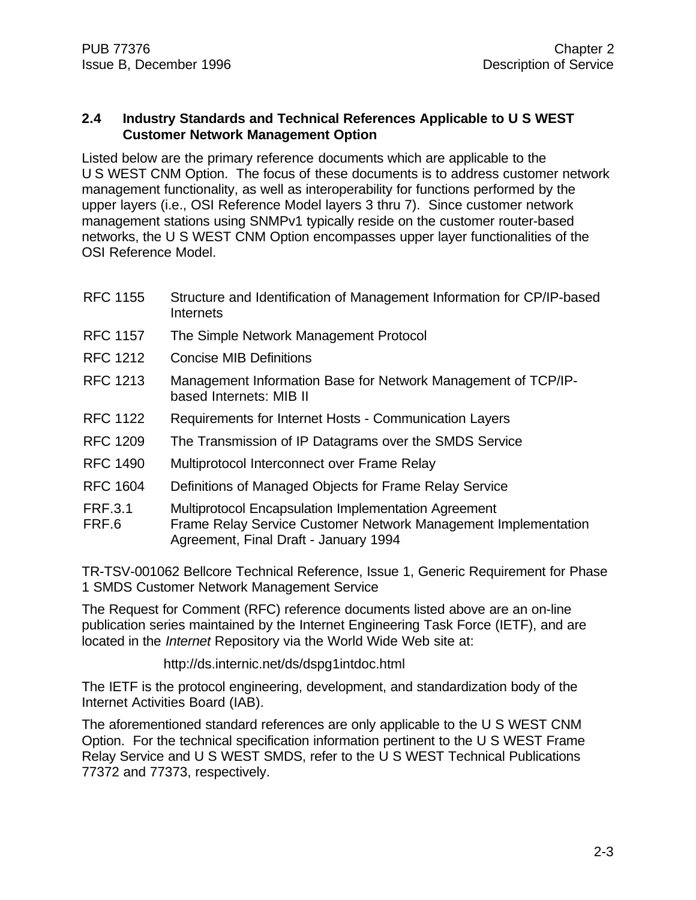## 2.4 Industry Standards and Technical References Applicable to U S WEST Customer Network Management Option

Listed below are the primary reference documents which are applicable to the U S WEST CNM Option. The focus of these documents is to address customer network management functionality, as well as interoperability for functions performed by the upper layers (i.e., OSI Reference Model layers 3 thru 7). Since customer network management stations using SNMPv1 typically reside on the customer router-based networks, the U S WEST CNM Option encompasses upper layer functionalities of the OSI Reference Model.

| | |
|---|---|
| RFC 1155 | Structure and Identification of Management Information for CP/IP-based Internets |
| RFC 1157 | The Simple Network Management Protocol |
| RFC 1212 | Concise MIB Definitions |
| RFC 1213 | Management Information Base for Network Management of TCP/IP-based Internets: MIB II |
| RFC 1122 | Requirements for Internet Hosts - Communication Layers |
| RFC 1209 | The Transmission of IP Datagrams over the SMDS Service |
| RFC 1490 | Multiprotocol Interconnect over Frame Relay |
| RFC 1604 | Definitions of Managed Objects for Frame Relay Service |
| FRF.3.1 | Multiprotocol Encapsulation Implementation Agreement |
| FRF.6 | Frame Relay Service Customer Network Management Implementation Agreement, Final Draft - January 1994 |

TR-TSV-001062 Bellcore Technical Reference, Issue 1, Generic Requirement for Phase 1 SMDS Customer Network Management Service

The Request for Comment (RFC) reference documents listed above are an on-line publication series maintained by the Internet Engineering Task Force (IETF), and are located in the *Internet* Repository via the World Wide Web site at:

http://ds.internic.net/ds/dspg1intdoc.html

The IETF is the protocol engineering, development, and standardization body of the Internet Activities Board (IAB).

The aforementioned standard references are only applicable to the U S WEST CNM Option. For the technical specification information pertinent to the U S WEST Frame Relay Service and U S WEST SMDS, refer to the U S WEST Technical Publications 77372 and 77373, respectively.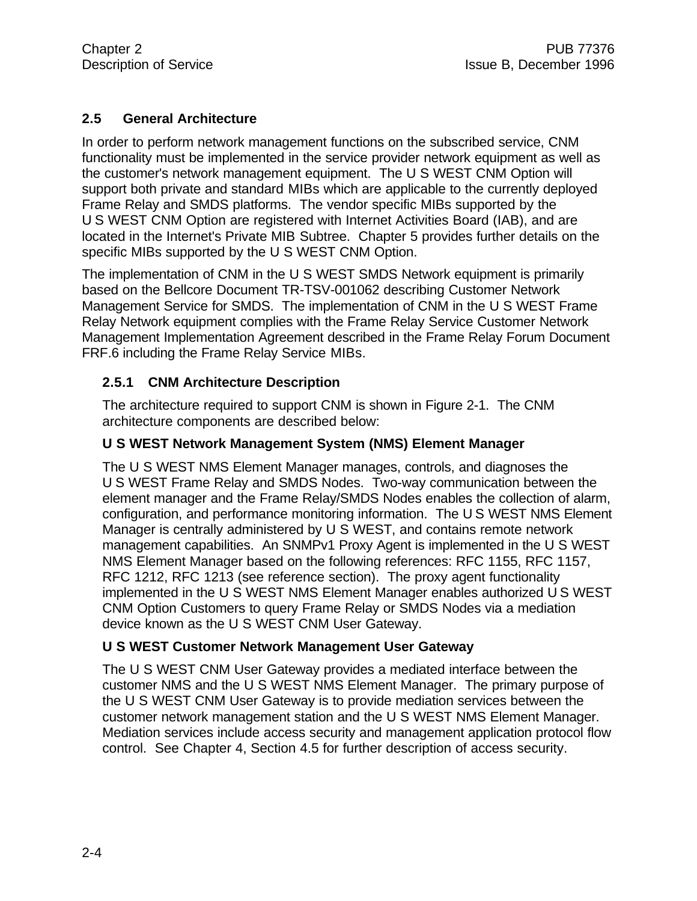## 2.5 General Architecture

In order to perform network management functions on the subscribed service, CNM functionality must be implemented in the service provider network equipment as well as the customer's network management equipment. The U S WEST CNM Option will support both private and standard MIBs which are applicable to the currently deployed Frame Relay and SMDS platforms. The vendor specific MIBs supported by the U S WEST CNM Option are registered with Internet Activities Board (IAB), and are located in the Internet's Private MIB Subtree. Chapter 5 provides further details on the specific MIBs supported by the U S WEST CNM Option.

The implementation of CNM in the U S WEST SMDS Network equipment is primarily based on the Bellcore Document TR-TSV-001062 describing Customer Network Management Service for SMDS. The implementation of CNM in the U S WEST Frame Relay Network equipment complies with the Frame Relay Service Customer Network Management Implementation Agreement described in the Frame Relay Forum Document FRF.6 including the Frame Relay Service MIBs.

### 2.5.1 CNM Architecture Description

The architecture required to support CNM is shown in Figure 2-1. The CNM architecture components are described below:

**U S WEST Network Management System (NMS) Element Manager**

The U S WEST NMS Element Manager manages, controls, and diagnoses the U S WEST Frame Relay and SMDS Nodes. Two-way communication between the element manager and the Frame Relay/SMDS Nodes enables the collection of alarm, configuration, and performance monitoring information. The U S WEST NMS Element Manager is centrally administered by U S WEST, and contains remote network management capabilities. An SNMPv1 Proxy Agent is implemented in the U S WEST NMS Element Manager based on the following references: RFC 1155, RFC 1157, RFC 1212, RFC 1213 (see reference section). The proxy agent functionality implemented in the U S WEST NMS Element Manager enables authorized U S WEST CNM Option Customers to query Frame Relay or SMDS Nodes via a mediation device known as the U S WEST CNM User Gateway.

**U S WEST Customer Network Management User Gateway**

The U S WEST CNM User Gateway provides a mediated interface between the customer NMS and the U S WEST NMS Element Manager. The primary purpose of the U S WEST CNM User Gateway is to provide mediation services between the customer network management station and the U S WEST NMS Element Manager. Mediation services include access security and management application protocol flow control. See Chapter 4, Section 4.5 for further description of access security.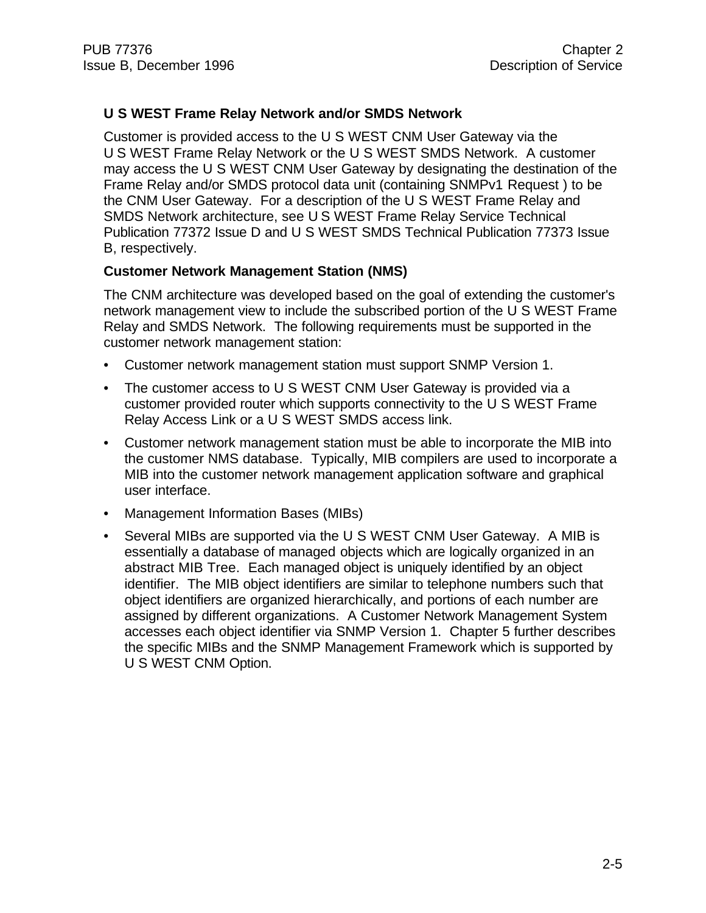### U S WEST Frame Relay Network and/or SMDS Network

Customer is provided access to the U S WEST CNM User Gateway via the U S WEST Frame Relay Network or the U S WEST SMDS Network. A customer may access the U S WEST CNM User Gateway by designating the destination of the Frame Relay and/or SMDS protocol data unit (containing SNMPv1 Request ) to be the CNM User Gateway. For a description of the U S WEST Frame Relay and SMDS Network architecture, see U S WEST Frame Relay Service Technical Publication 77372 Issue D and U S WEST SMDS Technical Publication 77373 Issue B, respectively.

### Customer Network Management Station (NMS)

The CNM architecture was developed based on the goal of extending the customer's network management view to include the subscribed portion of the U S WEST Frame Relay and SMDS Network. The following requirements must be supported in the customer network management station:

- Customer network management station must support SNMP Version 1.
- The customer access to U S WEST CNM User Gateway is provided via a customer provided router which supports connectivity to the U S WEST Frame Relay Access Link or a U S WEST SMDS access link.
- Customer network management station must be able to incorporate the MIB into the customer NMS database. Typically, MIB compilers are used to incorporate a MIB into the customer network management application software and graphical user interface.
- Management Information Bases (MIBs)
- Several MIBs are supported via the U S WEST CNM User Gateway. A MIB is essentially a database of managed objects which are logically organized in an abstract MIB Tree. Each managed object is uniquely identified by an object identifier. The MIB object identifiers are similar to telephone numbers such that object identifiers are organized hierarchically, and portions of each number are assigned by different organizations. A Customer Network Management System accesses each object identifier via SNMP Version 1. Chapter 5 further describes the specific MIBs and the SNMP Management Framework which is supported by U S WEST CNM Option.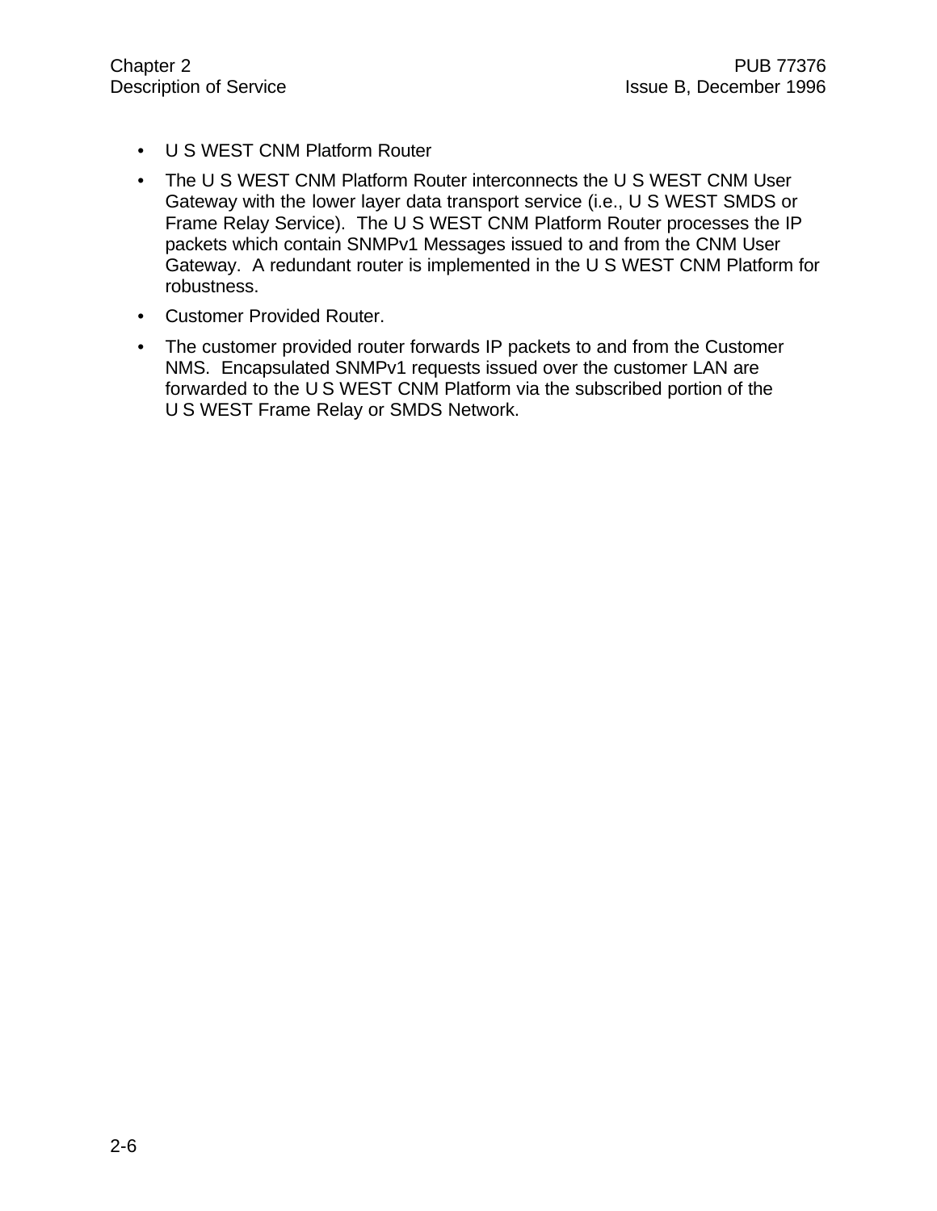- U S WEST CNM Platform Router
- The U S WEST CNM Platform Router interconnects the U S WEST CNM User Gateway with the lower layer data transport service (i.e., U S WEST SMDS or Frame Relay Service). The U S WEST CNM Platform Router processes the IP packets which contain SNMPv1 Messages issued to and from the CNM User Gateway. A redundant router is implemented in the U S WEST CNM Platform for robustness.
- Customer Provided Router.
- The customer provided router forwards IP packets to and from the Customer NMS. Encapsulated SNMPv1 requests issued over the customer LAN are forwarded to the U S WEST CNM Platform via the subscribed portion of the U S WEST Frame Relay or SMDS Network.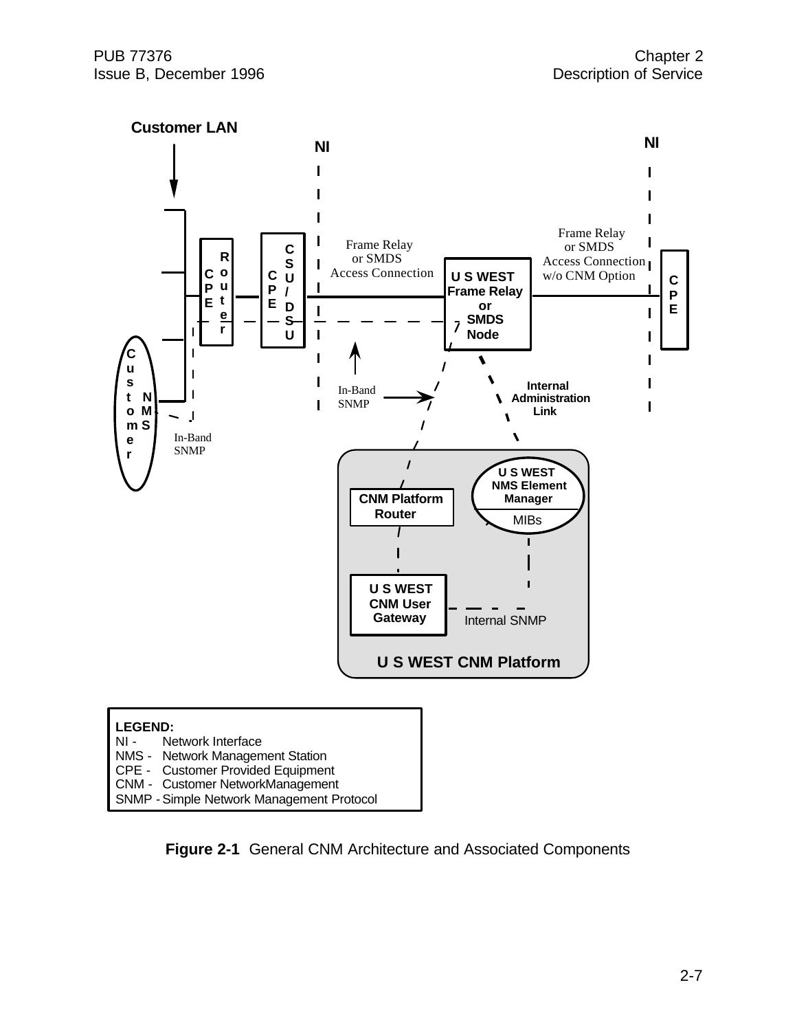**LEGEND:**

NI - Network Interface
NMS - Network Management Station
CPE - Customer Provided Equipment
CNM - Customer NetworkManagement
SNMP - Simple Network Management Protocol

**Figure 2-1** General CNM Architecture and Associated Components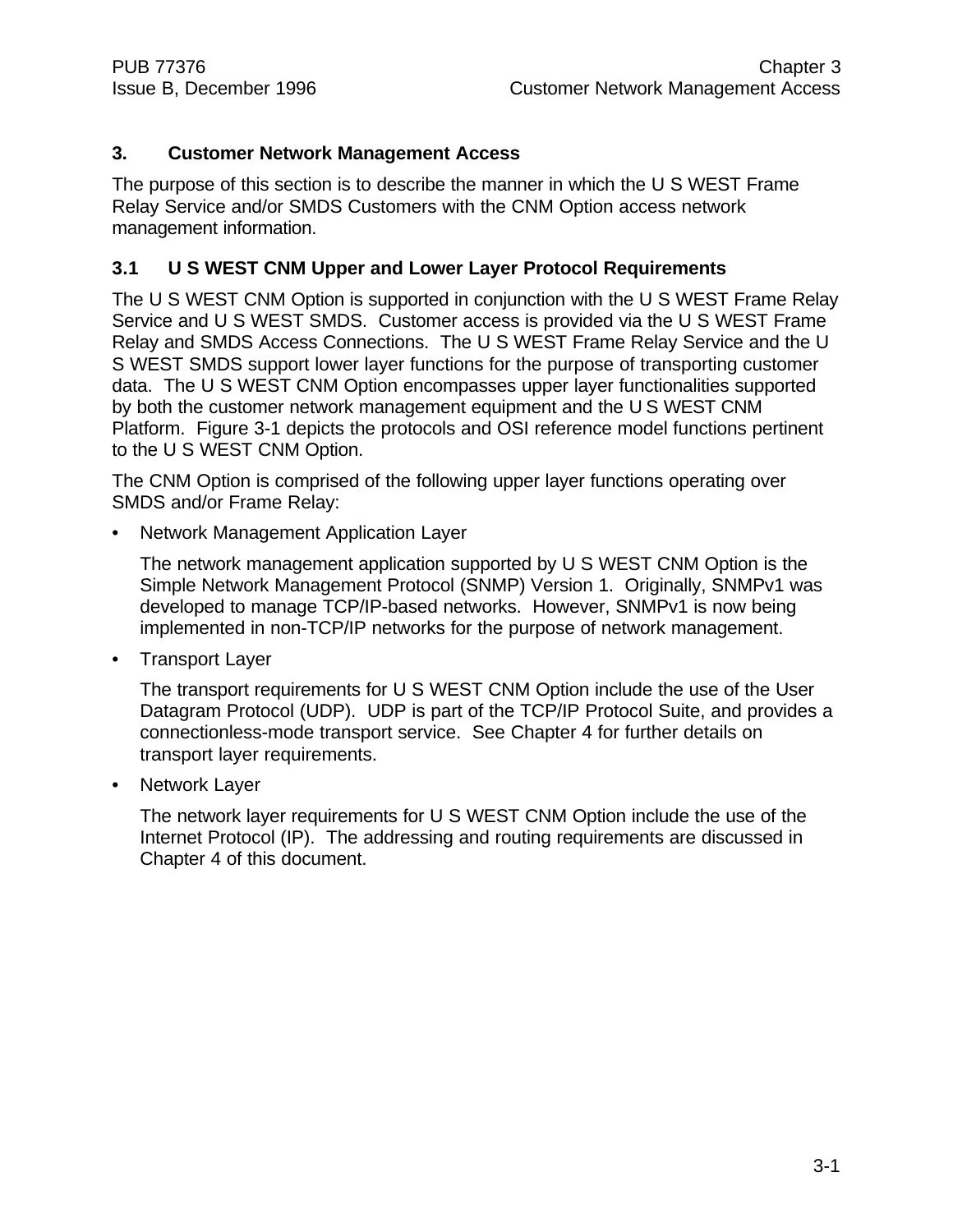## 3. Customer Network Management Access

The purpose of this section is to describe the manner in which the U S WEST Frame Relay Service and/or SMDS Customers with the CNM Option access network management information.

### 3.1 U S WEST CNM Upper and Lower Layer Protocol Requirements

The U S WEST CNM Option is supported in conjunction with the U S WEST Frame Relay Service and U S WEST SMDS. Customer access is provided via the U S WEST Frame Relay and SMDS Access Connections. The U S WEST Frame Relay Service and the U S WEST SMDS support lower layer functions for the purpose of transporting customer data. The U S WEST CNM Option encompasses upper layer functionalities supported by both the customer network management equipment and the U S WEST CNM Platform. Figure 3-1 depicts the protocols and OSI reference model functions pertinent to the U S WEST CNM Option.

The CNM Option is comprised of the following upper layer functions operating over SMDS and/or Frame Relay:

- Network Management Application Layer

  The network management application supported by U S WEST CNM Option is the Simple Network Management Protocol (SNMP) Version 1. Originally, SNMPv1 was developed to manage TCP/IP-based networks. However, SNMPv1 is now being implemented in non-TCP/IP networks for the purpose of network management.

- Transport Layer

  The transport requirements for U S WEST CNM Option include the use of the User Datagram Protocol (UDP). UDP is part of the TCP/IP Protocol Suite, and provides a connectionless-mode transport service. See Chapter 4 for further details on transport layer requirements.

- Network Layer

  The network layer requirements for U S WEST CNM Option include the use of the Internet Protocol (IP). The addressing and routing requirements are discussed in Chapter 4 of this document.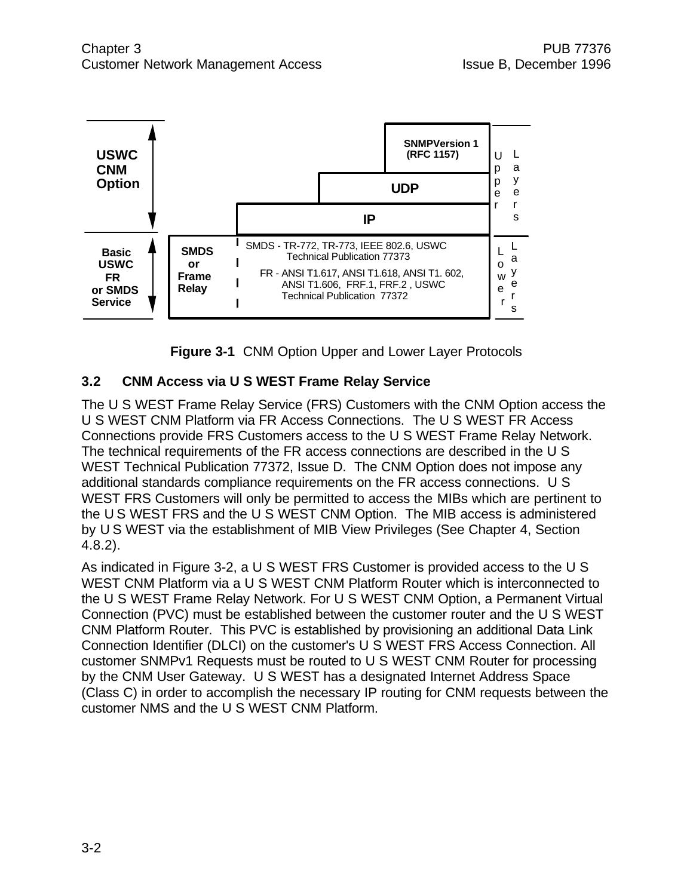| USWC CNM Option | | SNMPVersion 1 (RFC 1157) | Upper Layers |
|---|---|---|---|
| | | UDP | |
| | | IP | |
| Basic USWC FR or SMDS Service | SMDS or Frame Relay | SMDS - TR-772, TR-773, IEEE 802.6, USWC Technical Publication 77373<br>FR - ANSI T1.617, ANSI T1.618, ANSI T1. 602, ANSI T1.606, FRF.1, FRF.2 , USWC Technical Publication 77372 | Lower Layers |

**Figure 3-1** CNM Option Upper and Lower Layer Protocols

## 3.2 CNM Access via U S WEST Frame Relay Service

The U S WEST Frame Relay Service (FRS) Customers with the CNM Option access the U S WEST CNM Platform via FR Access Connections. The U S WEST FR Access Connections provide FRS Customers access to the U S WEST Frame Relay Network. The technical requirements of the FR access connections are described in the U S WEST Technical Publication 77372, Issue D. The CNM Option does not impose any additional standards compliance requirements on the FR access connections. U S WEST FRS Customers will only be permitted to access the MIBs which are pertinent to the U S WEST FRS and the U S WEST CNM Option. The MIB access is administered by U S WEST via the establishment of MIB View Privileges (See Chapter 4, Section 4.8.2).

As indicated in Figure 3-2, a U S WEST FRS Customer is provided access to the U S WEST CNM Platform via a U S WEST CNM Platform Router which is interconnected to the U S WEST Frame Relay Network. For U S WEST CNM Option, a Permanent Virtual Connection (PVC) must be established between the customer router and the U S WEST CNM Platform Router. This PVC is established by provisioning an additional Data Link Connection Identifier (DLCI) on the customer's U S WEST FRS Access Connection. All customer SNMPv1 Requests must be routed to U S WEST CNM Router for processing by the CNM User Gateway. U S WEST has a designated Internet Address Space (Class C) in order to accomplish the necessary IP routing for CNM requests between the customer NMS and the U S WEST CNM Platform.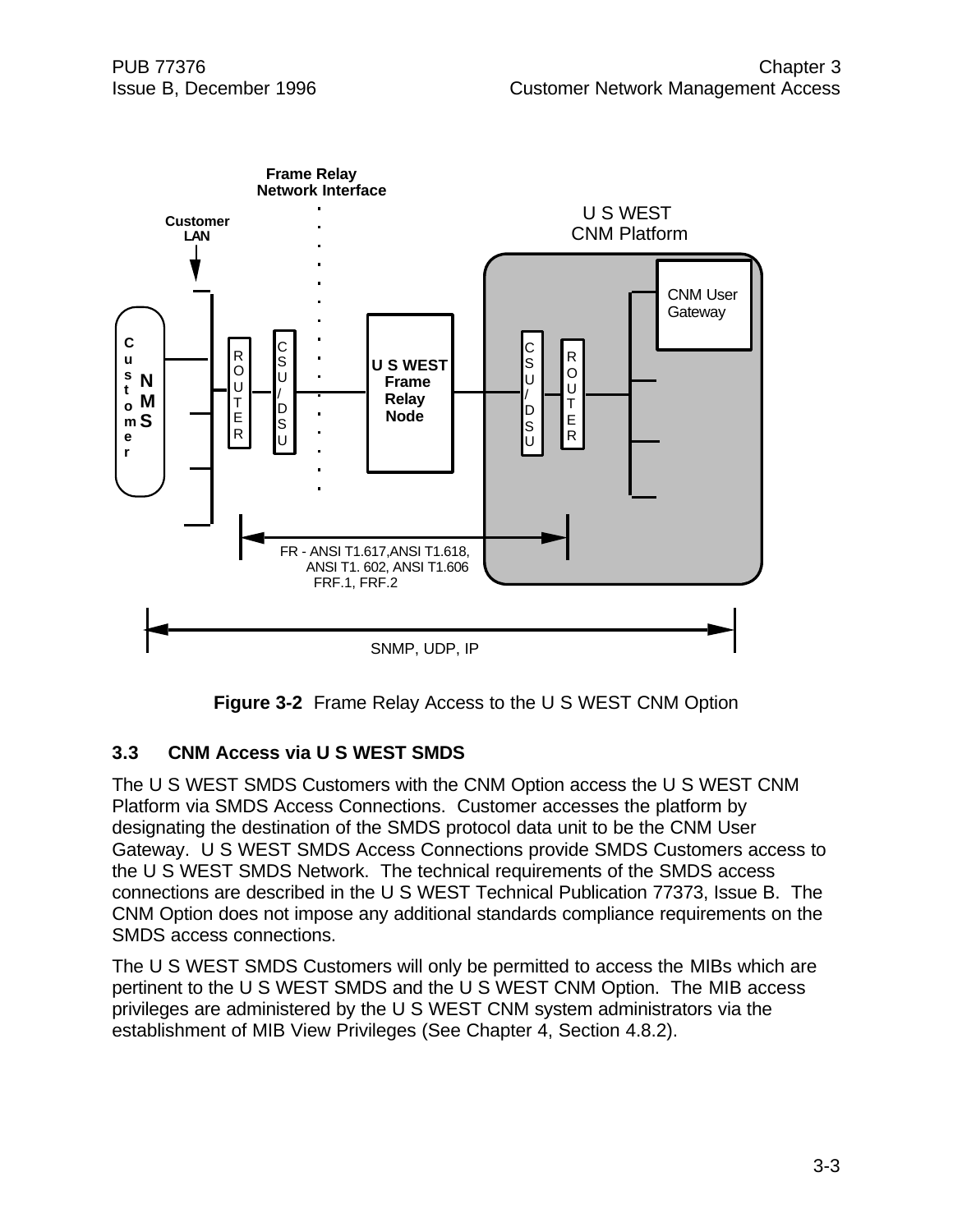Figure 3-2 Frame Relay Access to the U S WEST CNM Option

### 3.3 CNM Access via U S WEST SMDS

The U S WEST SMDS Customers with the CNM Option access the U S WEST CNM Platform via SMDS Access Connections. Customer accesses the platform by designating the destination of the SMDS protocol data unit to be the CNM User Gateway. U S WEST SMDS Access Connections provide SMDS Customers access to the U S WEST SMDS Network. The technical requirements of the SMDS access connections are described in the U S WEST Technical Publication 77373, Issue B. The CNM Option does not impose any additional standards compliance requirements on the SMDS access connections.

The U S WEST SMDS Customers will only be permitted to access the MIBs which are pertinent to the U S WEST SMDS and the U S WEST CNM Option. The MIB access privileges are administered by the U S WEST CNM system administrators via the establishment of MIB View Privileges (See Chapter 4, Section 4.8.2).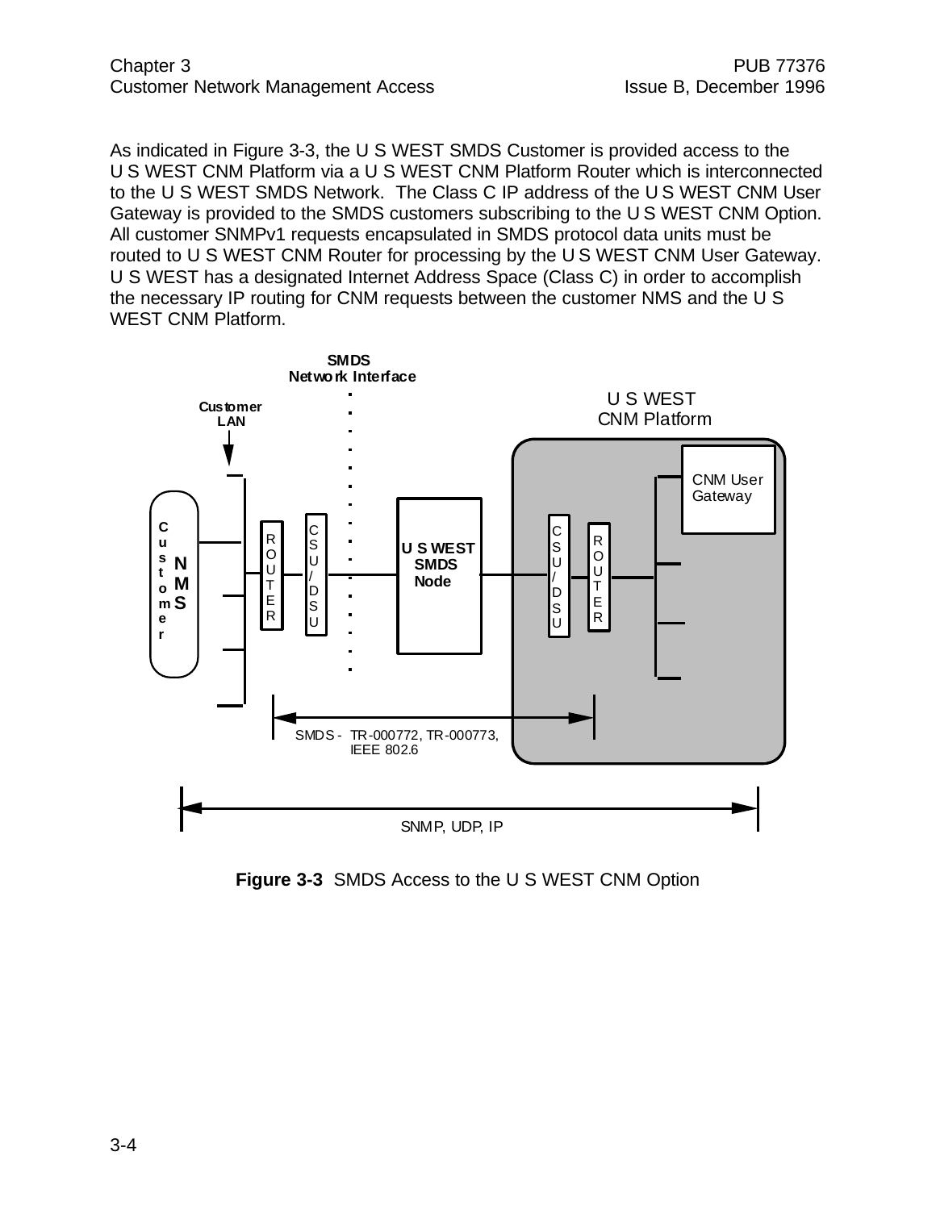As indicated in Figure 3-3, the U S WEST SMDS Customer is provided access to the U S WEST CNM Platform via a U S WEST CNM Platform Router which is interconnected to the U S WEST SMDS Network. The Class C IP address of the U S WEST CNM User Gateway is provided to the SMDS customers subscribing to the U S WEST CNM Option. All customer SNMPv1 requests encapsulated in SMDS protocol data units must be routed to U S WEST CNM Router for processing by the U S WEST CNM User Gateway. U S WEST has a designated Internet Address Space (Class C) in order to accomplish the necessary IP routing for CNM requests between the customer NMS and the U S WEST CNM Platform.

SMDS Network Interface

Customer LAN

U S WEST CNM Platform

CNM User Gateway

Customer NMS

ROUTER

CSU/DSU

U S WEST SMDS Node

CSU/DSU

ROUTER

SMDS - TR-000772, TR-000773, IEEE 802.6

SNMP, UDP, IP

**Figure 3-3** SMDS Access to the U S WEST CNM Option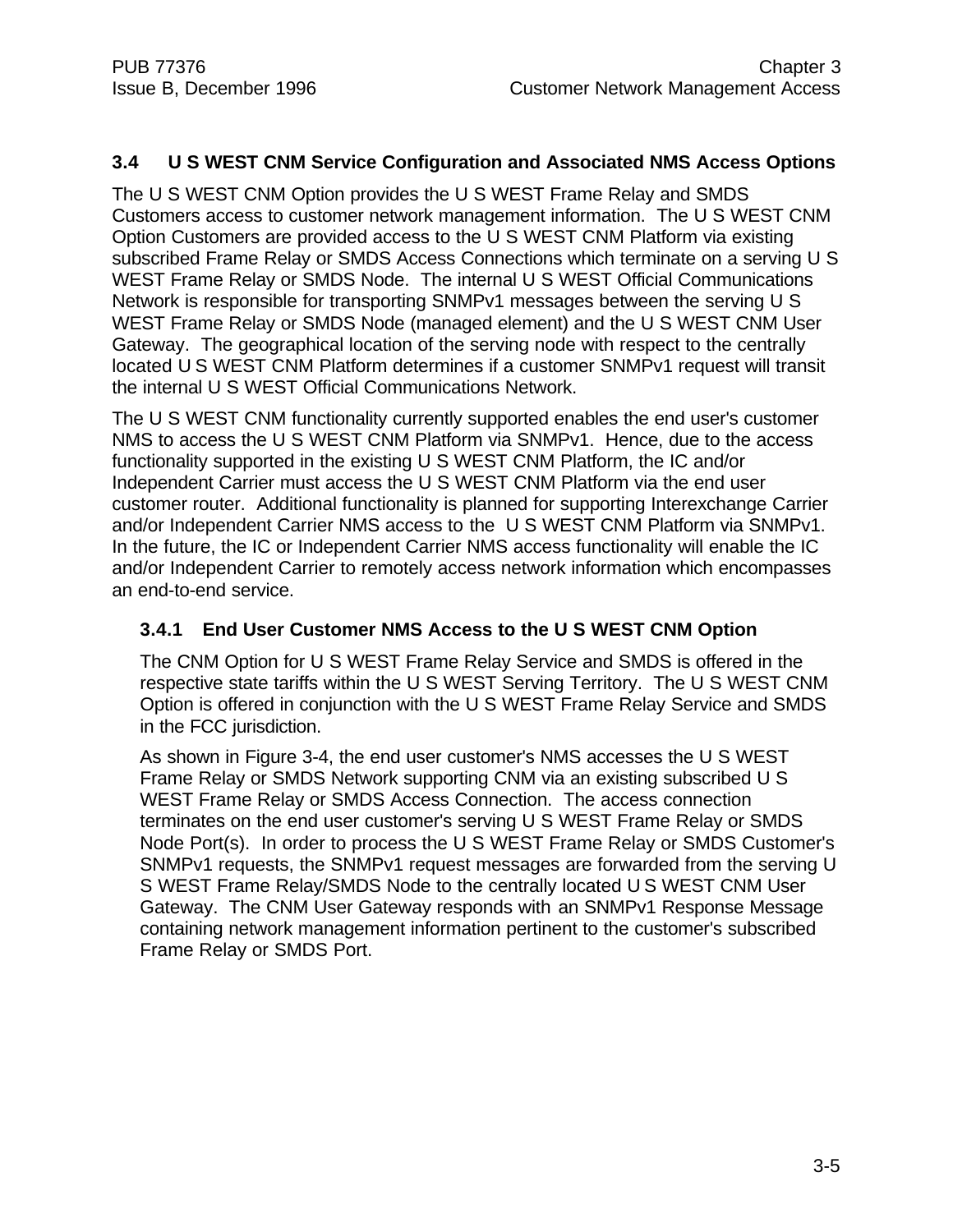## 3.4 U S WEST CNM Service Configuration and Associated NMS Access Options

The U S WEST CNM Option provides the U S WEST Frame Relay and SMDS Customers access to customer network management information. The U S WEST CNM Option Customers are provided access to the U S WEST CNM Platform via existing subscribed Frame Relay or SMDS Access Connections which terminate on a serving U S WEST Frame Relay or SMDS Node. The internal U S WEST Official Communications Network is responsible for transporting SNMPv1 messages between the serving U S WEST Frame Relay or SMDS Node (managed element) and the U S WEST CNM User Gateway. The geographical location of the serving node with respect to the centrally located U S WEST CNM Platform determines if a customer SNMPv1 request will transit the internal U S WEST Official Communications Network.

The U S WEST CNM functionality currently supported enables the end user's customer NMS to access the U S WEST CNM Platform via SNMPv1. Hence, due to the access functionality supported in the existing U S WEST CNM Platform, the IC and/or Independent Carrier must access the U S WEST CNM Platform via the end user customer router. Additional functionality is planned for supporting Interexchange Carrier and/or Independent Carrier NMS access to the U S WEST CNM Platform via SNMPv1. In the future, the IC or Independent Carrier NMS access functionality will enable the IC and/or Independent Carrier to remotely access network information which encompasses an end-to-end service.

### 3.4.1 End User Customer NMS Access to the U S WEST CNM Option

The CNM Option for U S WEST Frame Relay Service and SMDS is offered in the respective state tariffs within the U S WEST Serving Territory. The U S WEST CNM Option is offered in conjunction with the U S WEST Frame Relay Service and SMDS in the FCC jurisdiction.

As shown in Figure 3-4, the end user customer's NMS accesses the U S WEST Frame Relay or SMDS Network supporting CNM via an existing subscribed U S WEST Frame Relay or SMDS Access Connection. The access connection terminates on the end user customer's serving U S WEST Frame Relay or SMDS Node Port(s). In order to process the U S WEST Frame Relay or SMDS Customer's SNMPv1 requests, the SNMPv1 request messages are forwarded from the serving U S WEST Frame Relay/SMDS Node to the centrally located U S WEST CNM User Gateway. The CNM User Gateway responds with an SNMPv1 Response Message containing network management information pertinent to the customer's subscribed Frame Relay or SMDS Port.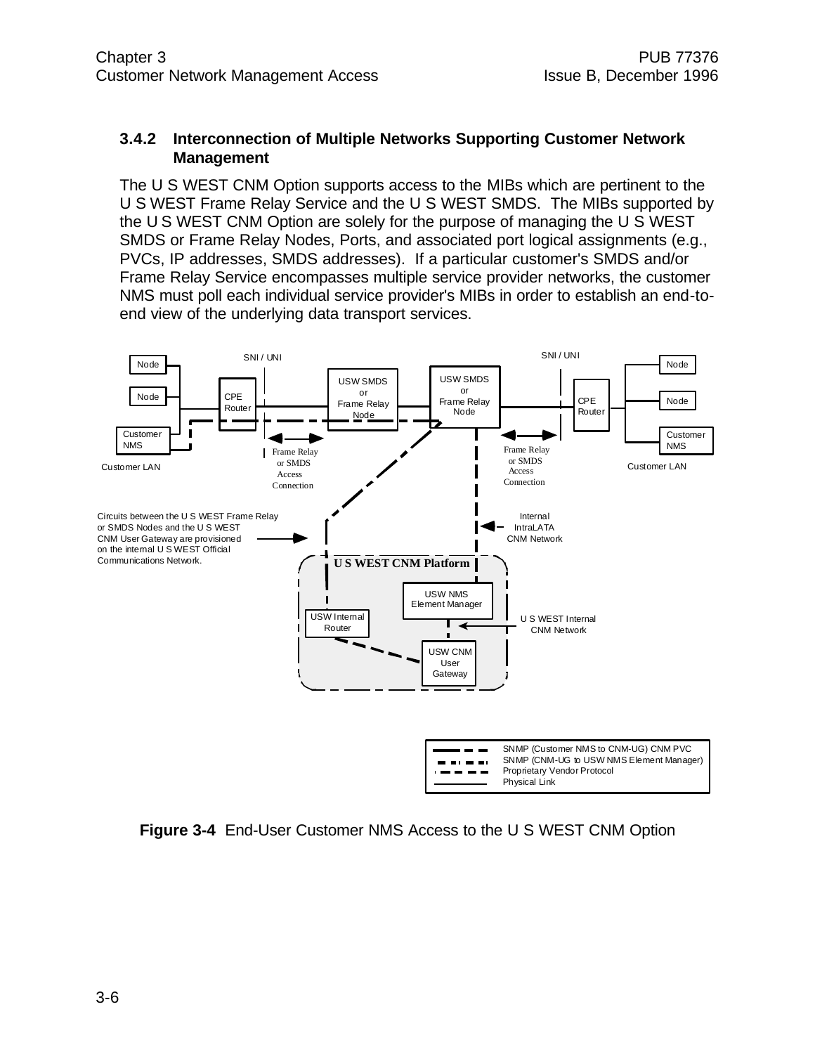### 3.4.2 Interconnection of Multiple Networks Supporting Customer Network Management

The U S WEST CNM Option supports access to the MIBs which are pertinent to the U S WEST Frame Relay Service and the U S WEST SMDS. The MIBs supported by the U S WEST CNM Option are solely for the purpose of managing the U S WEST SMDS or Frame Relay Nodes, Ports, and associated port logical assignments (e.g., PVCs, IP addresses, SMDS addresses). If a particular customer's SMDS and/or Frame Relay Service encompasses multiple service provider networks, the customer NMS must poll each individual service provider's MIBs in order to establish an end-to-end view of the underlying data transport services.

**Figure 3-4** End-User Customer NMS Access to the U S WEST CNM Option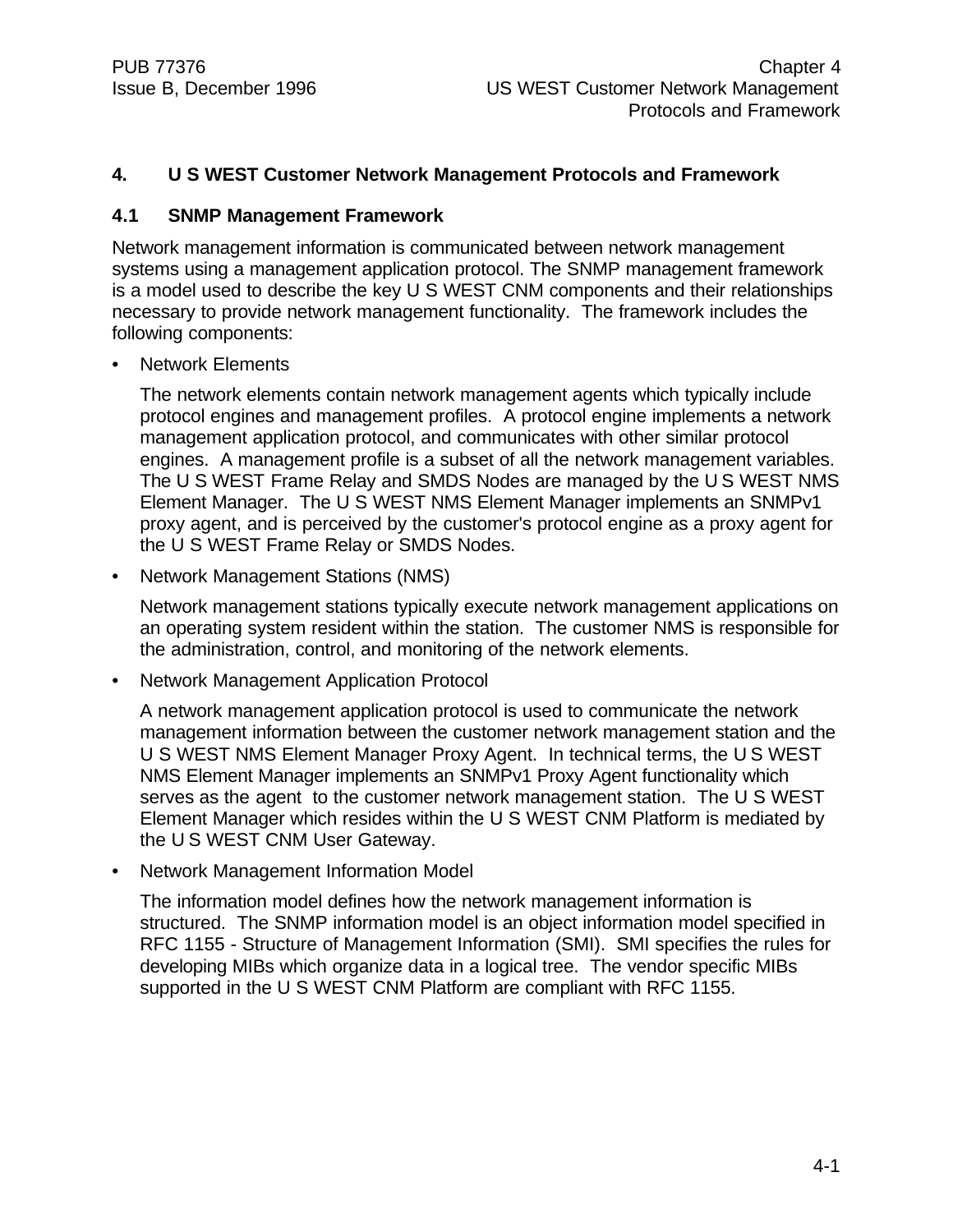# 4. U S WEST Customer Network Management Protocols and Framework

## 4.1 SNMP Management Framework

Network management information is communicated between network management systems using a management application protocol. The SNMP management framework is a model used to describe the key U S WEST CNM components and their relationships necessary to provide network management functionality. The framework includes the following components:

- Network Elements

  The network elements contain network management agents which typically include protocol engines and management profiles. A protocol engine implements a network management application protocol, and communicates with other similar protocol engines. A management profile is a subset of all the network management variables. The U S WEST Frame Relay and SMDS Nodes are managed by the U S WEST NMS Element Manager. The U S WEST NMS Element Manager implements an SNMPv1 proxy agent, and is perceived by the customer's protocol engine as a proxy agent for the U S WEST Frame Relay or SMDS Nodes.

- Network Management Stations (NMS)

  Network management stations typically execute network management applications on an operating system resident within the station. The customer NMS is responsible for the administration, control, and monitoring of the network elements.

- Network Management Application Protocol

  A network management application protocol is used to communicate the network management information between the customer network management station and the U S WEST NMS Element Manager Proxy Agent. In technical terms, the U S WEST NMS Element Manager implements an SNMPv1 Proxy Agent functionality which serves as the agent to the customer network management station. The U S WEST Element Manager which resides within the U S WEST CNM Platform is mediated by the U S WEST CNM User Gateway.

- Network Management Information Model

  The information model defines how the network management information is structured. The SNMP information model is an object information model specified in RFC 1155 - Structure of Management Information (SMI). SMI specifies the rules for developing MIBs which organize data in a logical tree. The vendor specific MIBs supported in the U S WEST CNM Platform are compliant with RFC 1155.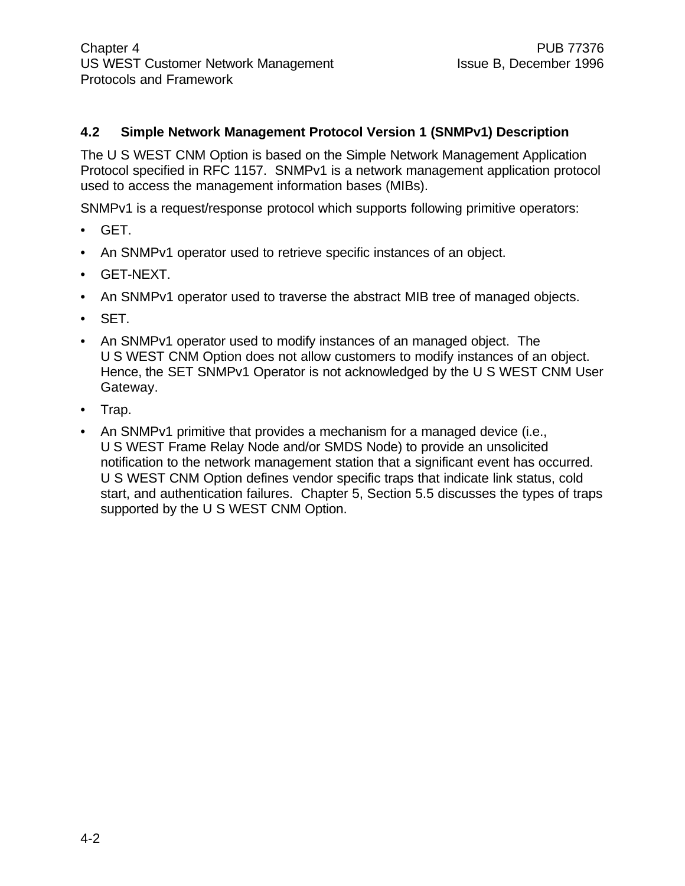## 4.2 Simple Network Management Protocol Version 1 (SNMPv1) Description

The U S WEST CNM Option is based on the Simple Network Management Application Protocol specified in RFC 1157. SNMPv1 is a network management application protocol used to access the management information bases (MIBs).

SNMPv1 is a request/response protocol which supports following primitive operators:

- GET.
- An SNMPv1 operator used to retrieve specific instances of an object.
- GET-NEXT.
- An SNMPv1 operator used to traverse the abstract MIB tree of managed objects.
- SET.
- An SNMPv1 operator used to modify instances of an managed object. The U S WEST CNM Option does not allow customers to modify instances of an object. Hence, the SET SNMPv1 Operator is not acknowledged by the U S WEST CNM User Gateway.
- Trap.
- An SNMPv1 primitive that provides a mechanism for a managed device (i.e., U S WEST Frame Relay Node and/or SMDS Node) to provide an unsolicited notification to the network management station that a significant event has occurred. U S WEST CNM Option defines vendor specific traps that indicate link status, cold start, and authentication failures. Chapter 5, Section 5.5 discusses the types of traps supported by the U S WEST CNM Option.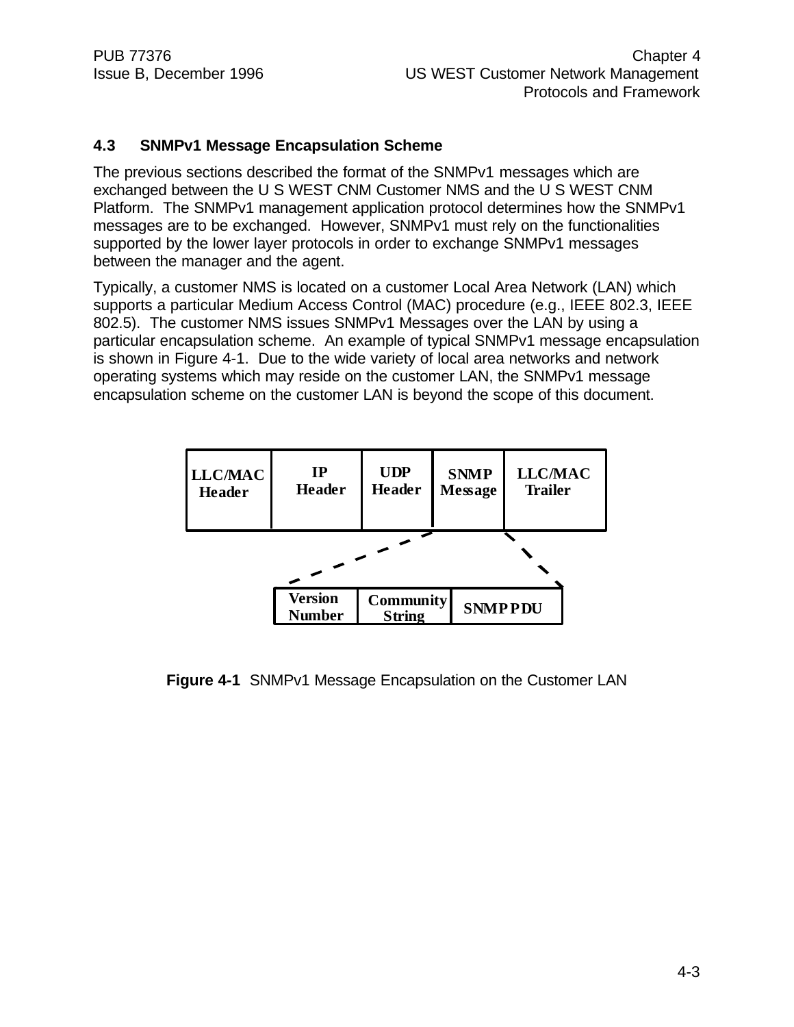## 4.3 SNMPv1 Message Encapsulation Scheme

The previous sections described the format of the SNMPv1 messages which are exchanged between the U S WEST CNM Customer NMS and the U S WEST CNM Platform. The SNMPv1 management application protocol determines how the SNMPv1 messages are to be exchanged. However, SNMPv1 must rely on the functionalities supported by the lower layer protocols in order to exchange SNMPv1 messages between the manager and the agent.

Typically, a customer NMS is located on a customer Local Area Network (LAN) which supports a particular Medium Access Control (MAC) procedure (e.g., IEEE 802.3, IEEE 802.5). The customer NMS issues SNMPv1 Messages over the LAN by using a particular encapsulation scheme. An example of typical SNMPv1 message encapsulation is shown in Figure 4-1. Due to the wide variety of local area networks and network operating systems which may reside on the customer LAN, the SNMPv1 message encapsulation scheme on the customer LAN is beyond the scope of this document.

| LLC/MAC Header | IP Header | UDP Header | SNMP Message | LLC/MAC Trailer |
|---|---|---|---|---|

| Version Number | Community String | SNMP PDU |
|---|---|---|

**Figure 4-1** SNMPv1 Message Encapsulation on the Customer LAN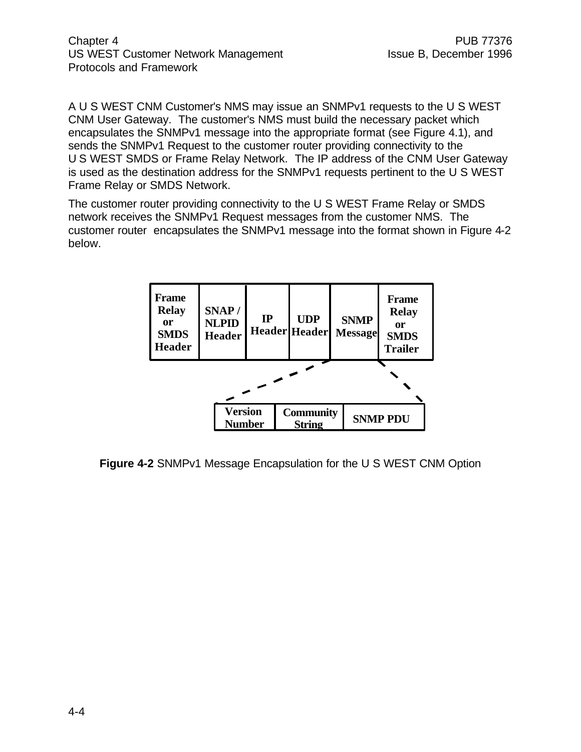A U S WEST CNM Customer's NMS may issue an SNMPv1 requests to the U S WEST CNM User Gateway. The customer's NMS must build the necessary packet which encapsulates the SNMPv1 message into the appropriate format (see Figure 4.1), and sends the SNMPv1 Request to the customer router providing connectivity to the U S WEST SMDS or Frame Relay Network. The IP address of the CNM User Gateway is used as the destination address for the SNMPv1 requests pertinent to the U S WEST Frame Relay or SMDS Network.

The customer router providing connectivity to the U S WEST Frame Relay or SMDS network receives the SNMPv1 Request messages from the customer NMS. The customer router encapsulates the SNMPv1 message into the format shown in Figure 4-2 below.

| Frame Relay or SMDS Header | SNAP / NLPID Header | IP Header | UDP Header | SNMP Message | Frame Relay or SMDS Trailer |
|---|---|---|---|---|---|

| Version Number | Community String | SNMP PDU |
|---|---|---|

**Figure 4-2** SNMPv1 Message Encapsulation for the U S WEST CNM Option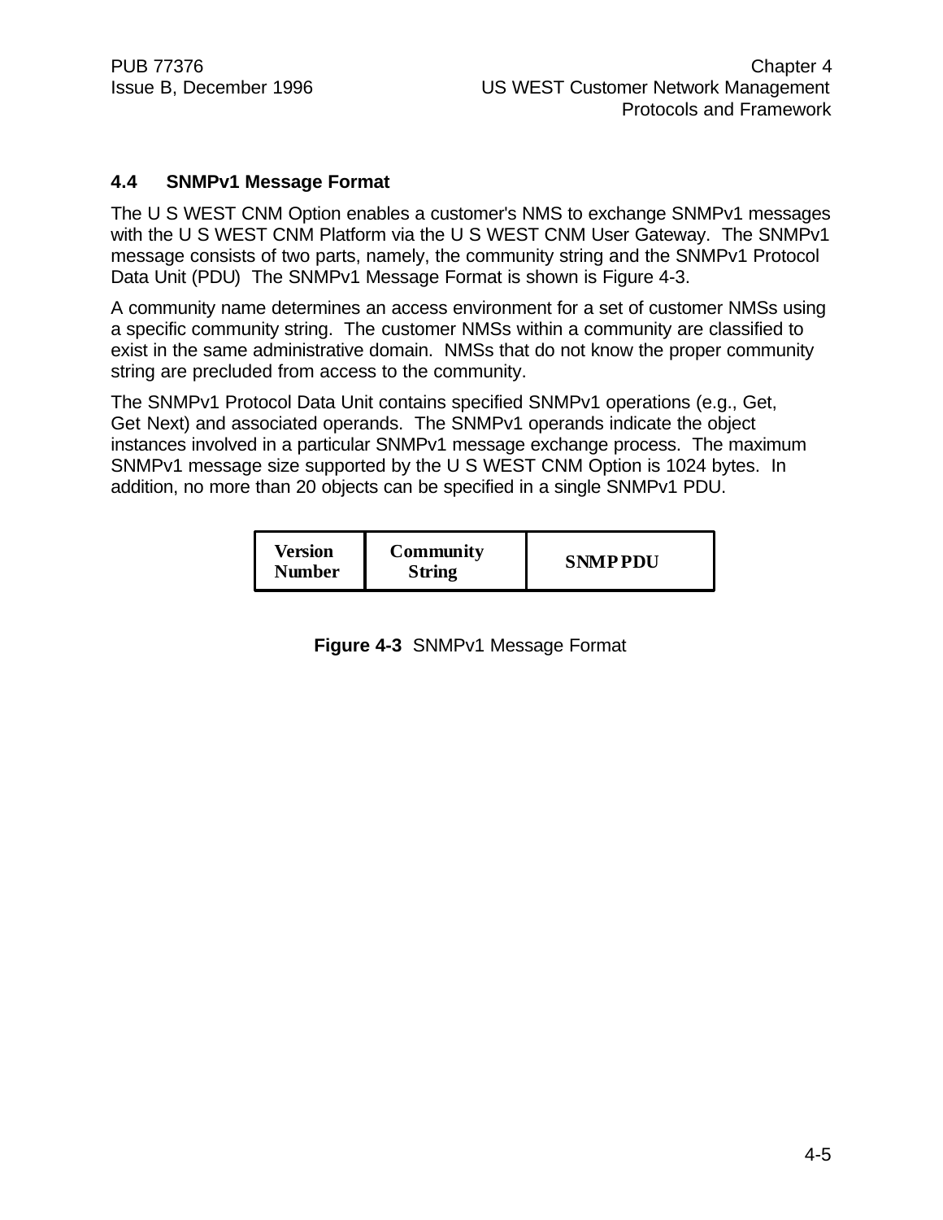## 4.4 SNMPv1 Message Format

The U S WEST CNM Option enables a customer's NMS to exchange SNMPv1 messages with the U S WEST CNM Platform via the U S WEST CNM User Gateway. The SNMPv1 message consists of two parts, namely, the community string and the SNMPv1 Protocol Data Unit (PDU) The SNMPv1 Message Format is shown is Figure 4-3.

A community name determines an access environment for a set of customer NMSs using a specific community string. The customer NMSs within a community are classified to exist in the same administrative domain. NMSs that do not know the proper community string are precluded from access to the community.

The SNMPv1 Protocol Data Unit contains specified SNMPv1 operations (e.g., Get, Get Next) and associated operands. The SNMPv1 operands indicate the object instances involved in a particular SNMPv1 message exchange process. The maximum SNMPv1 message size supported by the U S WEST CNM Option is 1024 bytes. In addition, no more than 20 objects can be specified in a single SNMPv1 PDU.

| Version Number | Community String | SNMP PDU |
|---|---|---|

**Figure 4-3** SNMPv1 Message Format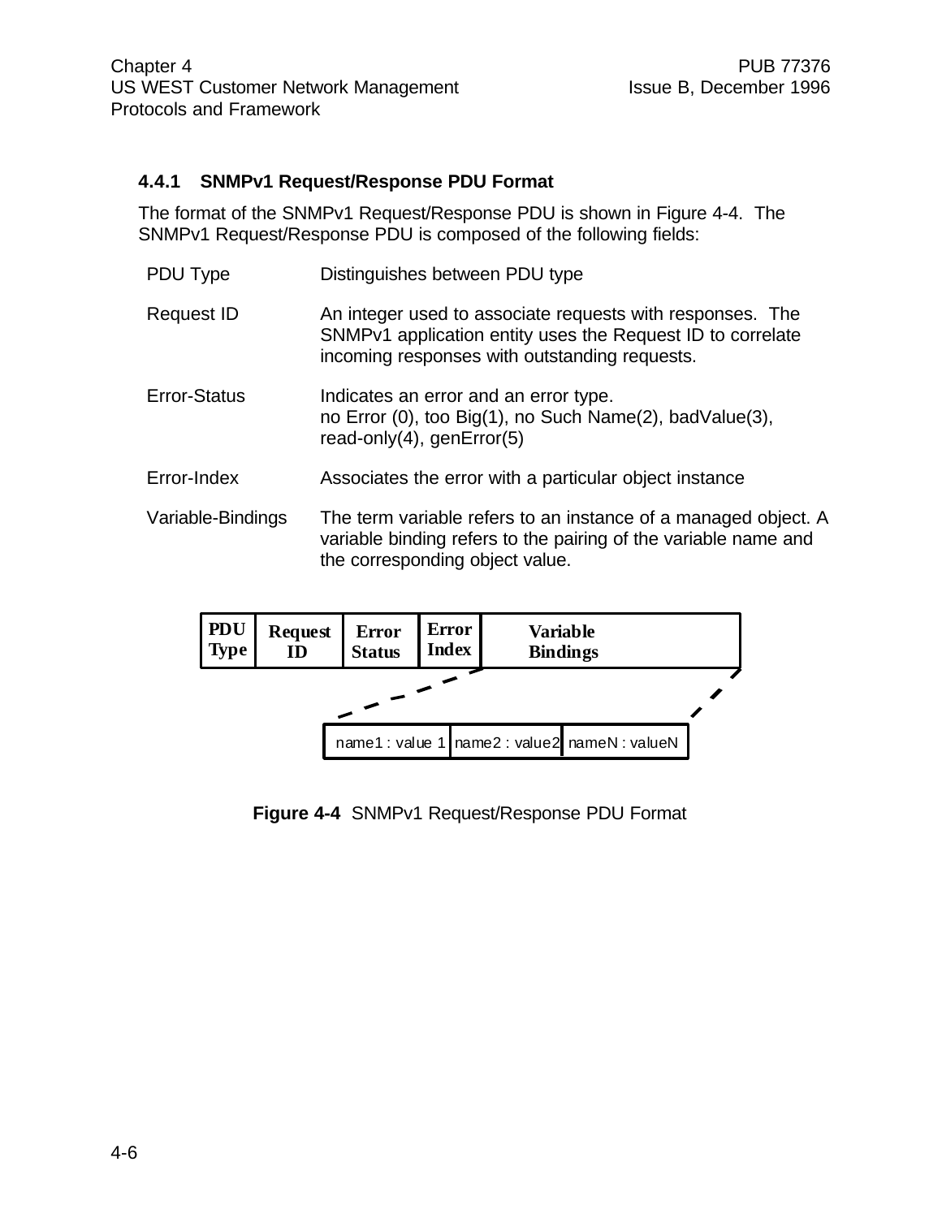### 4.4.1 SNMPv1 Request/Response PDU Format

The format of the SNMPv1 Request/Response PDU is shown in Figure 4-4. The SNMPv1 Request/Response PDU is composed of the following fields:

| | |
|---|---|
| PDU Type | Distinguishes between PDU type |
| Request ID | An integer used to associate requests with responses. The SNMPv1 application entity uses the Request ID to correlate incoming responses with outstanding requests. |
| Error-Status | Indicates an error and an error type. no Error (0), too Big(1), no Such Name(2), badValue(3), read-only(4), genError(5) |
| Error-Index | Associates the error with a particular object instance |
| Variable-Bindings | The term variable refers to an instance of a managed object. A variable binding refers to the pairing of the variable name and the corresponding object value. |

| PDU Type | Request ID | Error Status | Error Index | Variable Bindings |
|---|---|---|---|---|

| name1 : value 1 | name2 : value2 | nameN : valueN |
|---|---|---|

**Figure 4-4** SNMPv1 Request/Response PDU Format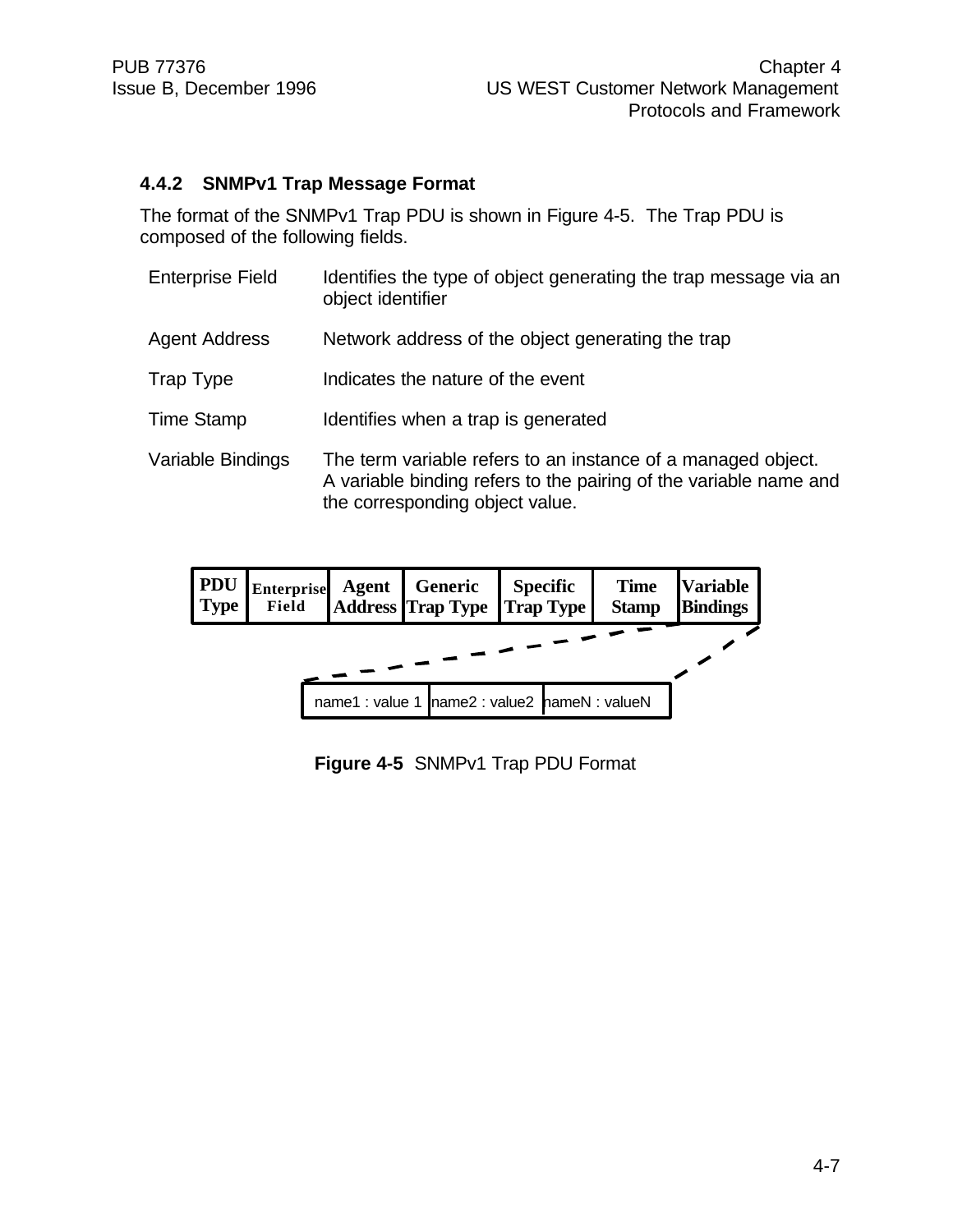### 4.4.2 SNMPv1 Trap Message Format

The format of the SNMPv1 Trap PDU is shown in Figure 4-5. The Trap PDU is composed of the following fields.

| | |
|---|---|
| Enterprise Field | Identifies the type of object generating the trap message via an object identifier |
| Agent Address | Network address of the object generating the trap |
| Trap Type | Indicates the nature of the event |
| Time Stamp | Identifies when a trap is generated |
| Variable Bindings | The term variable refers to an instance of a managed object. A variable binding refers to the pairing of the variable name and the corresponding object value. |

| PDU Type | Enterprise Field | Agent Address | Generic Trap Type | Specific Trap Type | Time Stamp | Variable Bindings |
|---|---|---|---|---|---|---|

| name1 : value 1 | name2 : value2 | nameN : valueN |
|---|---|---|

**Figure 4-5** SNMPv1 Trap PDU Format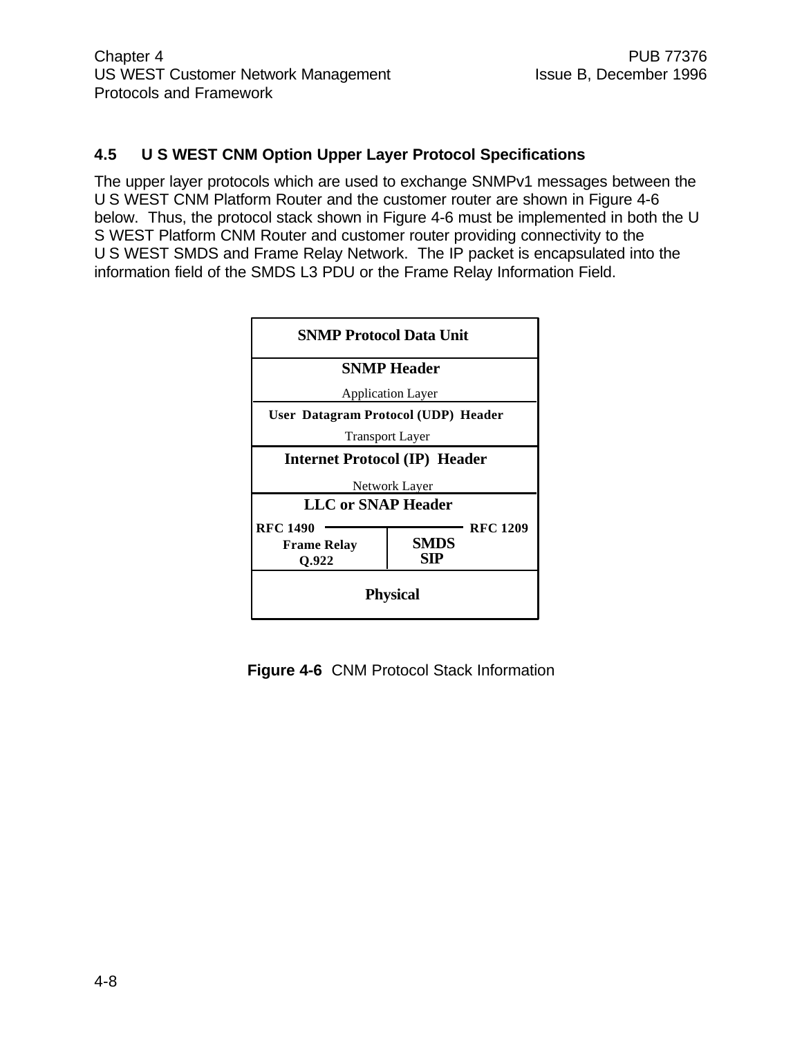## 4.5 U S WEST CNM Option Upper Layer Protocol Specifications

The upper layer protocols which are used to exchange SNMPv1 messages between the U S WEST CNM Platform Router and the customer router are shown in Figure 4-6 below. Thus, the protocol stack shown in Figure 4-6 must be implemented in both the U S WEST Platform CNM Router and customer router providing connectivity to the U S WEST SMDS and Frame Relay Network. The IP packet is encapsulated into the information field of the SMDS L3 PDU or the Frame Relay Information Field.

| SNMP Protocol Data Unit | |
|---|---|
| **SNMP Header**<br>Application Layer | |
| **User Datagram Protocol (UDP) Header**<br>Transport Layer | |
| **Internet Protocol (IP) Header**<br>Network Layer | |
| **LLC or SNAP Header** | |
| RFC 1490<br>Frame Relay<br>Q.922 | RFC 1209<br>SMDS<br>SIP |
| **Physical** | |

**Figure 4-6** CNM Protocol Stack Information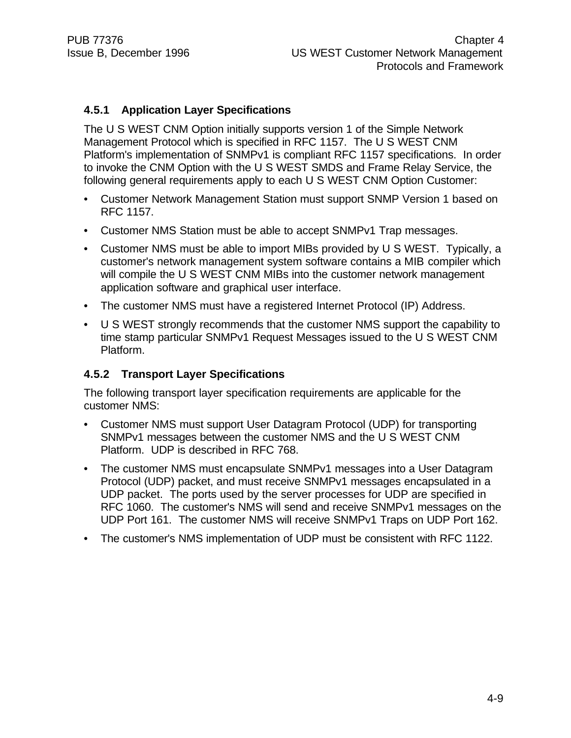### 4.5.1 Application Layer Specifications

The U S WEST CNM Option initially supports version 1 of the Simple Network Management Protocol which is specified in RFC 1157. The U S WEST CNM Platform's implementation of SNMPv1 is compliant RFC 1157 specifications. In order to invoke the CNM Option with the U S WEST SMDS and Frame Relay Service, the following general requirements apply to each U S WEST CNM Option Customer:

- Customer Network Management Station must support SNMP Version 1 based on RFC 1157.
- Customer NMS Station must be able to accept SNMPv1 Trap messages.
- Customer NMS must be able to import MIBs provided by U S WEST. Typically, a customer's network management system software contains a MIB compiler which will compile the U S WEST CNM MIBs into the customer network management application software and graphical user interface.
- The customer NMS must have a registered Internet Protocol (IP) Address.
- U S WEST strongly recommends that the customer NMS support the capability to time stamp particular SNMPv1 Request Messages issued to the U S WEST CNM Platform.

### 4.5.2 Transport Layer Specifications

The following transport layer specification requirements are applicable for the customer NMS:

- Customer NMS must support User Datagram Protocol (UDP) for transporting SNMPv1 messages between the customer NMS and the U S WEST CNM Platform. UDP is described in RFC 768.
- The customer NMS must encapsulate SNMPv1 messages into a User Datagram Protocol (UDP) packet, and must receive SNMPv1 messages encapsulated in a UDP packet. The ports used by the server processes for UDP are specified in RFC 1060. The customer's NMS will send and receive SNMPv1 messages on the UDP Port 161. The customer NMS will receive SNMPv1 Traps on UDP Port 162.
- The customer's NMS implementation of UDP must be consistent with RFC 1122.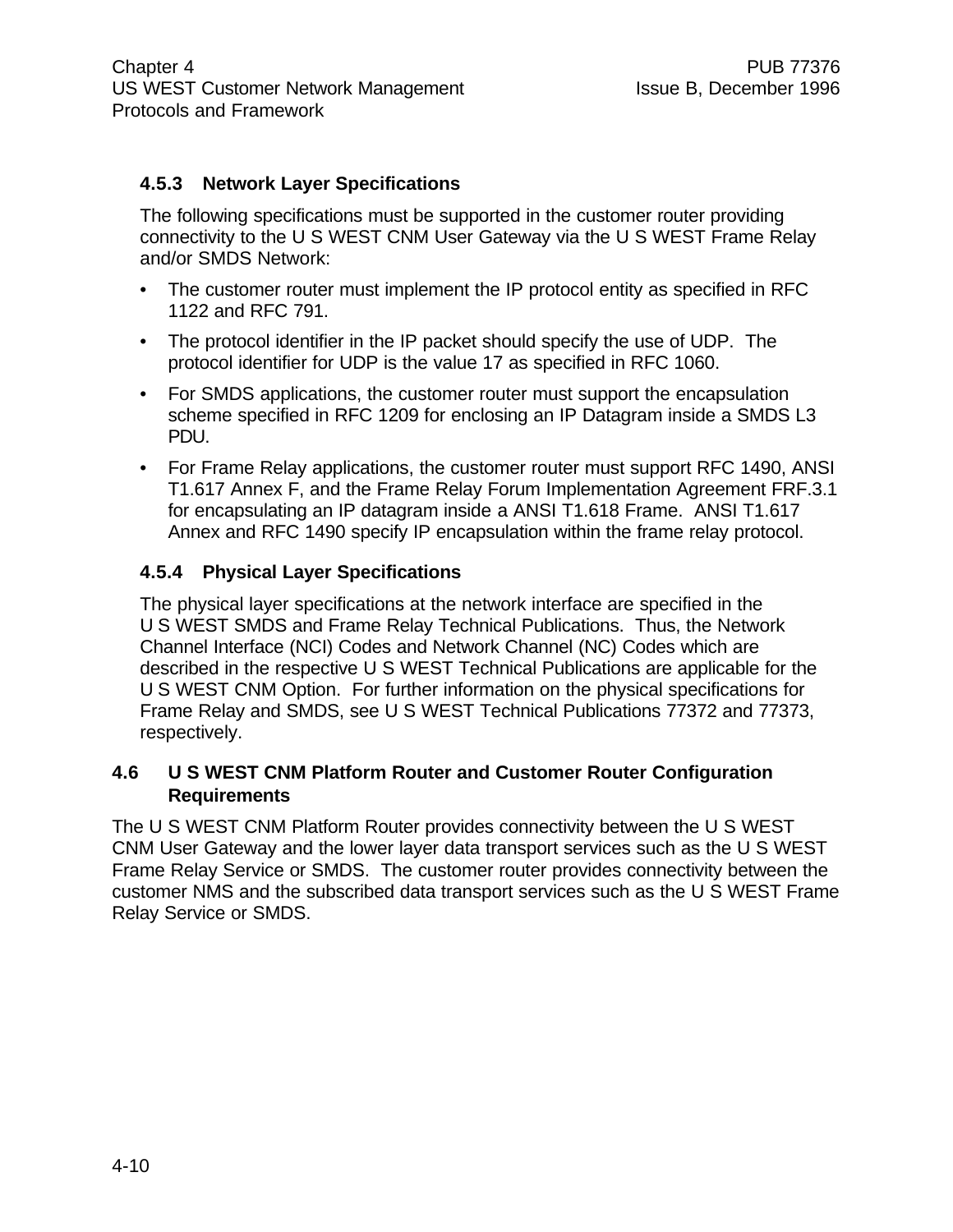### 4.5.3 Network Layer Specifications

The following specifications must be supported in the customer router providing connectivity to the U S WEST CNM User Gateway via the U S WEST Frame Relay and/or SMDS Network:

- The customer router must implement the IP protocol entity as specified in RFC 1122 and RFC 791.
- The protocol identifier in the IP packet should specify the use of UDP. The protocol identifier for UDP is the value 17 as specified in RFC 1060.
- For SMDS applications, the customer router must support the encapsulation scheme specified in RFC 1209 for enclosing an IP Datagram inside a SMDS L3 PDU.
- For Frame Relay applications, the customer router must support RFC 1490, ANSI T1.617 Annex F, and the Frame Relay Forum Implementation Agreement FRF.3.1 for encapsulating an IP datagram inside a ANSI T1.618 Frame. ANSI T1.617 Annex and RFC 1490 specify IP encapsulation within the frame relay protocol.

### 4.5.4 Physical Layer Specifications

The physical layer specifications at the network interface are specified in the U S WEST SMDS and Frame Relay Technical Publications. Thus, the Network Channel Interface (NCI) Codes and Network Channel (NC) Codes which are described in the respective U S WEST Technical Publications are applicable for the U S WEST CNM Option. For further information on the physical specifications for Frame Relay and SMDS, see U S WEST Technical Publications 77372 and 77373, respectively.

## 4.6 U S WEST CNM Platform Router and Customer Router Configuration Requirements

The U S WEST CNM Platform Router provides connectivity between the U S WEST CNM User Gateway and the lower layer data transport services such as the U S WEST Frame Relay Service or SMDS. The customer router provides connectivity between the customer NMS and the subscribed data transport services such as the U S WEST Frame Relay Service or SMDS.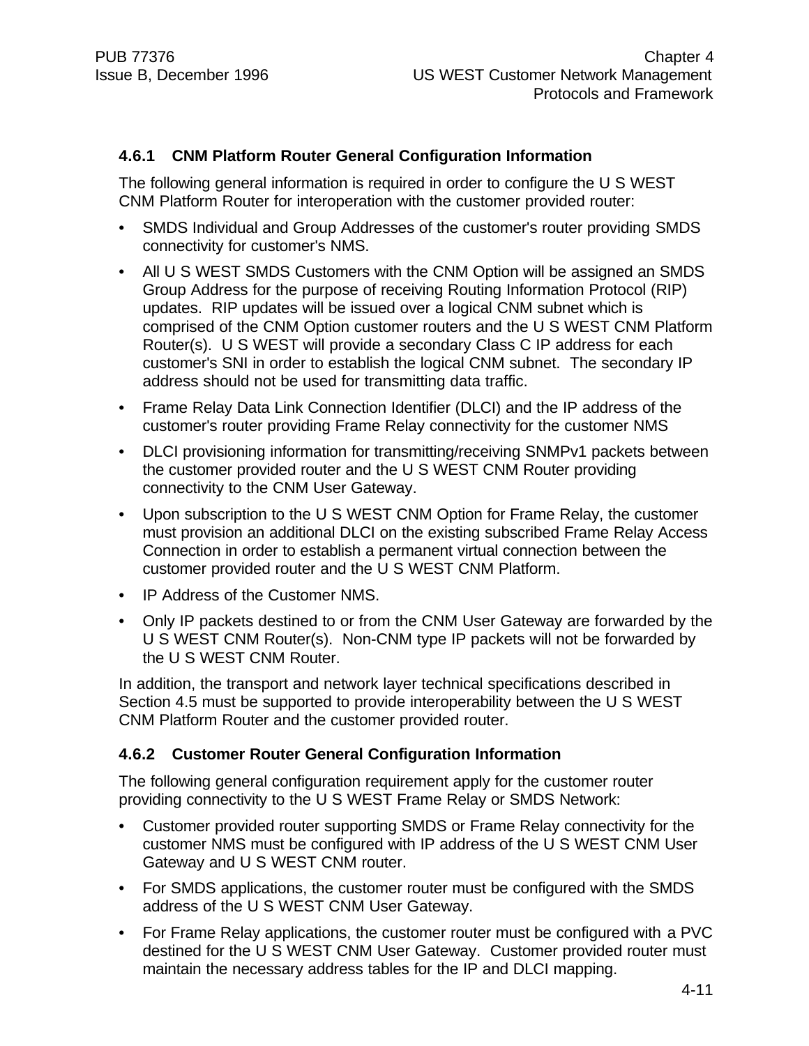### 4.6.1 CNM Platform Router General Configuration Information

The following general information is required in order to configure the U S WEST CNM Platform Router for interoperation with the customer provided router:

- SMDS Individual and Group Addresses of the customer's router providing SMDS connectivity for customer's NMS.
- All U S WEST SMDS Customers with the CNM Option will be assigned an SMDS Group Address for the purpose of receiving Routing Information Protocol (RIP) updates. RIP updates will be issued over a logical CNM subnet which is comprised of the CNM Option customer routers and the U S WEST CNM Platform Router(s). U S WEST will provide a secondary Class C IP address for each customer's SNI in order to establish the logical CNM subnet. The secondary IP address should not be used for transmitting data traffic.
- Frame Relay Data Link Connection Identifier (DLCI) and the IP address of the customer's router providing Frame Relay connectivity for the customer NMS
- DLCI provisioning information for transmitting/receiving SNMPv1 packets between the customer provided router and the U S WEST CNM Router providing connectivity to the CNM User Gateway.
- Upon subscription to the U S WEST CNM Option for Frame Relay, the customer must provision an additional DLCI on the existing subscribed Frame Relay Access Connection in order to establish a permanent virtual connection between the customer provided router and the U S WEST CNM Platform.
- IP Address of the Customer NMS.
- Only IP packets destined to or from the CNM User Gateway are forwarded by the U S WEST CNM Router(s). Non-CNM type IP packets will not be forwarded by the U S WEST CNM Router.

In addition, the transport and network layer technical specifications described in Section 4.5 must be supported to provide interoperability between the U S WEST CNM Platform Router and the customer provided router.

### 4.6.2 Customer Router General Configuration Information

The following general configuration requirement apply for the customer router providing connectivity to the U S WEST Frame Relay or SMDS Network:

- Customer provided router supporting SMDS or Frame Relay connectivity for the customer NMS must be configured with IP address of the U S WEST CNM User Gateway and U S WEST CNM router.
- For SMDS applications, the customer router must be configured with the SMDS address of the U S WEST CNM User Gateway.
- For Frame Relay applications, the customer router must be configured with a PVC destined for the U S WEST CNM User Gateway. Customer provided router must maintain the necessary address tables for the IP and DLCI mapping.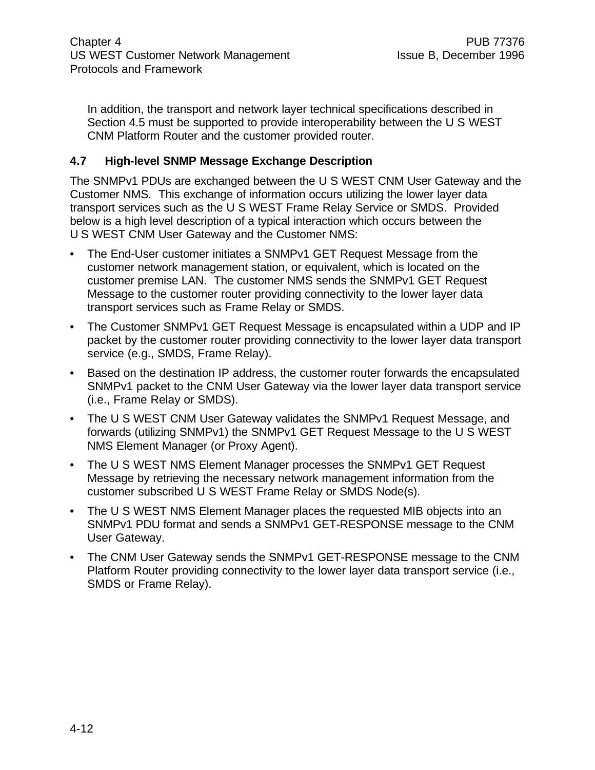In addition, the transport and network layer technical specifications described in Section 4.5 must be supported to provide interoperability between the U S WEST CNM Platform Router and the customer provided router.

### 4.7 High-level SNMP Message Exchange Description

The SNMPv1 PDUs are exchanged between the U S WEST CNM User Gateway and the Customer NMS. This exchange of information occurs utilizing the lower layer data transport services such as the U S WEST Frame Relay Service or SMDS. Provided below is a high level description of a typical interaction which occurs between the U S WEST CNM User Gateway and the Customer NMS:

- The End-User customer initiates a SNMPv1 GET Request Message from the customer network management station, or equivalent, which is located on the customer premise LAN. The customer NMS sends the SNMPv1 GET Request Message to the customer router providing connectivity to the lower layer data transport services such as Frame Relay or SMDS.
- The Customer SNMPv1 GET Request Message is encapsulated within a UDP and IP packet by the customer router providing connectivity to the lower layer data transport service (e.g., SMDS, Frame Relay).
- Based on the destination IP address, the customer router forwards the encapsulated SNMPv1 packet to the CNM User Gateway via the lower layer data transport service (i.e., Frame Relay or SMDS).
- The U S WEST CNM User Gateway validates the SNMPv1 Request Message, and forwards (utilizing SNMPv1) the SNMPv1 GET Request Message to the U S WEST NMS Element Manager (or Proxy Agent).
- The U S WEST NMS Element Manager processes the SNMPv1 GET Request Message by retrieving the necessary network management information from the customer subscribed U S WEST Frame Relay or SMDS Node(s).
- The U S WEST NMS Element Manager places the requested MIB objects into an SNMPv1 PDU format and sends a SNMPv1 GET-RESPONSE message to the CNM User Gateway.
- The CNM User Gateway sends the SNMPv1 GET-RESPONSE message to the CNM Platform Router providing connectivity to the lower layer data transport service (i.e., SMDS or Frame Relay).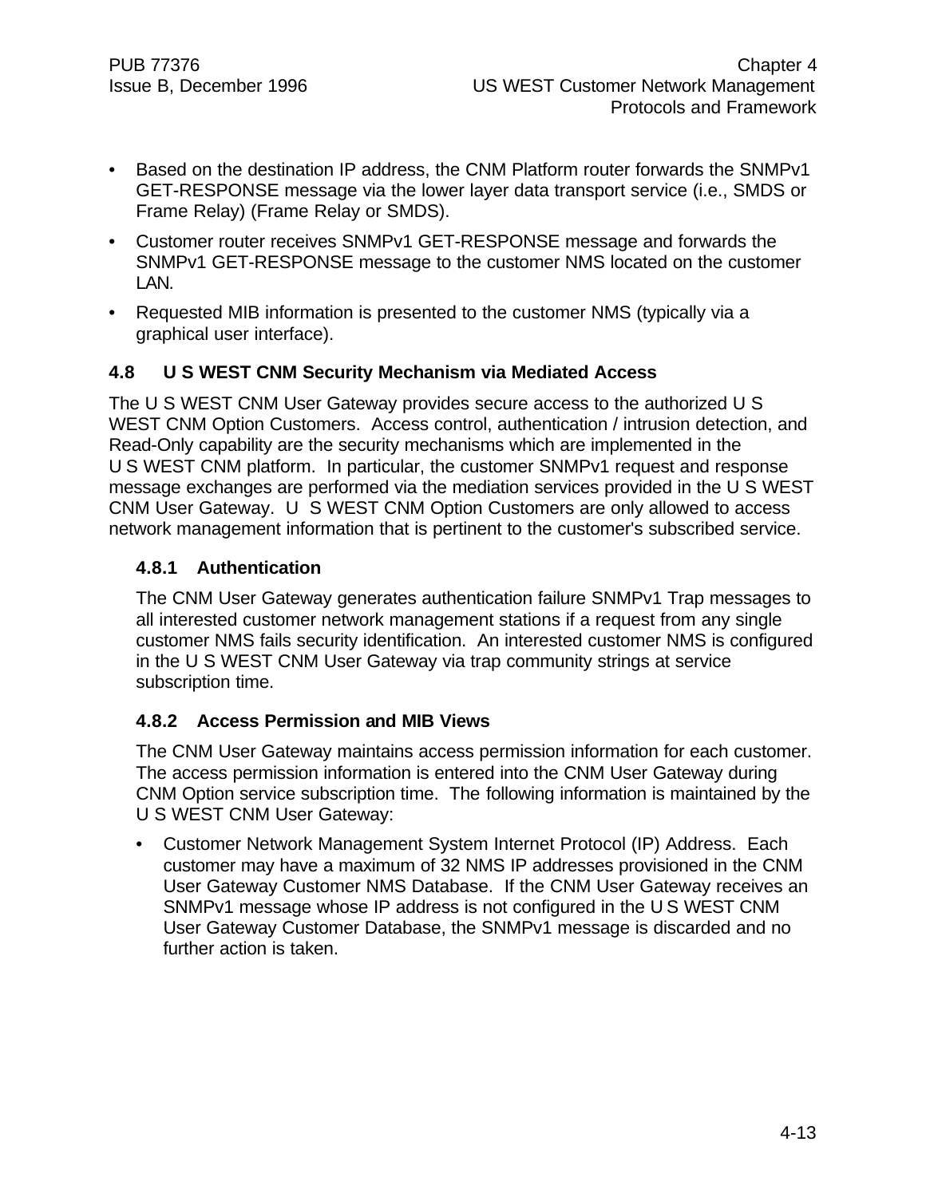- Based on the destination IP address, the CNM Platform router forwards the SNMPv1 GET-RESPONSE message via the lower layer data transport service (i.e., SMDS or Frame Relay) (Frame Relay or SMDS).
- Customer router receives SNMPv1 GET-RESPONSE message and forwards the SNMPv1 GET-RESPONSE message to the customer NMS located on the customer LAN.
- Requested MIB information is presented to the customer NMS (typically via a graphical user interface).

## 4.8 U S WEST CNM Security Mechanism via Mediated Access

The U S WEST CNM User Gateway provides secure access to the authorized U S WEST CNM Option Customers. Access control, authentication / intrusion detection, and Read-Only capability are the security mechanisms which are implemented in the U S WEST CNM platform. In particular, the customer SNMPv1 request and response message exchanges are performed via the mediation services provided in the U S WEST CNM User Gateway. U S WEST CNM Option Customers are only allowed to access network management information that is pertinent to the customer's subscribed service.

### 4.8.1 Authentication

The CNM User Gateway generates authentication failure SNMPv1 Trap messages to all interested customer network management stations if a request from any single customer NMS fails security identification. An interested customer NMS is configured in the U S WEST CNM User Gateway via trap community strings at service subscription time.

### 4.8.2 Access Permission and MIB Views

The CNM User Gateway maintains access permission information for each customer. The access permission information is entered into the CNM User Gateway during CNM Option service subscription time. The following information is maintained by the U S WEST CNM User Gateway:

- Customer Network Management System Internet Protocol (IP) Address. Each customer may have a maximum of 32 NMS IP addresses provisioned in the CNM User Gateway Customer NMS Database. If the CNM User Gateway receives an SNMPv1 message whose IP address is not configured in the U S WEST CNM User Gateway Customer Database, the SNMPv1 message is discarded and no further action is taken.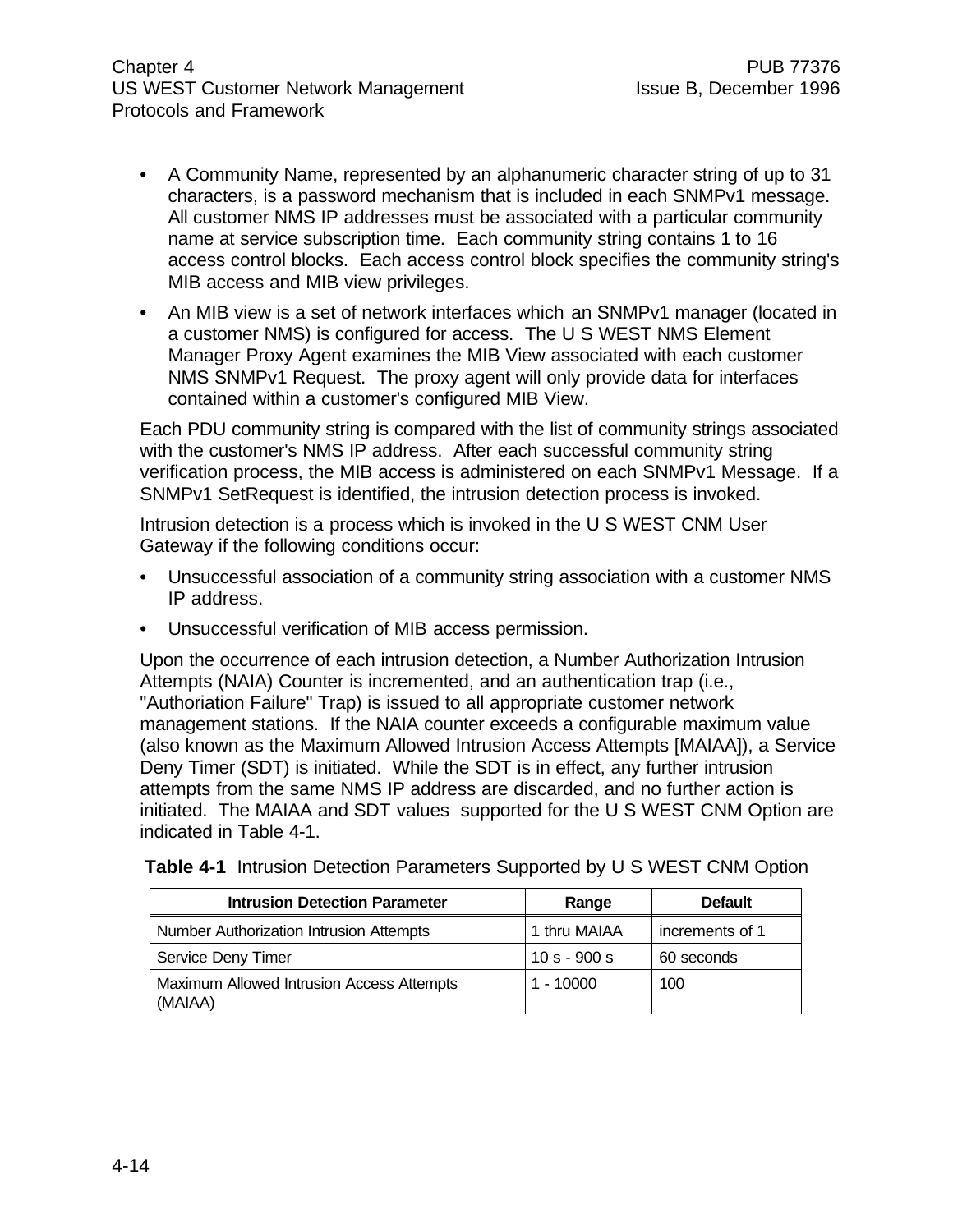- A Community Name, represented by an alphanumeric character string of up to 31 characters, is a password mechanism that is included in each SNMPv1 message. All customer NMS IP addresses must be associated with a particular community name at service subscription time. Each community string contains 1 to 16 access control blocks. Each access control block specifies the community string's MIB access and MIB view privileges.
- An MIB view is a set of network interfaces which an SNMPv1 manager (located in a customer NMS) is configured for access. The U S WEST NMS Element Manager Proxy Agent examines the MIB View associated with each customer NMS SNMPv1 Request. The proxy agent will only provide data for interfaces contained within a customer's configured MIB View.

Each PDU community string is compared with the list of community strings associated with the customer's NMS IP address. After each successful community string verification process, the MIB access is administered on each SNMPv1 Message. If a SNMPv1 SetRequest is identified, the intrusion detection process is invoked.

Intrusion detection is a process which is invoked in the U S WEST CNM User Gateway if the following conditions occur:

- Unsuccessful association of a community string association with a customer NMS IP address.
- Unsuccessful verification of MIB access permission.

Upon the occurrence of each intrusion detection, a Number Authorization Intrusion Attempts (NAIA) Counter is incremented, and an authentication trap (i.e., "Authoriation Failure" Trap) is issued to all appropriate customer network management stations. If the NAIA counter exceeds a configurable maximum value (also known as the Maximum Allowed Intrusion Access Attempts [MAIAA]), a Service Deny Timer (SDT) is initiated. While the SDT is in effect, any further intrusion attempts from the same NMS IP address are discarded, and no further action is initiated. The MAIAA and SDT values supported for the U S WEST CNM Option are indicated in Table 4-1.

**Table 4-1** Intrusion Detection Parameters Supported by U S WEST CNM Option

| Intrusion Detection Parameter | Range | Default |
|---|---|---|
| Number Authorization Intrusion Attempts | 1 thru MAIAA | increments of 1 |
| Service Deny Timer | 10 s - 900 s | 60 seconds |
| Maximum Allowed Intrusion Access Attempts (MAIAA) | 1 - 10000 | 100 |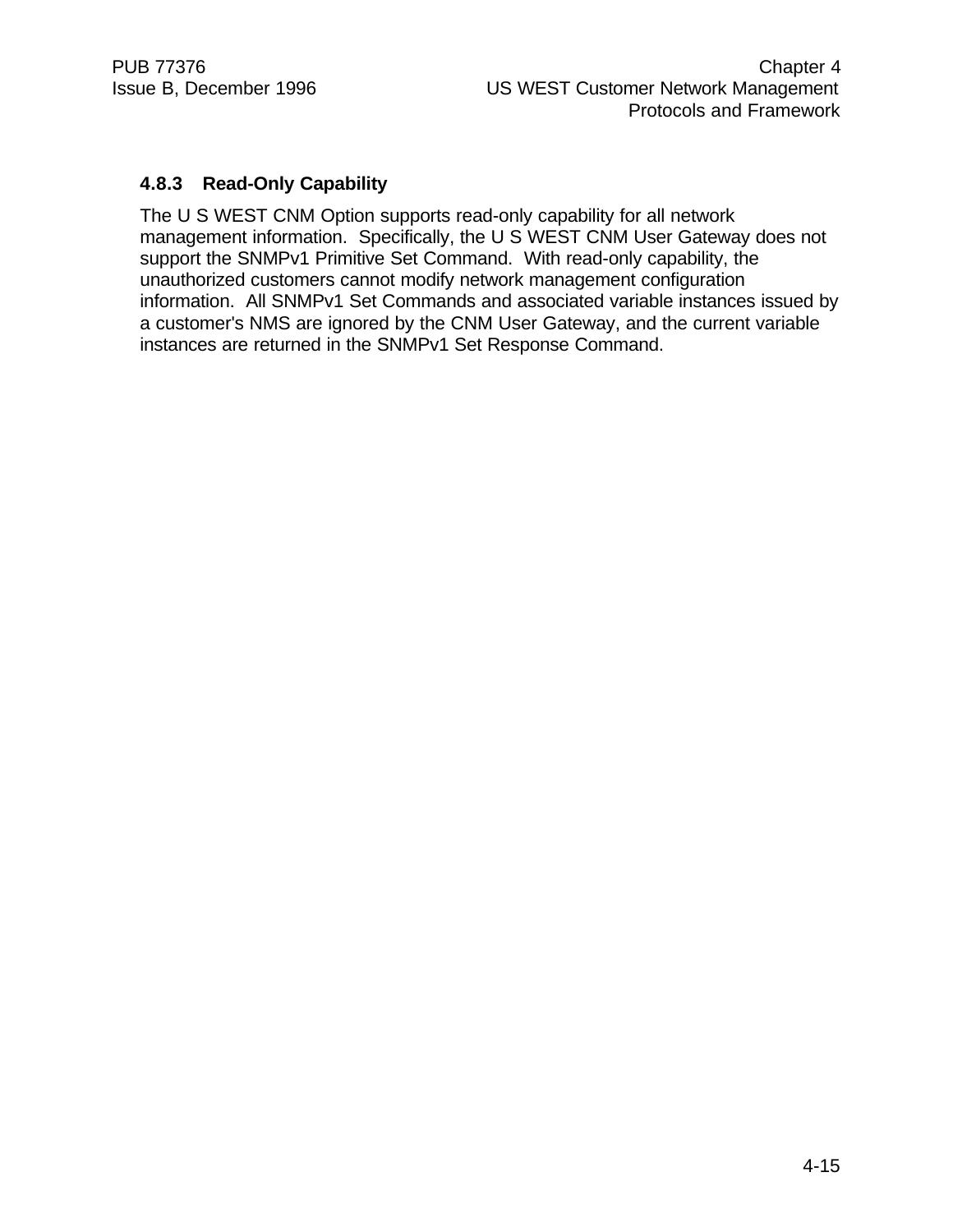### 4.8.3 Read-Only Capability

The U S WEST CNM Option supports read-only capability for all network management information. Specifically, the U S WEST CNM User Gateway does not support the SNMPv1 Primitive Set Command. With read-only capability, the unauthorized customers cannot modify network management configuration information. All SNMPv1 Set Commands and associated variable instances issued by a customer's NMS are ignored by the CNM User Gateway, and the current variable instances are returned in the SNMPv1 Set Response Command.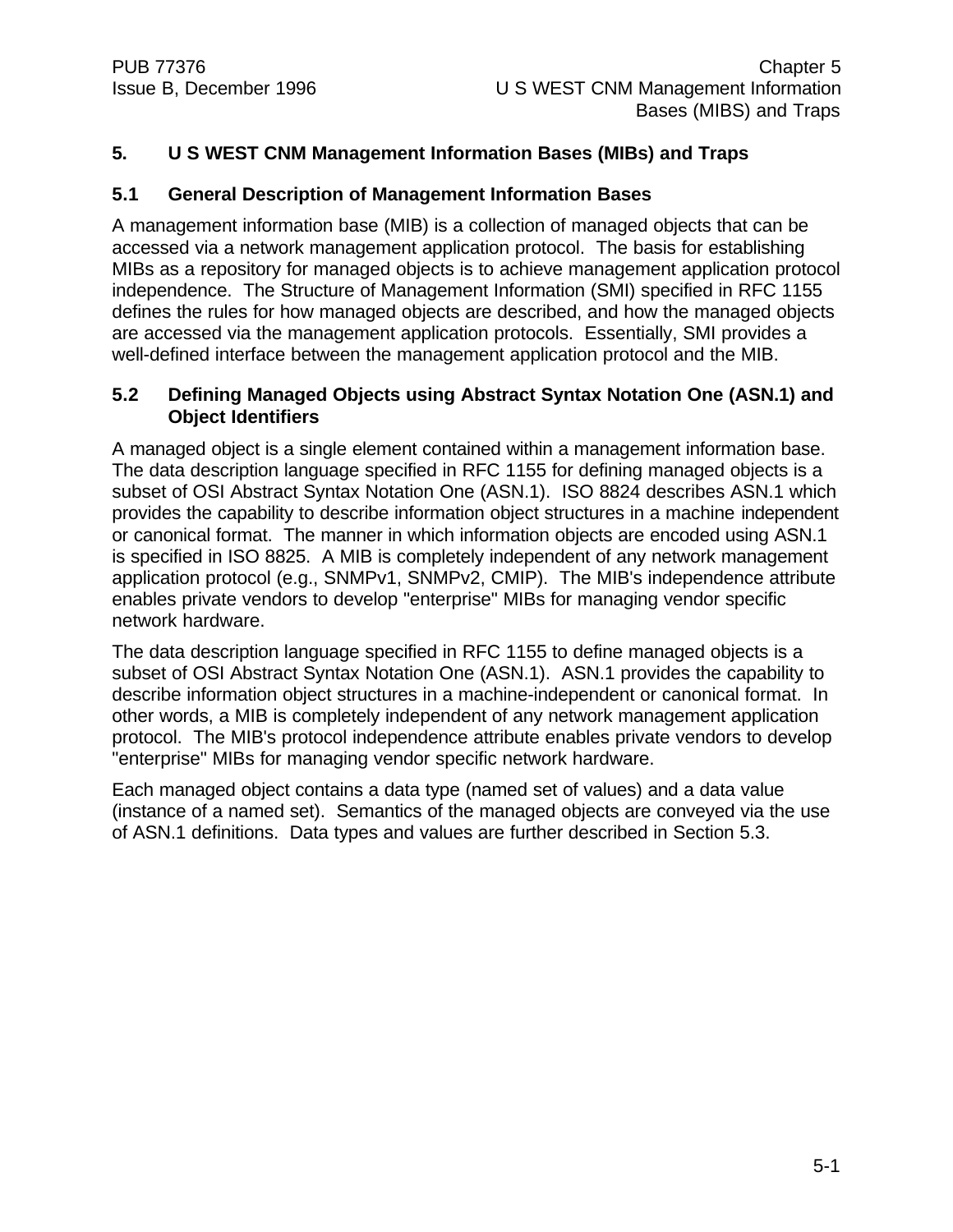# 5. U S WEST CNM Management Information Bases (MIBs) and Traps

## 5.1 General Description of Management Information Bases

A management information base (MIB) is a collection of managed objects that can be accessed via a network management application protocol. The basis for establishing MIBs as a repository for managed objects is to achieve management application protocol independence. The Structure of Management Information (SMI) specified in RFC 1155 defines the rules for how managed objects are described, and how the managed objects are accessed via the management application protocols. Essentially, SMI provides a well-defined interface between the management application protocol and the MIB.

## 5.2 Defining Managed Objects using Abstract Syntax Notation One (ASN.1) and Object Identifiers

A managed object is a single element contained within a management information base. The data description language specified in RFC 1155 for defining managed objects is a subset of OSI Abstract Syntax Notation One (ASN.1). ISO 8824 describes ASN.1 which provides the capability to describe information object structures in a machine independent or canonical format. The manner in which information objects are encoded using ASN.1 is specified in ISO 8825. A MIB is completely independent of any network management application protocol (e.g., SNMPv1, SNMPv2, CMIP). The MIB's independence attribute enables private vendors to develop "enterprise" MIBs for managing vendor specific network hardware.

The data description language specified in RFC 1155 to define managed objects is a subset of OSI Abstract Syntax Notation One (ASN.1). ASN.1 provides the capability to describe information object structures in a machine-independent or canonical format. In other words, a MIB is completely independent of any network management application protocol. The MIB's protocol independence attribute enables private vendors to develop "enterprise" MIBs for managing vendor specific network hardware.

Each managed object contains a data type (named set of values) and a data value (instance of a named set). Semantics of the managed objects are conveyed via the use of ASN.1 definitions. Data types and values are further described in Section 5.3.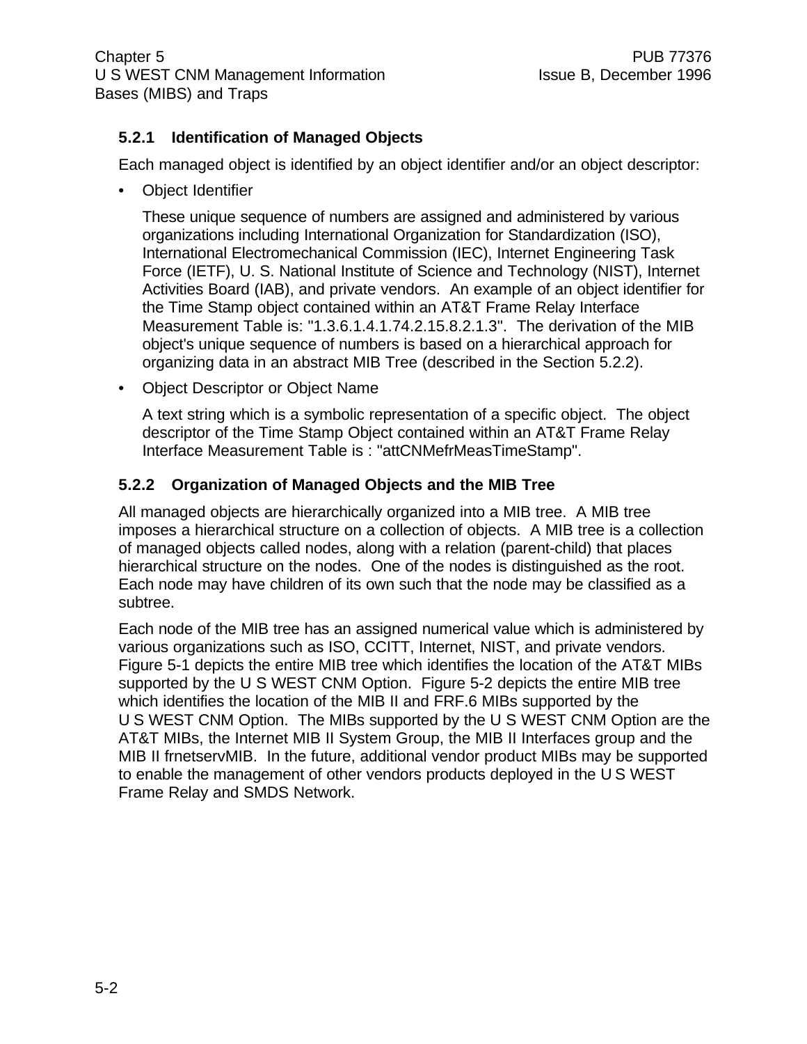### 5.2.1 Identification of Managed Objects

Each managed object is identified by an object identifier and/or an object descriptor:

- Object Identifier

  These unique sequence of numbers are assigned and administered by various organizations including International Organization for Standardization (ISO), International Electromechanical Commission (IEC), Internet Engineering Task Force (IETF), U. S. National Institute of Science and Technology (NIST), Internet Activities Board (IAB), and private vendors. An example of an object identifier for the Time Stamp object contained within an AT&T Frame Relay Interface Measurement Table is: "1.3.6.1.4.1.74.2.15.8.2.1.3". The derivation of the MIB object's unique sequence of numbers is based on a hierarchical approach for organizing data in an abstract MIB Tree (described in the Section 5.2.2).

- Object Descriptor or Object Name

  A text string which is a symbolic representation of a specific object. The object descriptor of the Time Stamp Object contained within an AT&T Frame Relay Interface Measurement Table is : "attCNMefrMeasTimeStamp".

### 5.2.2 Organization of Managed Objects and the MIB Tree

All managed objects are hierarchically organized into a MIB tree. A MIB tree imposes a hierarchical structure on a collection of objects. A MIB tree is a collection of managed objects called nodes, along with a relation (parent-child) that places hierarchical structure on the nodes. One of the nodes is distinguished as the root. Each node may have children of its own such that the node may be classified as a subtree.

Each node of the MIB tree has an assigned numerical value which is administered by various organizations such as ISO, CCITT, Internet, NIST, and private vendors. Figure 5-1 depicts the entire MIB tree which identifies the location of the AT&T MIBs supported by the U S WEST CNM Option. Figure 5-2 depicts the entire MIB tree which identifies the location of the MIB II and FRF.6 MIBs supported by the U S WEST CNM Option. The MIBs supported by the U S WEST CNM Option are the AT&T MIBs, the Internet MIB II System Group, the MIB II Interfaces group and the MIB II frnetservMIB. In the future, additional vendor product MIBs may be supported to enable the management of other vendors products deployed in the U S WEST Frame Relay and SMDS Network.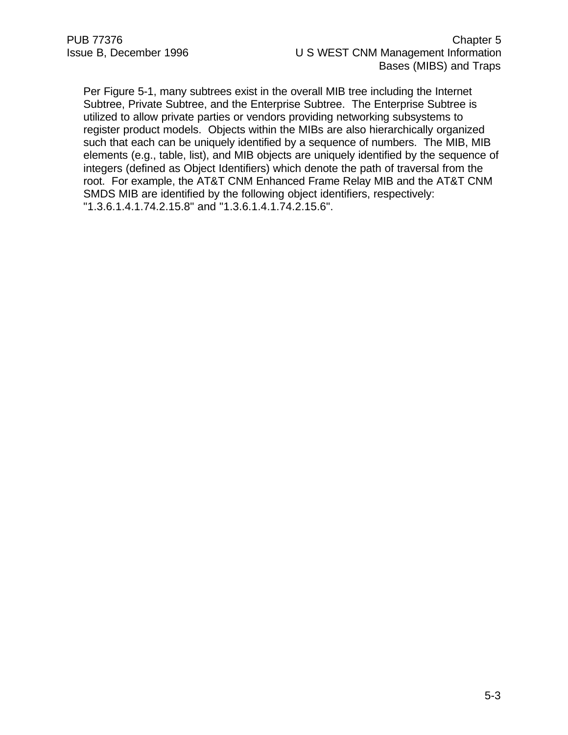Per Figure 5-1, many subtrees exist in the overall MIB tree including the Internet Subtree, Private Subtree, and the Enterprise Subtree. The Enterprise Subtree is utilized to allow private parties or vendors providing networking subsystems to register product models. Objects within the MIBs are also hierarchically organized such that each can be uniquely identified by a sequence of numbers. The MIB, MIB elements (e.g., table, list), and MIB objects are uniquely identified by the sequence of integers (defined as Object Identifiers) which denote the path of traversal from the root. For example, the AT&T CNM Enhanced Frame Relay MIB and the AT&T CNM SMDS MIB are identified by the following object identifiers, respectively: "1.3.6.1.4.1.74.2.15.8" and "1.3.6.1.4.1.74.2.15.6".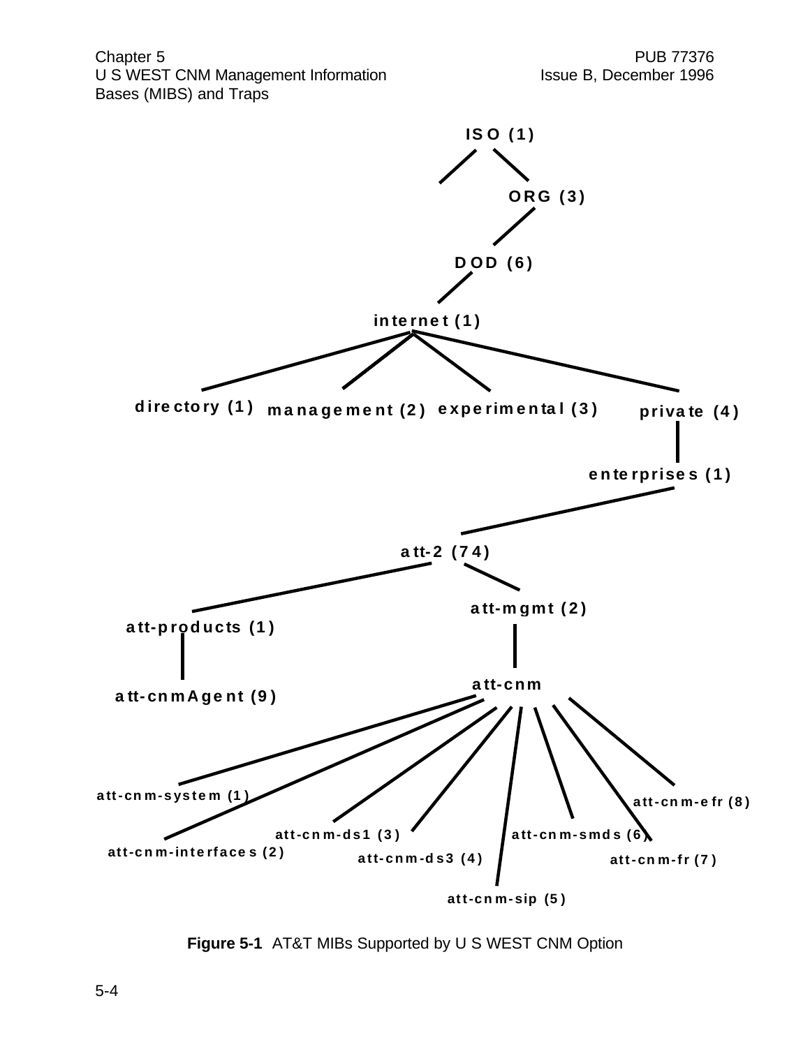ISO (1)

ORG (3)

DOD (6)

internet (1)

directory (1)   management (2)   experimental (3)   private (4)

enterprises (1)

att-2 (74)

att-products (1)   att-mgmt (2)

att-cnmAgent (9)   att-cnm

att-cnm-system (1)

att-cnm-interfaces (2)

att-cnm-ds1 (3)

att-cnm-ds3 (4)

att-cnm-sip (5)

att-cnm-smds (6)

att-cnm-fr (7)

att-cnm-efr (8)

**Figure 5-1** AT&T MIBs Supported by U S WEST CNM Option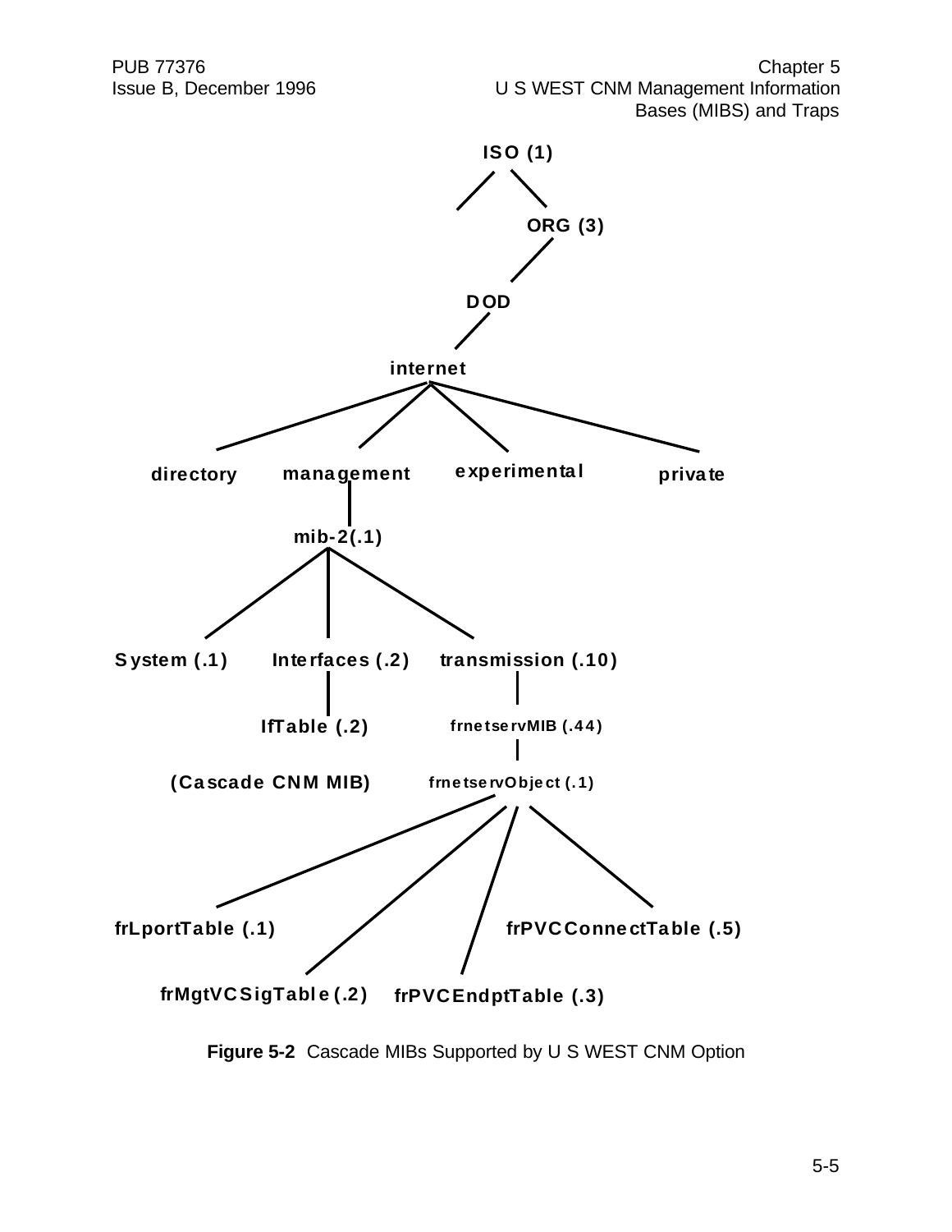ISO (1)

ORG (3)

DOD

internet

directory management experimental private

mib-2(.1)

System (.1) Interfaces (.2) transmission (.10)

IfTable (.2) frnetservMIB (.44)

(Cascade CNM MIB) frnetservObject (.1)

frLportTable (.1) frPVCConnectTable (.5)

frMgtVCSigTable (.2) frPVCEndptTable (.3)

**Figure 5-2** Cascade MIBs Supported by U S WEST CNM Option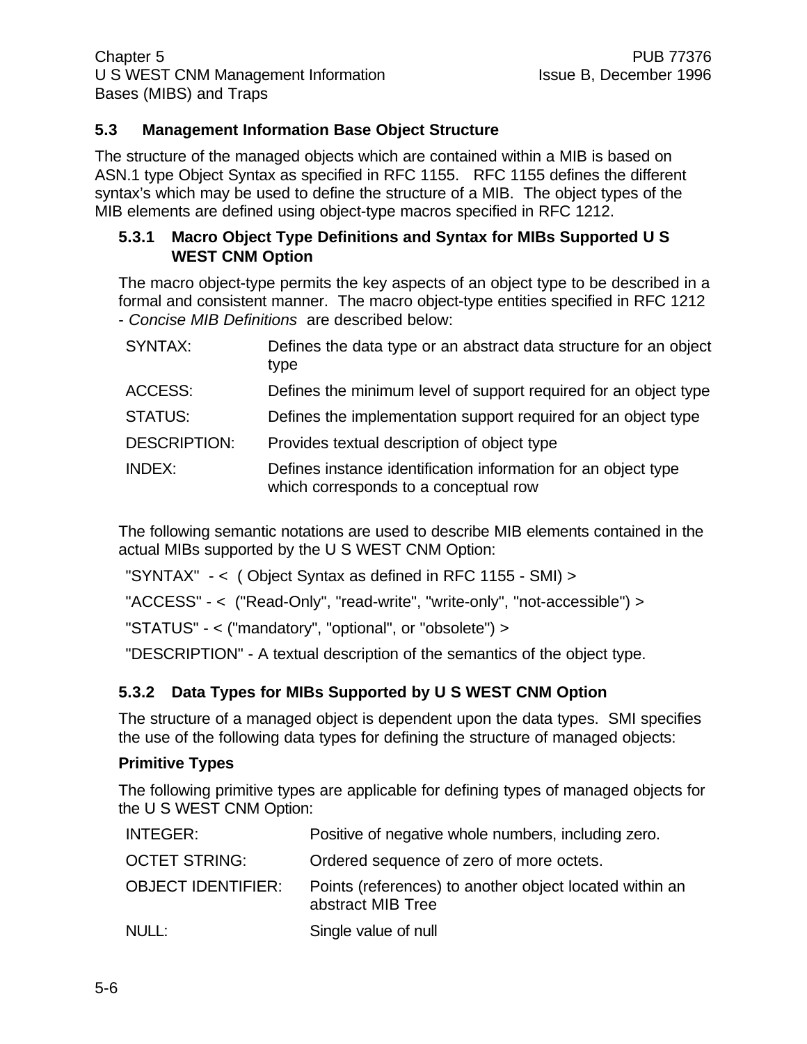## 5.3 Management Information Base Object Structure

The structure of the managed objects which are contained within a MIB is based on ASN.1 type Object Syntax as specified in RFC 1155. RFC 1155 defines the different syntax's which may be used to define the structure of a MIB. The object types of the MIB elements are defined using object-type macros specified in RFC 1212.

### 5.3.1 Macro Object Type Definitions and Syntax for MIBs Supported U S WEST CNM Option

The macro object-type permits the key aspects of an object type to be described in a formal and consistent manner. The macro object-type entities specified in RFC 1212 - *Concise MIB Definitions* are described below:

| | |
|---|---|
| SYNTAX: | Defines the data type or an abstract data structure for an object type |
| ACCESS: | Defines the minimum level of support required for an object type |
| STATUS: | Defines the implementation support required for an object type |
| DESCRIPTION: | Provides textual description of object type |
| INDEX: | Defines instance identification information for an object type which corresponds to a conceptual row |

The following semantic notations are used to describe MIB elements contained in the actual MIBs supported by the U S WEST CNM Option:

"SYNTAX" - < ( Object Syntax as defined in RFC 1155 - SMI) >

"ACCESS" - < ("Read-Only", "read-write", "write-only", "not-accessible") >

"STATUS" - < ("mandatory", "optional", or "obsolete") >

"DESCRIPTION" - A textual description of the semantics of the object type.

### 5.3.2 Data Types for MIBs Supported by U S WEST CNM Option

The structure of a managed object is dependent upon the data types. SMI specifies the use of the following data types for defining the structure of managed objects:

**Primitive Types**

The following primitive types are applicable for defining types of managed objects for the U S WEST CNM Option:

| | |
|---|---|
| INTEGER: | Positive of negative whole numbers, including zero. |
| OCTET STRING: | Ordered sequence of zero of more octets. |
| OBJECT IDENTIFIER: | Points (references) to another object located within an abstract MIB Tree |
| NULL: | Single value of null |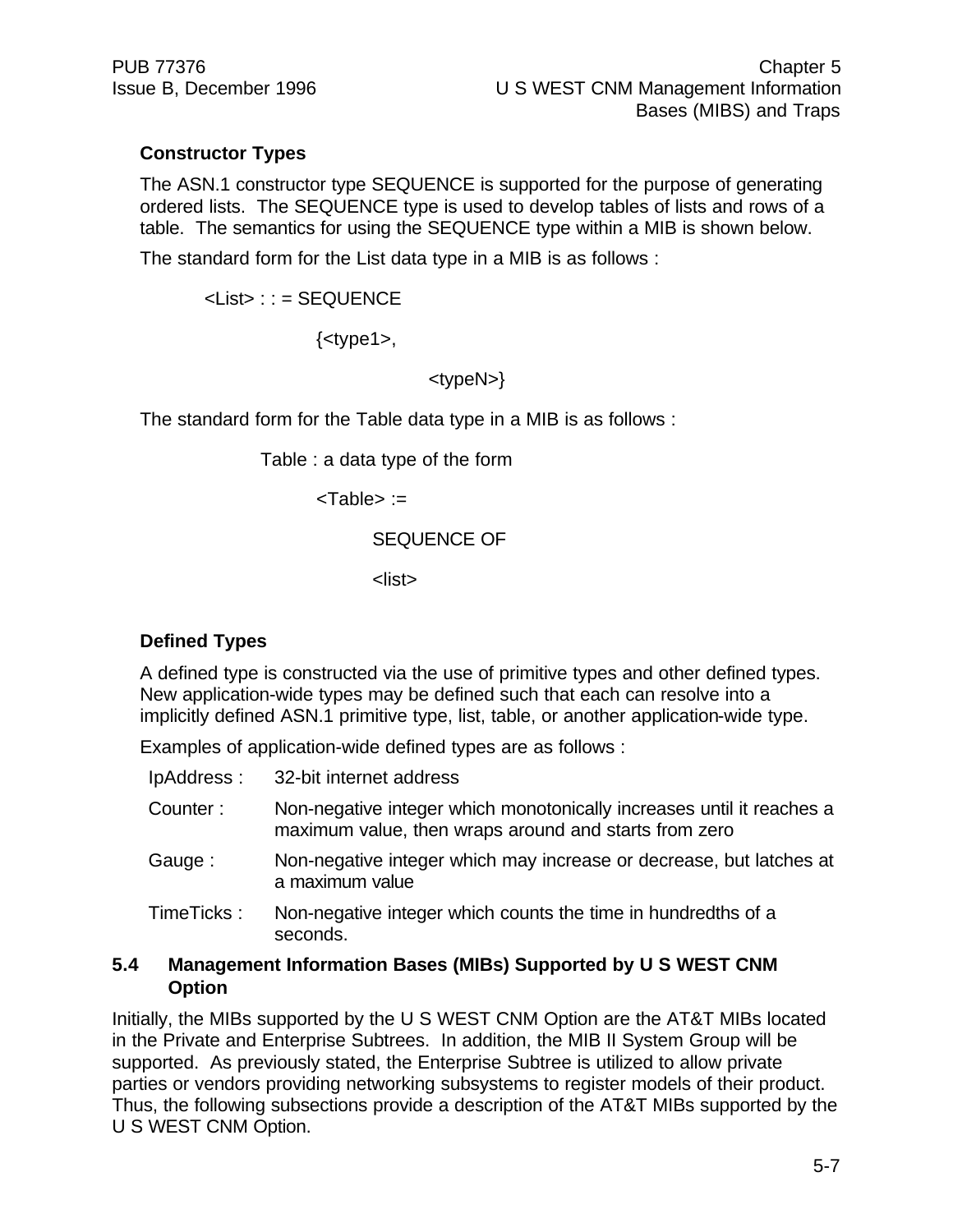**Constructor Types**

The ASN.1 constructor type SEQUENCE is supported for the purpose of generating ordered lists. The SEQUENCE type is used to develop tables of lists and rows of a table. The semantics for using the SEQUENCE type within a MIB is shown below.

The standard form for the List data type in a MIB is as follows :

```
<List> : : = SEQUENCE
        {<type1>,
                <typeN>}
```

The standard form for the Table data type in a MIB is as follows :

```
Table : a data type of the form
    <Table> :=
        SEQUENCE OF
        <list>
```

**Defined Types**

A defined type is constructed via the use of primitive types and other defined types. New application-wide types may be defined such that each can resolve into a implicitly defined ASN.1 primitive type, list, table, or another application-wide type.

Examples of application-wide defined types are as follows :

| | |
|---|---|
| IpAddress : | 32-bit internet address |
| Counter : | Non-negative integer which monotonically increases until it reaches a maximum value, then wraps around and starts from zero |
| Gauge : | Non-negative integer which may increase or decrease, but latches at a maximum value |
| TimeTicks : | Non-negative integer which counts the time in hundredths of a seconds. |

## 5.4 Management Information Bases (MIBs) Supported by U S WEST CNM Option

Initially, the MIBs supported by the U S WEST CNM Option are the AT&T MIBs located in the Private and Enterprise Subtrees. In addition, the MIB II System Group will be supported. As previously stated, the Enterprise Subtree is utilized to allow private parties or vendors providing networking subsystems to register models of their product. Thus, the following subsections provide a description of the AT&T MIBs supported by the U S WEST CNM Option.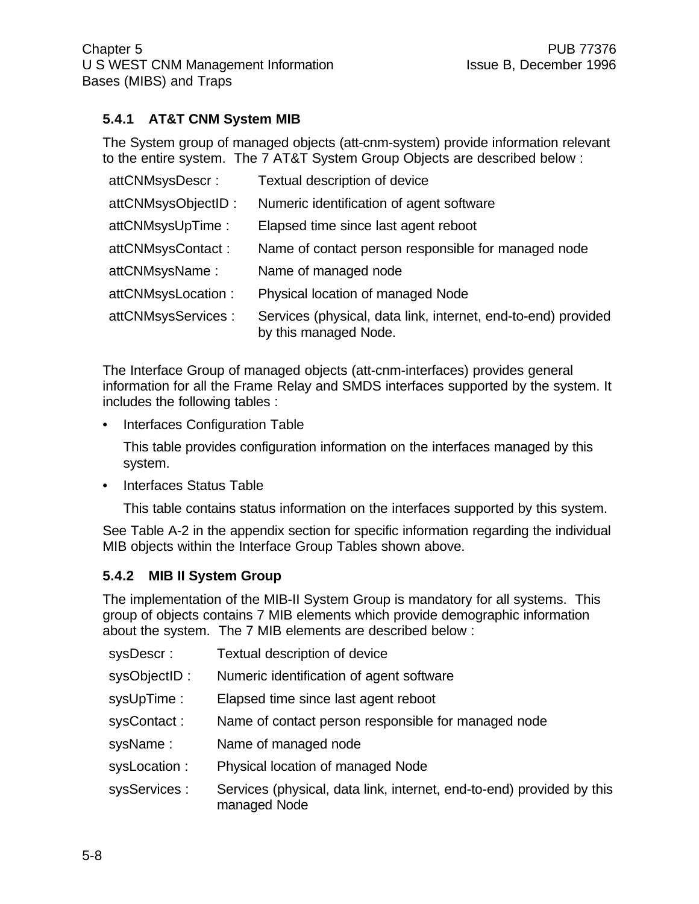### 5.4.1 AT&T CNM System MIB

The System group of managed objects (att-cnm-system) provide information relevant to the entire system. The 7 AT&T System Group Objects are described below :

| | |
|---|---|
| attCNMsysDescr : | Textual description of device |
| attCNMsysObjectID : | Numeric identification of agent software |
| attCNMsysUpTime : | Elapsed time since last agent reboot |
| attCNMsysContact : | Name of contact person responsible for managed node |
| attCNMsysName : | Name of managed node |
| attCNMsysLocation : | Physical location of managed Node |
| attCNMsysServices : | Services (physical, data link, internet, end-to-end) provided by this managed Node. |

The Interface Group of managed objects (att-cnm-interfaces) provides general information for all the Frame Relay and SMDS interfaces supported by the system. It includes the following tables :

- Interfaces Configuration Table

  This table provides configuration information on the interfaces managed by this system.

- Interfaces Status Table

  This table contains status information on the interfaces supported by this system.

See Table A-2 in the appendix section for specific information regarding the individual MIB objects within the Interface Group Tables shown above.

### 5.4.2 MIB II System Group

The implementation of the MIB-II System Group is mandatory for all systems. This group of objects contains 7 MIB elements which provide demographic information about the system. The 7 MIB elements are described below :

| | |
|---|---|
| sysDescr : | Textual description of device |
| sysObjectID : | Numeric identification of agent software |
| sysUpTime : | Elapsed time since last agent reboot |
| sysContact : | Name of contact person responsible for managed node |
| sysName : | Name of managed node |
| sysLocation : | Physical location of managed Node |
| sysServices : | Services (physical, data link, internet, end-to-end) provided by this managed Node |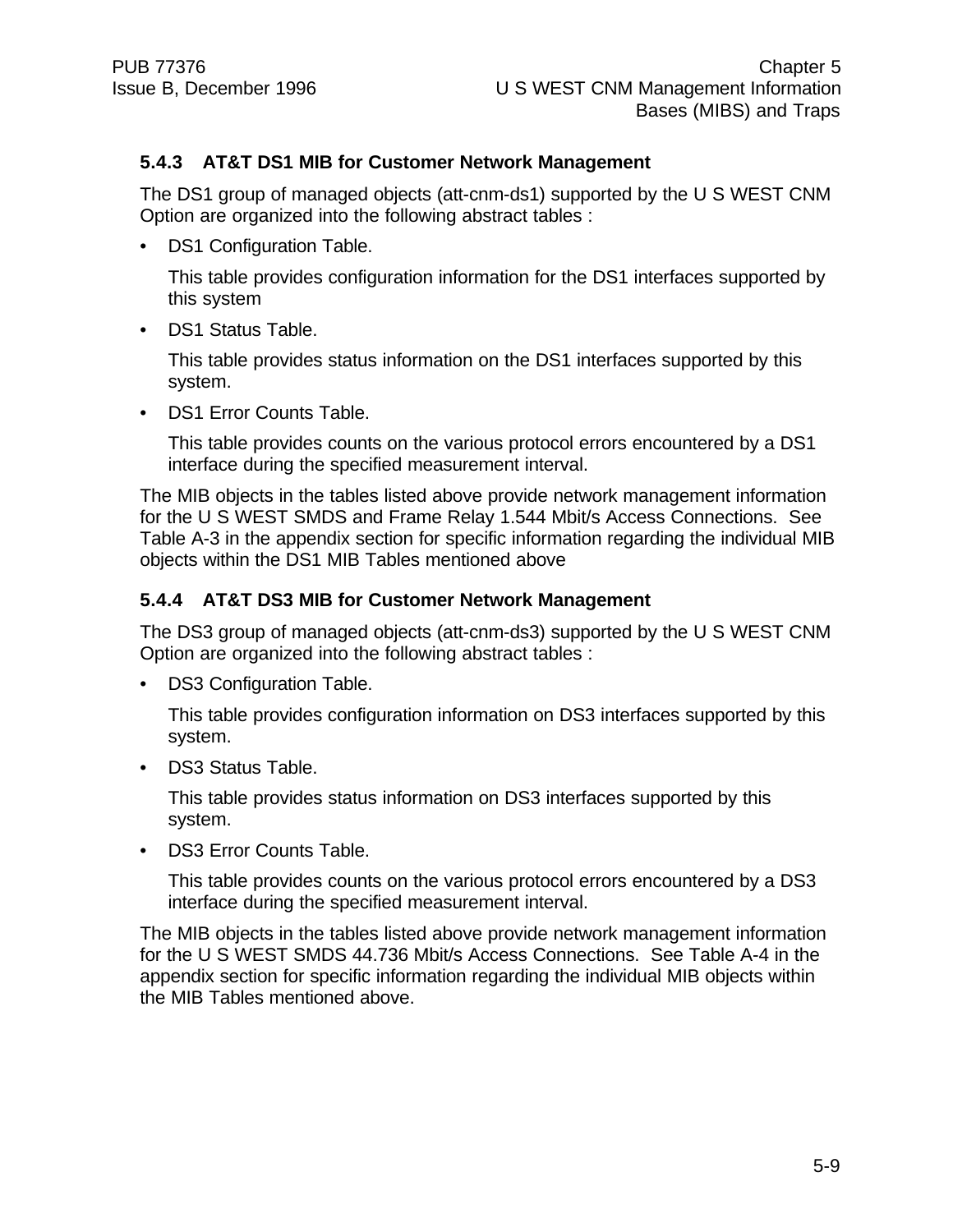### 5.4.3 AT&T DS1 MIB for Customer Network Management

The DS1 group of managed objects (att-cnm-ds1) supported by the U S WEST CNM Option are organized into the following abstract tables :

- DS1 Configuration Table.

  This table provides configuration information for the DS1 interfaces supported by this system

- DS1 Status Table.

  This table provides status information on the DS1 interfaces supported by this system.

- DS1 Error Counts Table.

  This table provides counts on the various protocol errors encountered by a DS1 interface during the specified measurement interval.

The MIB objects in the tables listed above provide network management information for the U S WEST SMDS and Frame Relay 1.544 Mbit/s Access Connections. See Table A-3 in the appendix section for specific information regarding the individual MIB objects within the DS1 MIB Tables mentioned above

### 5.4.4 AT&T DS3 MIB for Customer Network Management

The DS3 group of managed objects (att-cnm-ds3) supported by the U S WEST CNM Option are organized into the following abstract tables :

- DS3 Configuration Table.

  This table provides configuration information on DS3 interfaces supported by this system.

- DS3 Status Table.

  This table provides status information on DS3 interfaces supported by this system.

- DS3 Error Counts Table.

  This table provides counts on the various protocol errors encountered by a DS3 interface during the specified measurement interval.

The MIB objects in the tables listed above provide network management information for the U S WEST SMDS 44.736 Mbit/s Access Connections. See Table A-4 in the appendix section for specific information regarding the individual MIB objects within the MIB Tables mentioned above.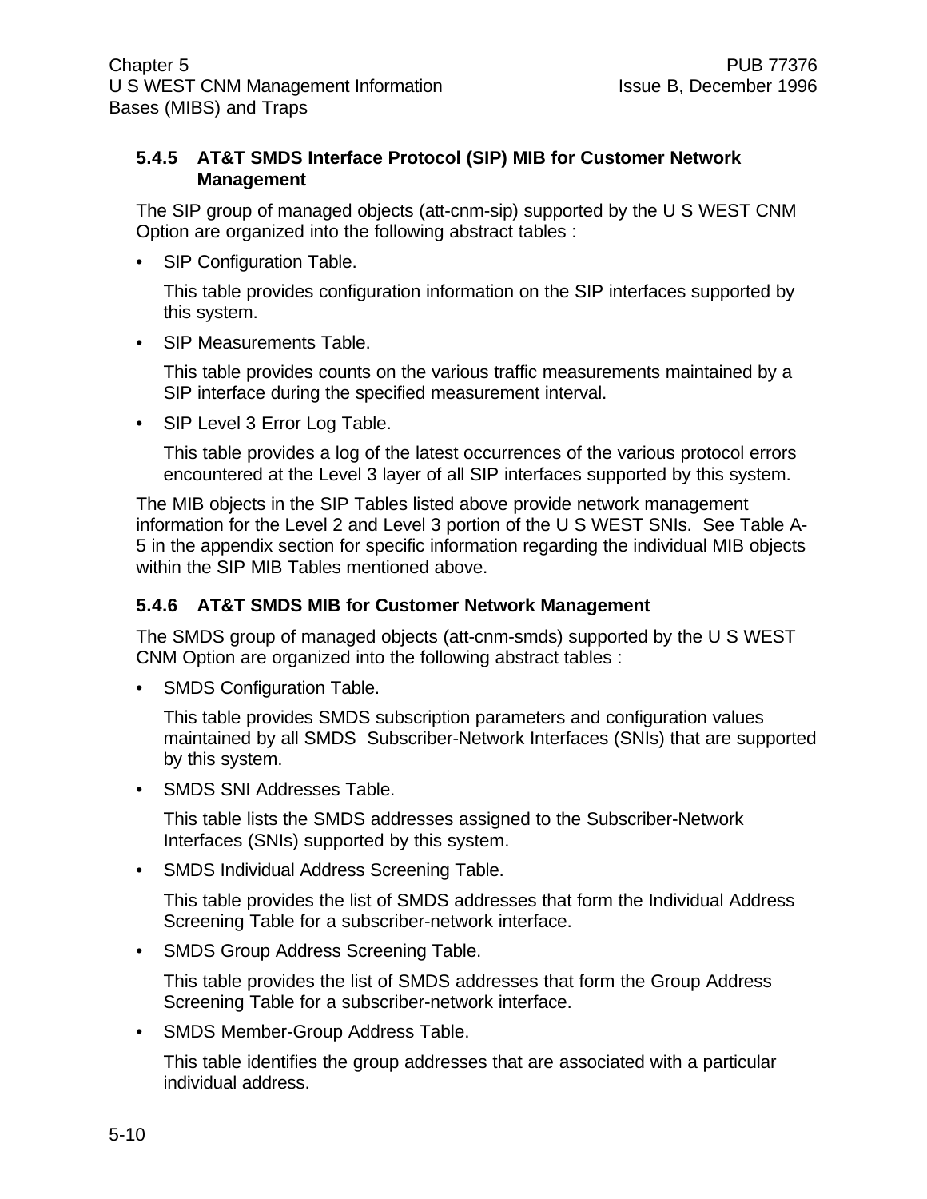### 5.4.5 AT&T SMDS Interface Protocol (SIP) MIB for Customer Network Management

The SIP group of managed objects (att-cnm-sip) supported by the U S WEST CNM Option are organized into the following abstract tables :

- SIP Configuration Table.

  This table provides configuration information on the SIP interfaces supported by this system.

- SIP Measurements Table.

  This table provides counts on the various traffic measurements maintained by a SIP interface during the specified measurement interval.

- SIP Level 3 Error Log Table.

  This table provides a log of the latest occurrences of the various protocol errors encountered at the Level 3 layer of all SIP interfaces supported by this system.

The MIB objects in the SIP Tables listed above provide network management information for the Level 2 and Level 3 portion of the U S WEST SNIs. See Table A-5 in the appendix section for specific information regarding the individual MIB objects within the SIP MIB Tables mentioned above.

### 5.4.6 AT&T SMDS MIB for Customer Network Management

The SMDS group of managed objects (att-cnm-smds) supported by the U S WEST CNM Option are organized into the following abstract tables :

- SMDS Configuration Table.

  This table provides SMDS subscription parameters and configuration values maintained by all SMDS Subscriber-Network Interfaces (SNIs) that are supported by this system.

- SMDS SNI Addresses Table.

  This table lists the SMDS addresses assigned to the Subscriber-Network Interfaces (SNIs) supported by this system.

- SMDS Individual Address Screening Table.

  This table provides the list of SMDS addresses that form the Individual Address Screening Table for a subscriber-network interface.

- SMDS Group Address Screening Table.

  This table provides the list of SMDS addresses that form the Group Address Screening Table for a subscriber-network interface.

- SMDS Member-Group Address Table.

  This table identifies the group addresses that are associated with a particular individual address.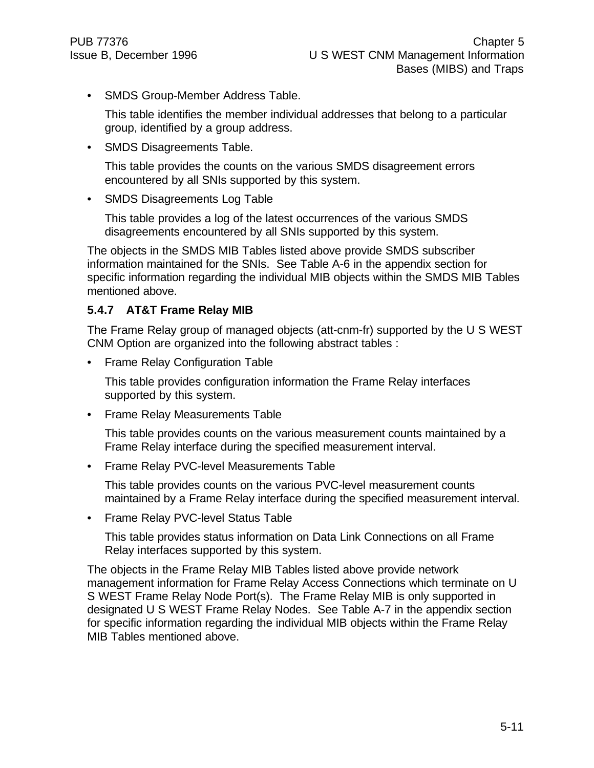- SMDS Group-Member Address Table.

  This table identifies the member individual addresses that belong to a particular group, identified by a group address.

- SMDS Disagreements Table.

  This table provides the counts on the various SMDS disagreement errors encountered by all SNIs supported by this system.

- SMDS Disagreements Log Table

  This table provides a log of the latest occurrences of the various SMDS disagreements encountered by all SNIs supported by this system.

The objects in the SMDS MIB Tables listed above provide SMDS subscriber information maintained for the SNIs. See Table A-6 in the appendix section for specific information regarding the individual MIB objects within the SMDS MIB Tables mentioned above.

### 5.4.7 AT&T Frame Relay MIB

The Frame Relay group of managed objects (att-cnm-fr) supported by the U S WEST CNM Option are organized into the following abstract tables :

- Frame Relay Configuration Table

  This table provides configuration information the Frame Relay interfaces supported by this system.

- Frame Relay Measurements Table

  This table provides counts on the various measurement counts maintained by a Frame Relay interface during the specified measurement interval.

- Frame Relay PVC-level Measurements Table

  This table provides counts on the various PVC-level measurement counts maintained by a Frame Relay interface during the specified measurement interval.

- Frame Relay PVC-level Status Table

  This table provides status information on Data Link Connections on all Frame Relay interfaces supported by this system.

The objects in the Frame Relay MIB Tables listed above provide network management information for Frame Relay Access Connections which terminate on U S WEST Frame Relay Node Port(s). The Frame Relay MIB is only supported in designated U S WEST Frame Relay Nodes. See Table A-7 in the appendix section for specific information regarding the individual MIB objects within the Frame Relay MIB Tables mentioned above.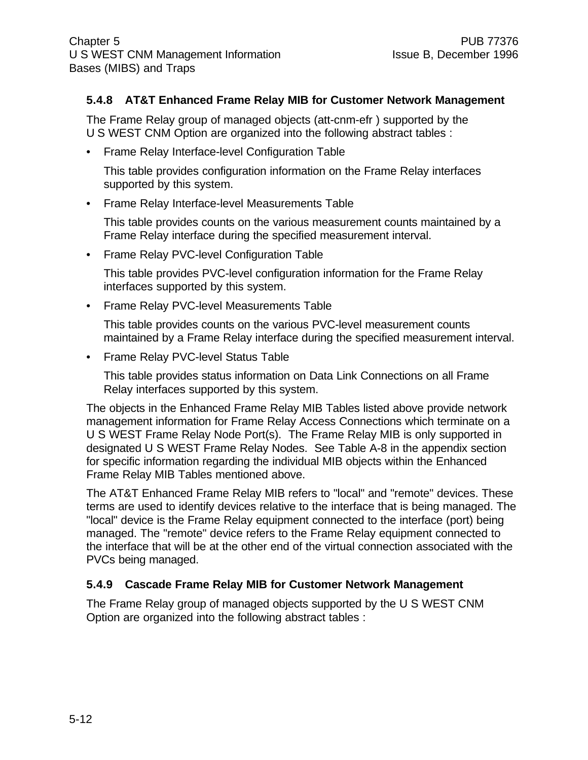### 5.4.8 AT&T Enhanced Frame Relay MIB for Customer Network Management

The Frame Relay group of managed objects (att-cnm-efr ) supported by the U S WEST CNM Option are organized into the following abstract tables :

- Frame Relay Interface-level Configuration Table

  This table provides configuration information on the Frame Relay interfaces supported by this system.

- Frame Relay Interface-level Measurements Table

  This table provides counts on the various measurement counts maintained by a Frame Relay interface during the specified measurement interval.

- Frame Relay PVC-level Configuration Table

  This table provides PVC-level configuration information for the Frame Relay interfaces supported by this system.

- Frame Relay PVC-level Measurements Table

  This table provides counts on the various PVC-level measurement counts maintained by a Frame Relay interface during the specified measurement interval.

- Frame Relay PVC-level Status Table

  This table provides status information on Data Link Connections on all Frame Relay interfaces supported by this system.

The objects in the Enhanced Frame Relay MIB Tables listed above provide network management information for Frame Relay Access Connections which terminate on a U S WEST Frame Relay Node Port(s). The Frame Relay MIB is only supported in designated U S WEST Frame Relay Nodes. See Table A-8 in the appendix section for specific information regarding the individual MIB objects within the Enhanced Frame Relay MIB Tables mentioned above.

The AT&T Enhanced Frame Relay MIB refers to "local" and "remote" devices. These terms are used to identify devices relative to the interface that is being managed. The "local" device is the Frame Relay equipment connected to the interface (port) being managed. The "remote" device refers to the Frame Relay equipment connected to the interface that will be at the other end of the virtual connection associated with the PVCs being managed.

### 5.4.9 Cascade Frame Relay MIB for Customer Network Management

The Frame Relay group of managed objects supported by the U S WEST CNM Option are organized into the following abstract tables :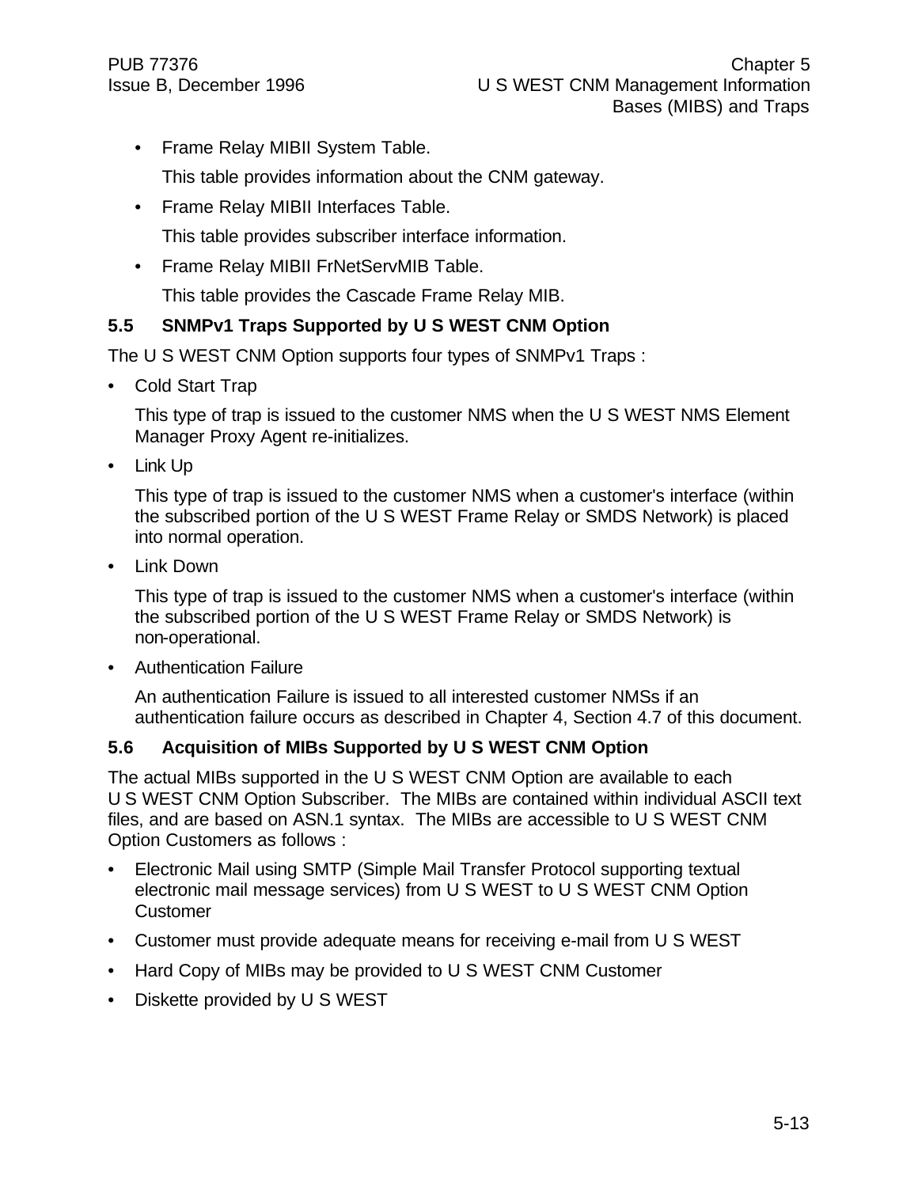- Frame Relay MIBII System Table.

  This table provides information about the CNM gateway.

- Frame Relay MIBII Interfaces Table.

  This table provides subscriber interface information.

- Frame Relay MIBII FrNetServMIB Table.

  This table provides the Cascade Frame Relay MIB.

## 5.5 SNMPv1 Traps Supported by U S WEST CNM Option

The U S WEST CNM Option supports four types of SNMPv1 Traps :

- Cold Start Trap

  This type of trap is issued to the customer NMS when the U S WEST NMS Element Manager Proxy Agent re-initializes.

- Link Up

  This type of trap is issued to the customer NMS when a customer's interface (within the subscribed portion of the U S WEST Frame Relay or SMDS Network) is placed into normal operation.

- Link Down

  This type of trap is issued to the customer NMS when a customer's interface (within the subscribed portion of the U S WEST Frame Relay or SMDS Network) is non-operational.

- Authentication Failure

  An authentication Failure is issued to all interested customer NMSs if an authentication failure occurs as described in Chapter 4, Section 4.7 of this document.

## 5.6 Acquisition of MIBs Supported by U S WEST CNM Option

The actual MIBs supported in the U S WEST CNM Option are available to each U S WEST CNM Option Subscriber. The MIBs are contained within individual ASCII text files, and are based on ASN.1 syntax. The MIBs are accessible to U S WEST CNM Option Customers as follows :

- Electronic Mail using SMTP (Simple Mail Transfer Protocol supporting textual electronic mail message services) from U S WEST to U S WEST CNM Option Customer
- Customer must provide adequate means for receiving e-mail from U S WEST
- Hard Copy of MIBs may be provided to U S WEST CNM Customer
- Diskette provided by U S WEST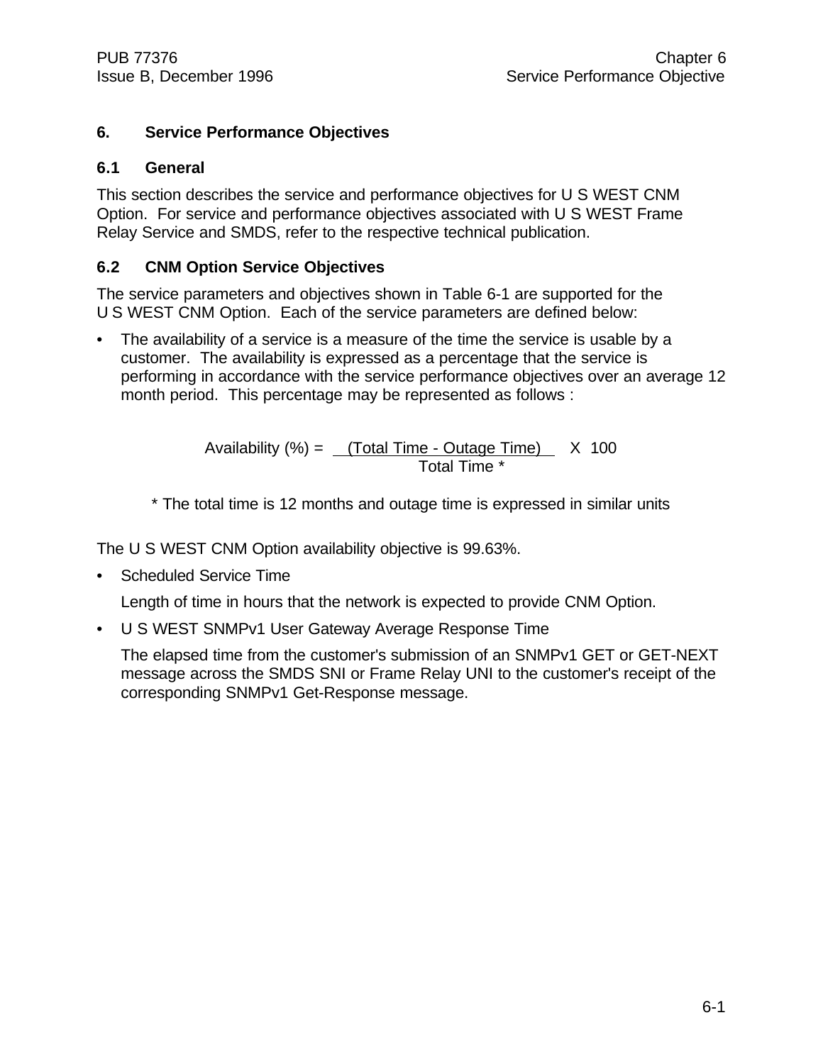# 6. Service Performance Objectives

## 6.1 General

This section describes the service and performance objectives for U S WEST CNM Option. For service and performance objectives associated with U S WEST Frame Relay Service and SMDS, refer to the respective technical publication.

## 6.2 CNM Option Service Objectives

The service parameters and objectives shown in Table 6-1 are supported for the U S WEST CNM Option. Each of the service parameters are defined below:

- The availability of a service is a measure of the time the service is usable by a customer. The availability is expressed as a percentage that the service is performing in accordance with the service performance objectives over an average 12 month period. This percentage may be represented as follows :

$$\text{Availability (\%)} = \frac{\text{(Total Time - Outage Time)}}{\text{Total Time *}} \times 100$$

\* The total time is 12 months and outage time is expressed in similar units

The U S WEST CNM Option availability objective is 99.63%.

- Scheduled Service Time

  Length of time in hours that the network is expected to provide CNM Option.

- U S WEST SNMPv1 User Gateway Average Response Time

  The elapsed time from the customer's submission of an SNMPv1 GET or GET-NEXT message across the SMDS SNI or Frame Relay UNI to the customer's receipt of the corresponding SNMPv1 Get-Response message.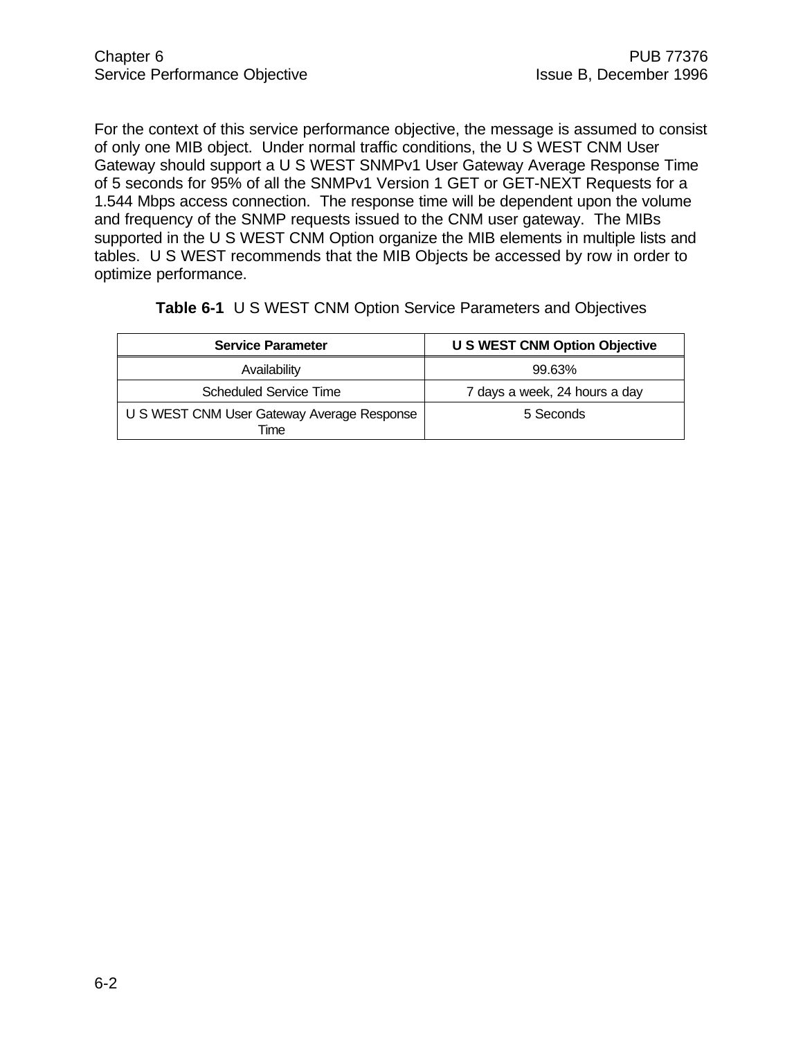For the context of this service performance objective, the message is assumed to consist of only one MIB object. Under normal traffic conditions, the U S WEST CNM User Gateway should support a U S WEST SNMPv1 User Gateway Average Response Time of 5 seconds for 95% of all the SNMPv1 Version 1 GET or GET-NEXT Requests for a 1.544 Mbps access connection. The response time will be dependent upon the volume and frequency of the SNMP requests issued to the CNM user gateway. The MIBs supported in the U S WEST CNM Option organize the MIB elements in multiple lists and tables. U S WEST recommends that the MIB Objects be accessed by row in order to optimize performance.

**Table 6-1** U S WEST CNM Option Service Parameters and Objectives

| Service Parameter | U S WEST CNM Option Objective |
|---|---|
| Availability | 99.63% |
| Scheduled Service Time | 7 days a week, 24 hours a day |
| U S WEST CNM User Gateway Average Response Time | 5 Seconds |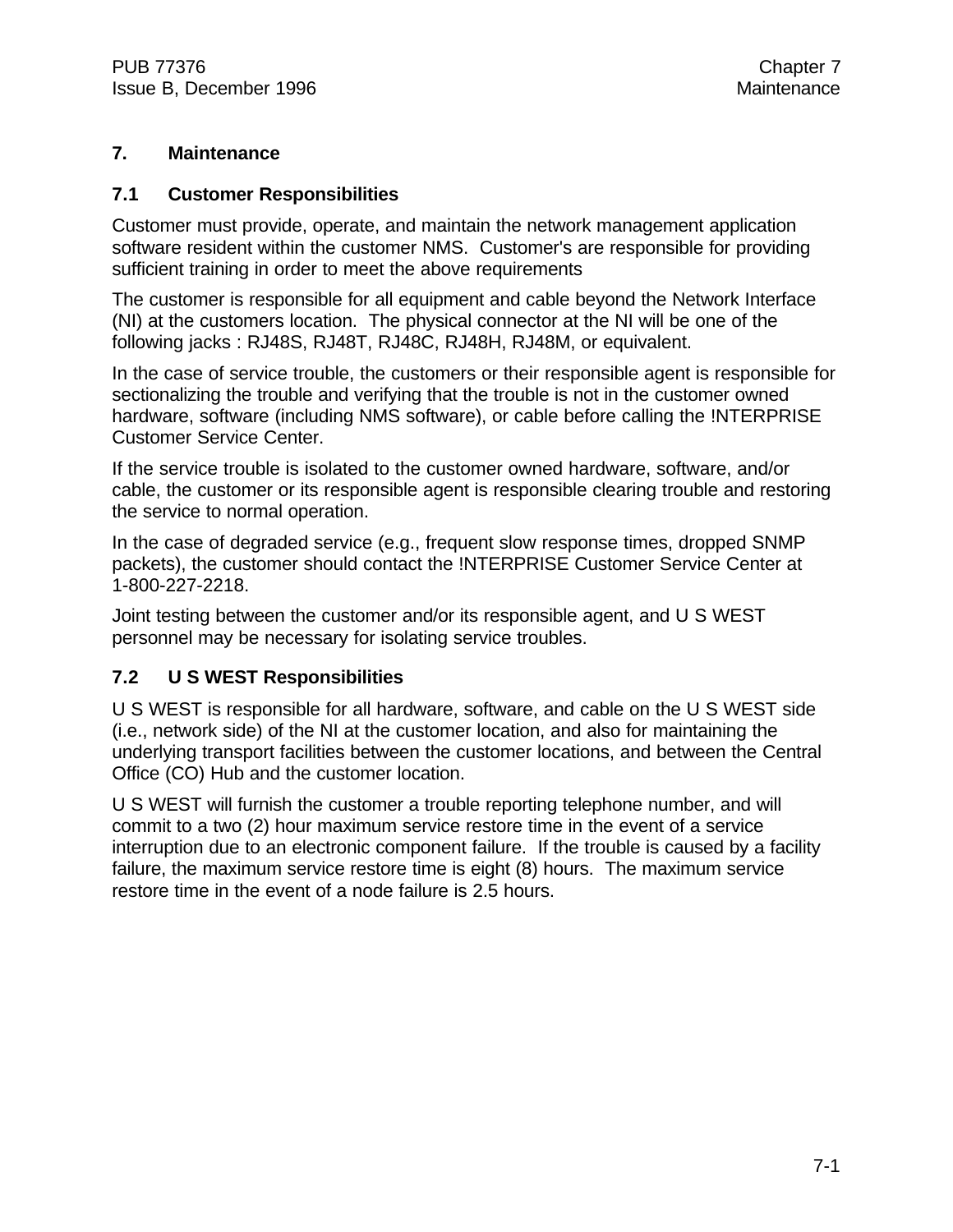# 7. Maintenance

## 7.1 Customer Responsibilities

Customer must provide, operate, and maintain the network management application software resident within the customer NMS. Customer's are responsible for providing sufficient training in order to meet the above requirements

The customer is responsible for all equipment and cable beyond the Network Interface (NI) at the customers location. The physical connector at the NI will be one of the following jacks : RJ48S, RJ48T, RJ48C, RJ48H, RJ48M, or equivalent.

In the case of service trouble, the customers or their responsible agent is responsible for sectionalizing the trouble and verifying that the trouble is not in the customer owned hardware, software (including NMS software), or cable before calling the !NTERPRISE Customer Service Center.

If the service trouble is isolated to the customer owned hardware, software, and/or cable, the customer or its responsible agent is responsible clearing trouble and restoring the service to normal operation.

In the case of degraded service (e.g., frequent slow response times, dropped SNMP packets), the customer should contact the !NTERPRISE Customer Service Center at 1-800-227-2218.

Joint testing between the customer and/or its responsible agent, and U S WEST personnel may be necessary for isolating service troubles.

## 7.2 U S WEST Responsibilities

U S WEST is responsible for all hardware, software, and cable on the U S WEST side (i.e., network side) of the NI at the customer location, and also for maintaining the underlying transport facilities between the customer locations, and between the Central Office (CO) Hub and the customer location.

U S WEST will furnish the customer a trouble reporting telephone number, and will commit to a two (2) hour maximum service restore time in the event of a service interruption due to an electronic component failure. If the trouble is caused by a facility failure, the maximum service restore time is eight (8) hours. The maximum service restore time in the event of a node failure is 2.5 hours.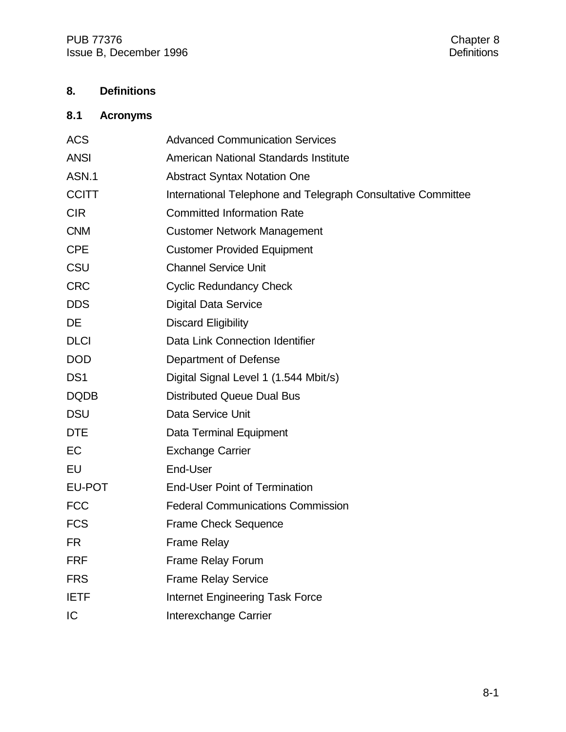# 8. Definitions

## 8.1 Acronyms

| | |
|---|---|
| ACS | Advanced Communication Services |
| ANSI | American National Standards Institute |
| ASN.1 | Abstract Syntax Notation One |
| CCITT | International Telephone and Telegraph Consultative Committee |
| CIR | Committed Information Rate |
| CNM | Customer Network Management |
| CPE | Customer Provided Equipment |
| CSU | Channel Service Unit |
| CRC | Cyclic Redundancy Check |
| DDS | Digital Data Service |
| DE | Discard Eligibility |
| DLCI | Data Link Connection Identifier |
| DOD | Department of Defense |
| DS1 | Digital Signal Level 1 (1.544 Mbit/s) |
| DQDB | Distributed Queue Dual Bus |
| DSU | Data Service Unit |
| DTE | Data Terminal Equipment |
| EC | Exchange Carrier |
| EU | End-User |
| EU-POT | End-User Point of Termination |
| FCC | Federal Communications Commission |
| FCS | Frame Check Sequence |
| FR | Frame Relay |
| FRF | Frame Relay Forum |
| FRS | Frame Relay Service |
| IETF | Internet Engineering Task Force |
| IC | Interexchange Carrier |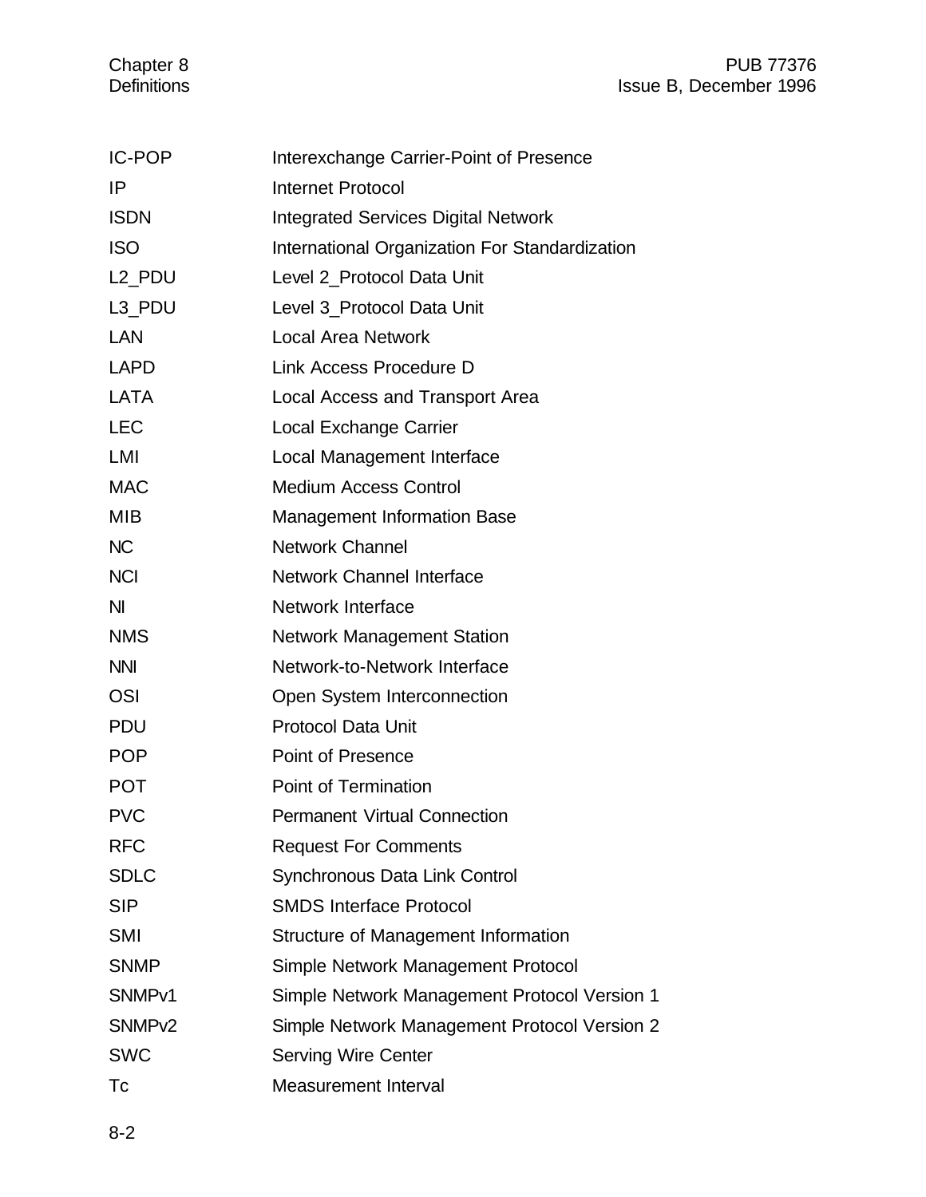| | |
|---|---|
| IC-POP | Interexchange Carrier-Point of Presence |
| IP | Internet Protocol |
| ISDN | Integrated Services Digital Network |
| ISO | International Organization For Standardization |
| L2_PDU | Level 2_Protocol Data Unit |
| L3_PDU | Level 3_Protocol Data Unit |
| LAN | Local Area Network |
| LAPD | Link Access Procedure D |
| LATA | Local Access and Transport Area |
| LEC | Local Exchange Carrier |
| LMI | Local Management Interface |
| MAC | Medium Access Control |
| MIB | Management Information Base |
| NC | Network Channel |
| NCI | Network Channel Interface |
| NI | Network Interface |
| NMS | Network Management Station |
| NNI | Network-to-Network Interface |
| OSI | Open System Interconnection |
| PDU | Protocol Data Unit |
| POP | Point of Presence |
| POT | Point of Termination |
| PVC | Permanent Virtual Connection |
| RFC | Request For Comments |
| SDLC | Synchronous Data Link Control |
| SIP | SMDS Interface Protocol |
| SMI | Structure of Management Information |
| SNMP | Simple Network Management Protocol |
| SNMPv1 | Simple Network Management Protocol Version 1 |
| SNMPv2 | Simple Network Management Protocol Version 2 |
| SWC | Serving Wire Center |
| Tc | Measurement Interval |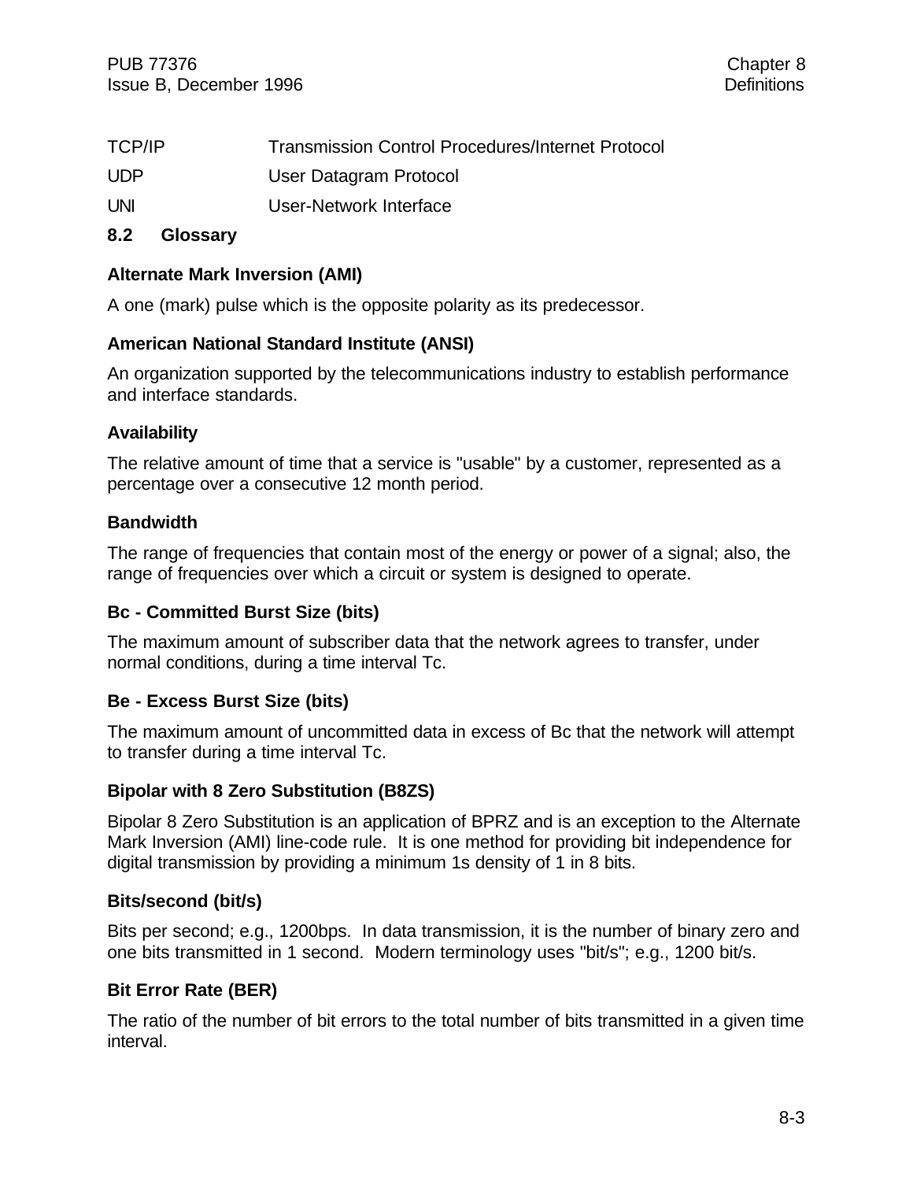| | |
|---|---|
| TCP/IP | Transmission Control Procedures/Internet Protocol |
| UDP | User Datagram Protocol |
| UNI | User-Network Interface |

## 8.2 Glossary

**Alternate Mark Inversion (AMI)**

A one (mark) pulse which is the opposite polarity as its predecessor.

**American National Standard Institute (ANSI)**

An organization supported by the telecommunications industry to establish performance and interface standards.

**Availability**

The relative amount of time that a service is "usable" by a customer, represented as a percentage over a consecutive 12 month period.

**Bandwidth**

The range of frequencies that contain most of the energy or power of a signal; also, the range of frequencies over which a circuit or system is designed to operate.

**Bc - Committed Burst Size (bits)**

The maximum amount of subscriber data that the network agrees to transfer, under normal conditions, during a time interval Tc.

**Be - Excess Burst Size (bits)**

The maximum amount of uncommitted data in excess of Bc that the network will attempt to transfer during a time interval Tc.

**Bipolar with 8 Zero Substitution (B8ZS)**

Bipolar 8 Zero Substitution is an application of BPRZ and is an exception to the Alternate Mark Inversion (AMI) line-code rule. It is one method for providing bit independence for digital transmission by providing a minimum 1s density of 1 in 8 bits.

**Bits/second (bit/s)**

Bits per second; e.g., 1200bps. In data transmission, it is the number of binary zero and one bits transmitted in 1 second. Modern terminology uses "bit/s"; e.g., 1200 bit/s.

**Bit Error Rate (BER)**

The ratio of the number of bit errors to the total number of bits transmitted in a given time interval.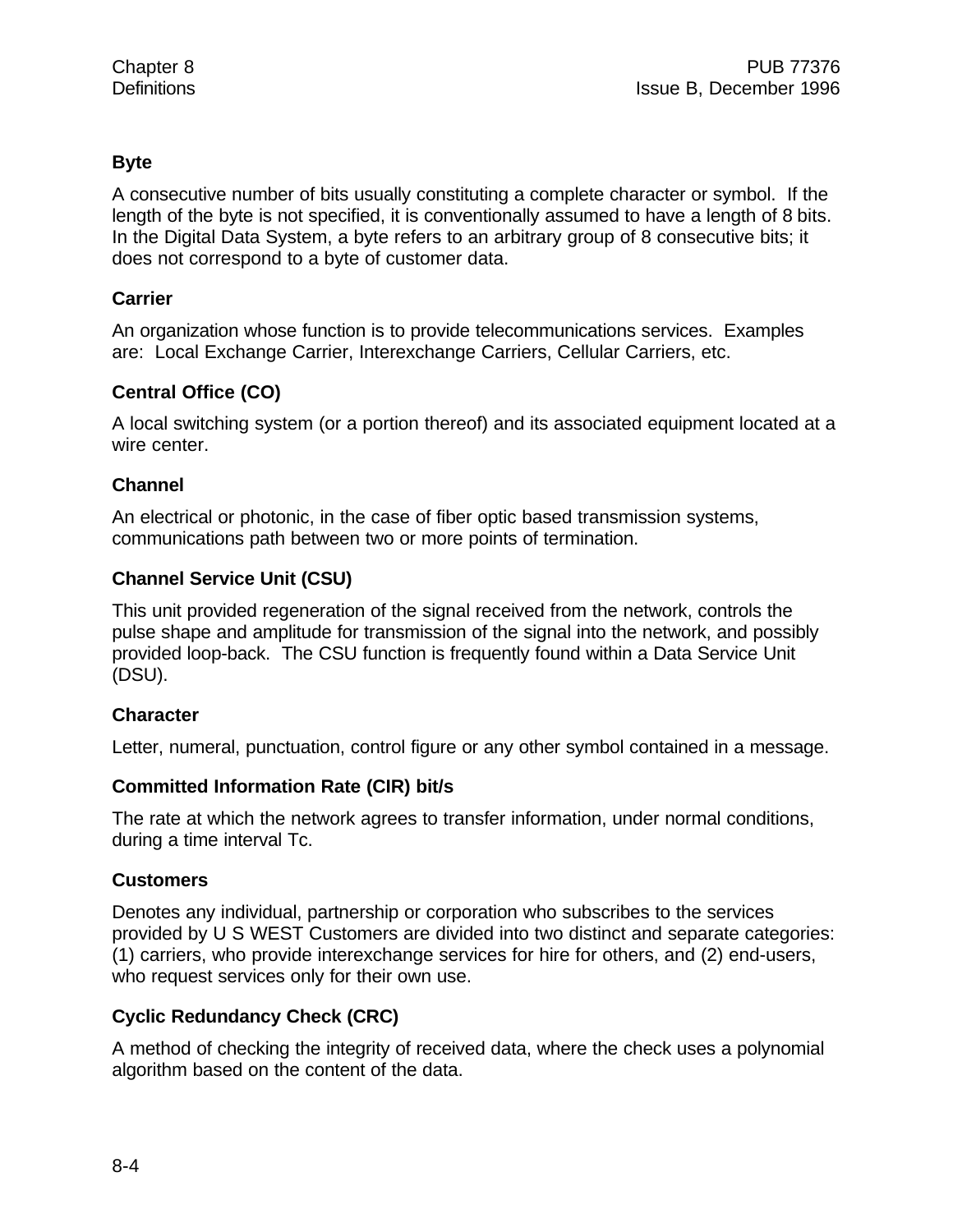### Byte

A consecutive number of bits usually constituting a complete character or symbol. If the length of the byte is not specified, it is conventionally assumed to have a length of 8 bits. In the Digital Data System, a byte refers to an arbitrary group of 8 consecutive bits; it does not correspond to a byte of customer data.

### Carrier

An organization whose function is to provide telecommunications services. Examples are: Local Exchange Carrier, Interexchange Carriers, Cellular Carriers, etc.

### Central Office (CO)

A local switching system (or a portion thereof) and its associated equipment located at a wire center.

### Channel

An electrical or photonic, in the case of fiber optic based transmission systems, communications path between two or more points of termination.

### Channel Service Unit (CSU)

This unit provided regeneration of the signal received from the network, controls the pulse shape and amplitude for transmission of the signal into the network, and possibly provided loop-back. The CSU function is frequently found within a Data Service Unit (DSU).

### Character

Letter, numeral, punctuation, control figure or any other symbol contained in a message.

### Committed Information Rate (CIR) bit/s

The rate at which the network agrees to transfer information, under normal conditions, during a time interval Tc.

### Customers

Denotes any individual, partnership or corporation who subscribes to the services provided by U S WEST Customers are divided into two distinct and separate categories: (1) carriers, who provide interexchange services for hire for others, and (2) end-users, who request services only for their own use.

### Cyclic Redundancy Check (CRC)

A method of checking the integrity of received data, where the check uses a polynomial algorithm based on the content of the data.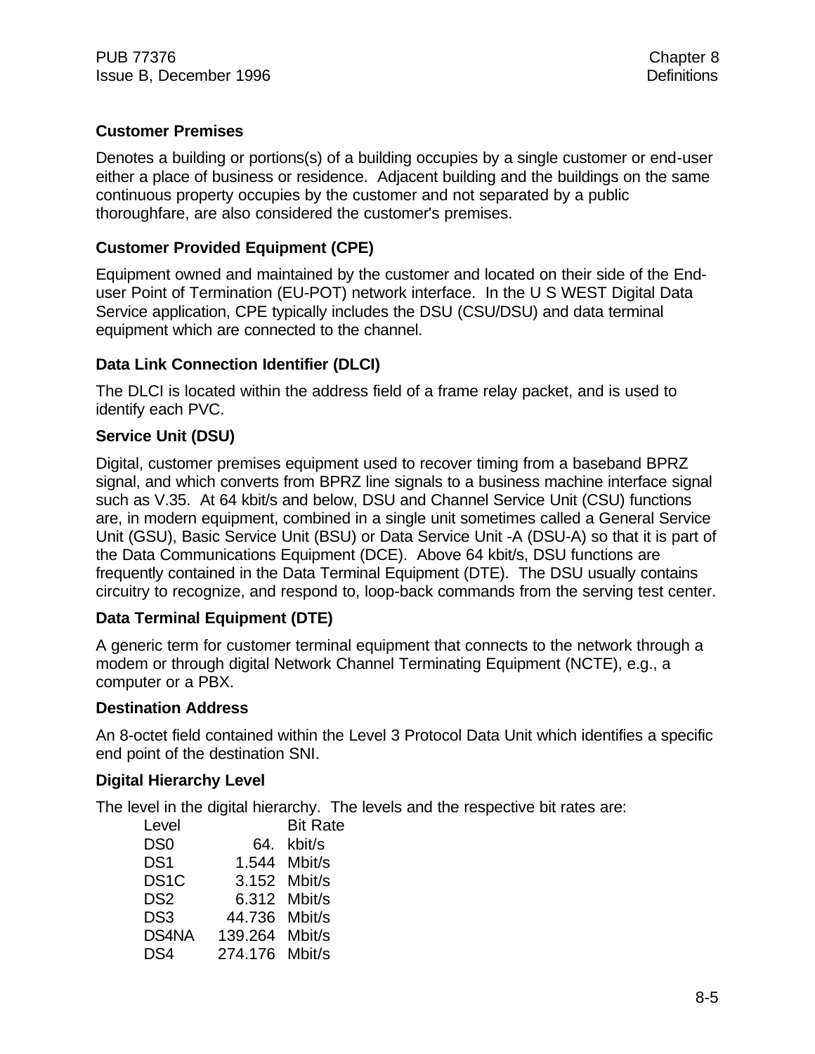### Customer Premises

Denotes a building or portions(s) of a building occupies by a single customer or end-user either a place of business or residence. Adjacent building and the buildings on the same continuous property occupies by the customer and not separated by a public thoroughfare, are also considered the customer's premises.

### Customer Provided Equipment (CPE)

Equipment owned and maintained by the customer and located on their side of the End-user Point of Termination (EU-POT) network interface. In the U S WEST Digital Data Service application, CPE typically includes the DSU (CSU/DSU) and data terminal equipment which are connected to the channel.

### Data Link Connection Identifier (DLCI)

The DLCI is located within the address field of a frame relay packet, and is used to identify each PVC.

### Service Unit (DSU)

Digital, customer premises equipment used to recover timing from a baseband BPRZ signal, and which converts from BPRZ line signals to a business machine interface signal such as V.35. At 64 kbit/s and below, DSU and Channel Service Unit (CSU) functions are, in modern equipment, combined in a single unit sometimes called a General Service Unit (GSU), Basic Service Unit (BSU) or Data Service Unit -A (DSU-A) so that it is part of the Data Communications Equipment (DCE). Above 64 kbit/s, DSU functions are frequently contained in the Data Terminal Equipment (DTE). The DSU usually contains circuitry to recognize, and respond to, loop-back commands from the serving test center.

### Data Terminal Equipment (DTE)

A generic term for customer terminal equipment that connects to the network through a modem or through digital Network Channel Terminating Equipment (NCTE), e.g., a computer or a PBX.

### Destination Address

An 8-octet field contained within the Level 3 Protocol Data Unit which identifies a specific end point of the destination SNI.

### Digital Hierarchy Level

The level in the digital hierarchy. The levels and the respective bit rates are:

| Level | Bit Rate | |
|---|---|---|
| DS0 | 64. | kbit/s |
| DS1 | 1.544 | Mbit/s |
| DS1C | 3.152 | Mbit/s |
| DS2 | 6.312 | Mbit/s |
| DS3 | 44.736 | Mbit/s |
| DS4NA | 139.264 | Mbit/s |
| DS4 | 274.176 | Mbit/s |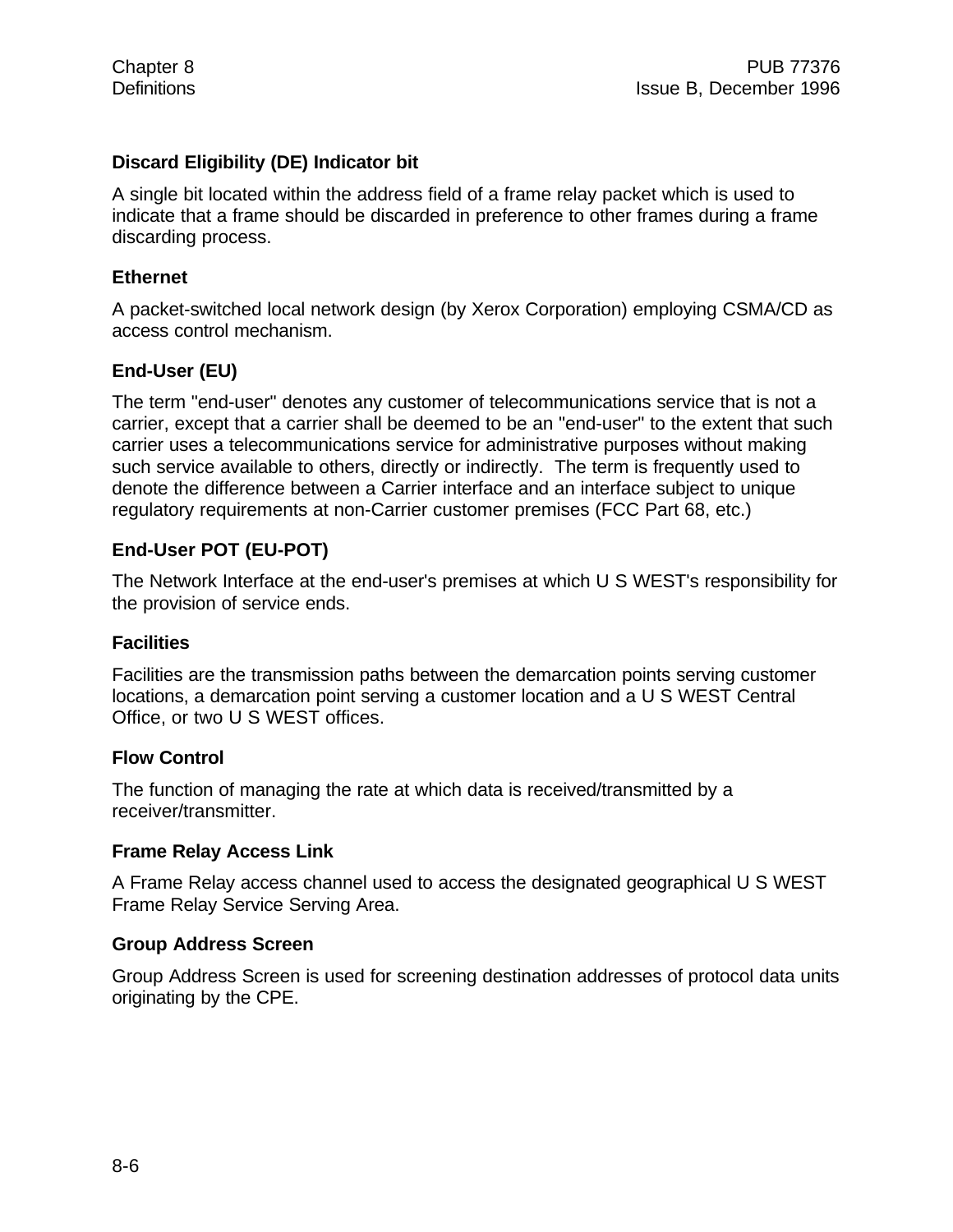**Discard Eligibility (DE) Indicator bit**

A single bit located within the address field of a frame relay packet which is used to indicate that a frame should be discarded in preference to other frames during a frame discarding process.

**Ethernet**

A packet-switched local network design (by Xerox Corporation) employing CSMA/CD as access control mechanism.

**End-User (EU)**

The term "end-user" denotes any customer of telecommunications service that is not a carrier, except that a carrier shall be deemed to be an "end-user" to the extent that such carrier uses a telecommunications service for administrative purposes without making such service available to others, directly or indirectly. The term is frequently used to denote the difference between a Carrier interface and an interface subject to unique regulatory requirements at non-Carrier customer premises (FCC Part 68, etc.)

**End-User POT (EU-POT)**

The Network Interface at the end-user's premises at which U S WEST's responsibility for the provision of service ends.

**Facilities**

Facilities are the transmission paths between the demarcation points serving customer locations, a demarcation point serving a customer location and a U S WEST Central Office, or two U S WEST offices.

**Flow Control**

The function of managing the rate at which data is received/transmitted by a receiver/transmitter.

**Frame Relay Access Link**

A Frame Relay access channel used to access the designated geographical U S WEST Frame Relay Service Serving Area.

**Group Address Screen**

Group Address Screen is used for screening destination addresses of protocol data units originating by the CPE.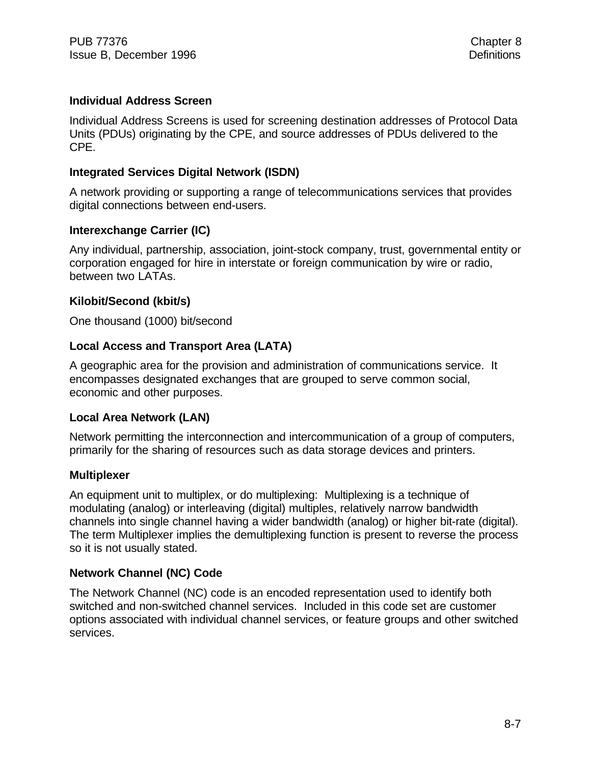### Individual Address Screen

Individual Address Screens is used for screening destination addresses of Protocol Data Units (PDUs) originating by the CPE, and source addresses of PDUs delivered to the CPE.

### Integrated Services Digital Network (ISDN)

A network providing or supporting a range of telecommunications services that provides digital connections between end-users.

### Interexchange Carrier (IC)

Any individual, partnership, association, joint-stock company, trust, governmental entity or corporation engaged for hire in interstate or foreign communication by wire or radio, between two LATAs.

### Kilobit/Second (kbit/s)

One thousand (1000) bit/second

### Local Access and Transport Area (LATA)

A geographic area for the provision and administration of communications service. It encompasses designated exchanges that are grouped to serve common social, economic and other purposes.

### Local Area Network (LAN)

Network permitting the interconnection and intercommunication of a group of computers, primarily for the sharing of resources such as data storage devices and printers.

### Multiplexer

An equipment unit to multiplex, or do multiplexing: Multiplexing is a technique of modulating (analog) or interleaving (digital) multiples, relatively narrow bandwidth channels into single channel having a wider bandwidth (analog) or higher bit-rate (digital). The term Multiplexer implies the demultiplexing function is present to reverse the process so it is not usually stated.

### Network Channel (NC) Code

The Network Channel (NC) code is an encoded representation used to identify both switched and non-switched channel services. Included in this code set are customer options associated with individual channel services, or feature groups and other switched services.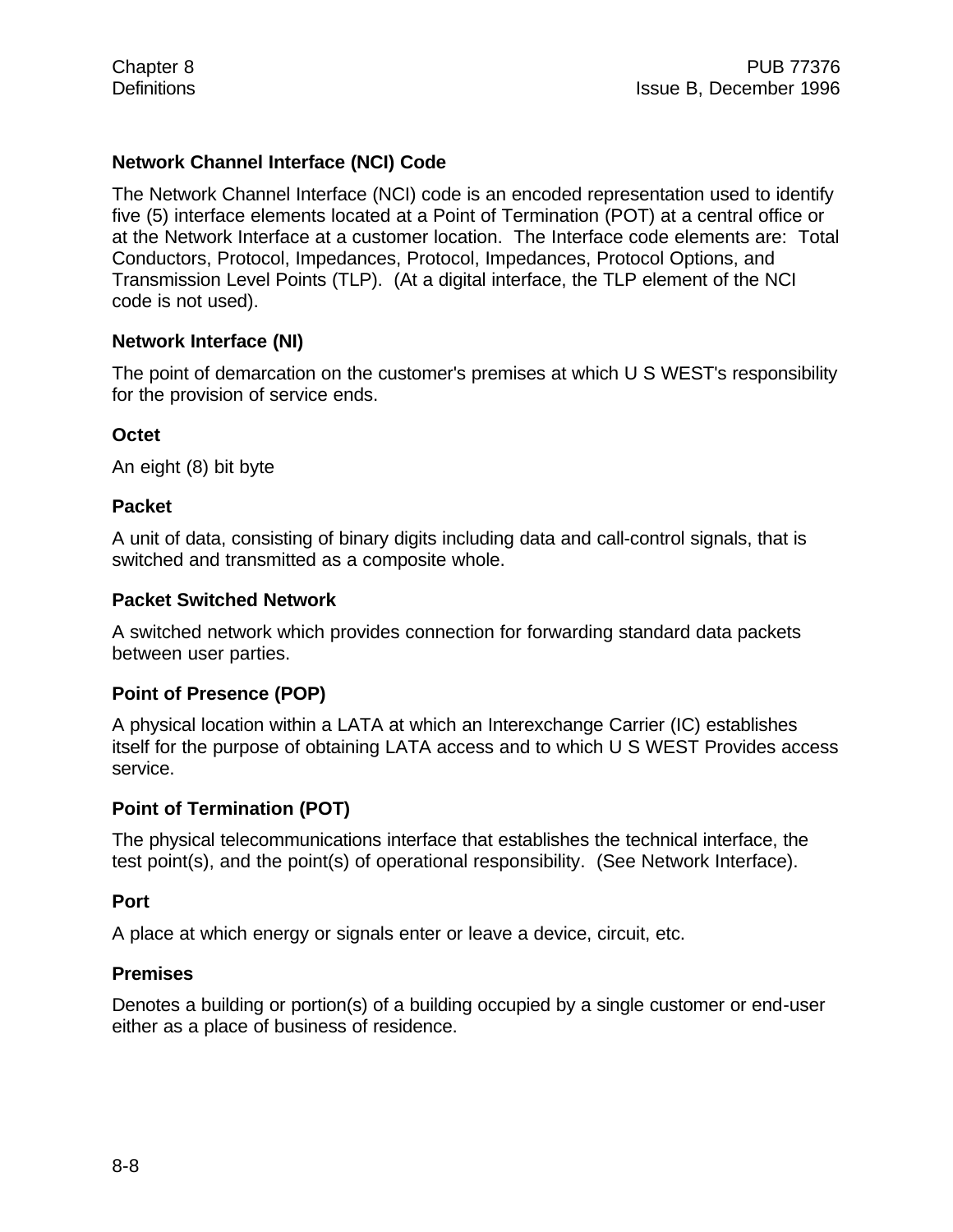**Network Channel Interface (NCI) Code**

The Network Channel Interface (NCI) code is an encoded representation used to identify five (5) interface elements located at a Point of Termination (POT) at a central office or at the Network Interface at a customer location. The Interface code elements are: Total Conductors, Protocol, Impedances, Protocol, Impedances, Protocol Options, and Transmission Level Points (TLP). (At a digital interface, the TLP element of the NCI code is not used).

**Network Interface (NI)**

The point of demarcation on the customer's premises at which U S WEST's responsibility for the provision of service ends.

**Octet**

An eight (8) bit byte

**Packet**

A unit of data, consisting of binary digits including data and call-control signals, that is switched and transmitted as a composite whole.

**Packet Switched Network**

A switched network which provides connection for forwarding standard data packets between user parties.

**Point of Presence (POP)**

A physical location within a LATA at which an Interexchange Carrier (IC) establishes itself for the purpose of obtaining LATA access and to which U S WEST Provides access service.

**Point of Termination (POT)**

The physical telecommunications interface that establishes the technical interface, the test point(s), and the point(s) of operational responsibility. (See Network Interface).

**Port**

A place at which energy or signals enter or leave a device, circuit, etc.

**Premises**

Denotes a building or portion(s) of a building occupied by a single customer or end-user either as a place of business of residence.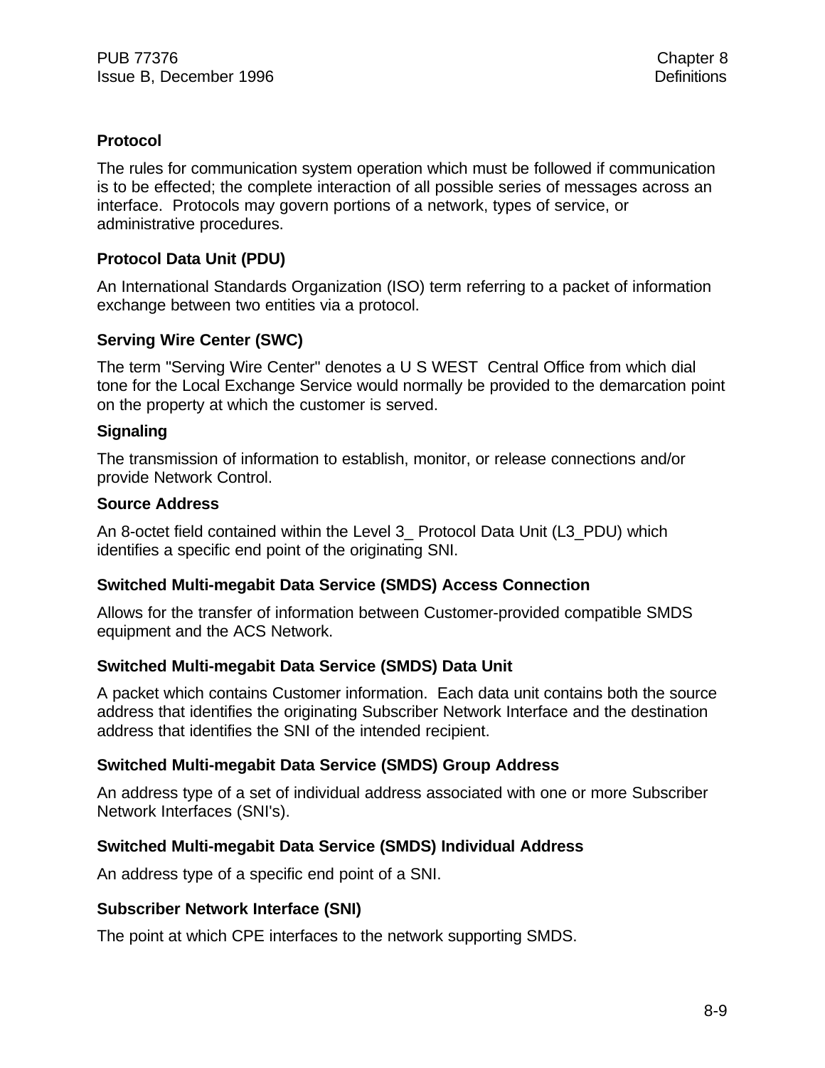### Protocol

The rules for communication system operation which must be followed if communication is to be effected; the complete interaction of all possible series of messages across an interface. Protocols may govern portions of a network, types of service, or administrative procedures.

### Protocol Data Unit (PDU)

An International Standards Organization (ISO) term referring to a packet of information exchange between two entities via a protocol.

### Serving Wire Center (SWC)

The term "Serving Wire Center" denotes a U S WEST Central Office from which dial tone for the Local Exchange Service would normally be provided to the demarcation point on the property at which the customer is served.

### Signaling

The transmission of information to establish, monitor, or release connections and/or provide Network Control.

### Source Address

An 8-octet field contained within the Level 3_ Protocol Data Unit (L3_PDU) which identifies a specific end point of the originating SNI.

### Switched Multi-megabit Data Service (SMDS) Access Connection

Allows for the transfer of information between Customer-provided compatible SMDS equipment and the ACS Network.

### Switched Multi-megabit Data Service (SMDS) Data Unit

A packet which contains Customer information. Each data unit contains both the source address that identifies the originating Subscriber Network Interface and the destination address that identifies the SNI of the intended recipient.

### Switched Multi-megabit Data Service (SMDS) Group Address

An address type of a set of individual address associated with one or more Subscriber Network Interfaces (SNI's).

### Switched Multi-megabit Data Service (SMDS) Individual Address

An address type of a specific end point of a SNI.

### Subscriber Network Interface (SNI)

The point at which CPE interfaces to the network supporting SMDS.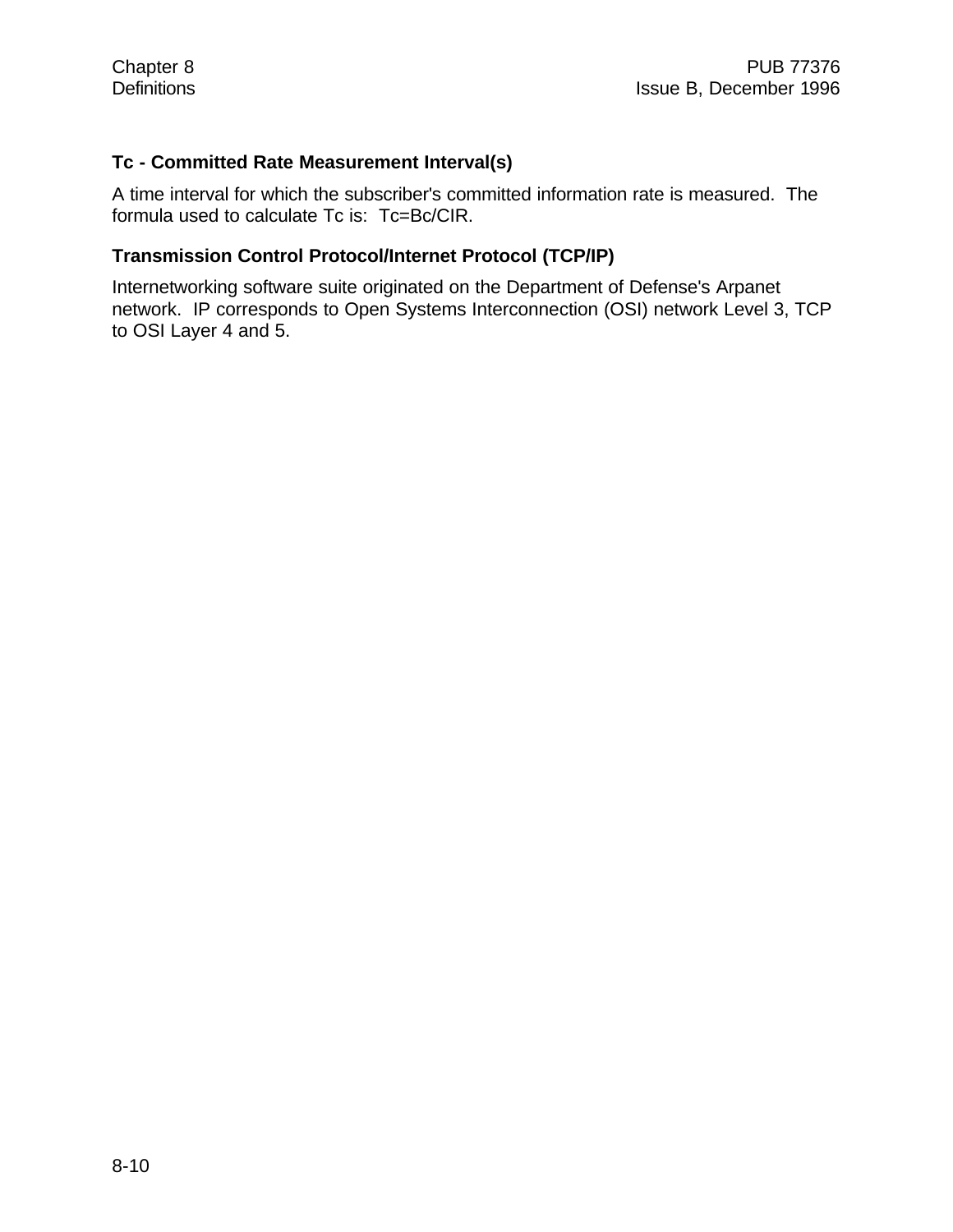### Tc - Committed Rate Measurement Interval(s)

A time interval for which the subscriber's committed information rate is measured. The formula used to calculate Tc is: Tc=Bc/CIR.

### Transmission Control Protocol/Internet Protocol (TCP/IP)

Internetworking software suite originated on the Department of Defense's Arpanet network. IP corresponds to Open Systems Interconnection (OSI) network Level 3, TCP to OSI Layer 4 and 5.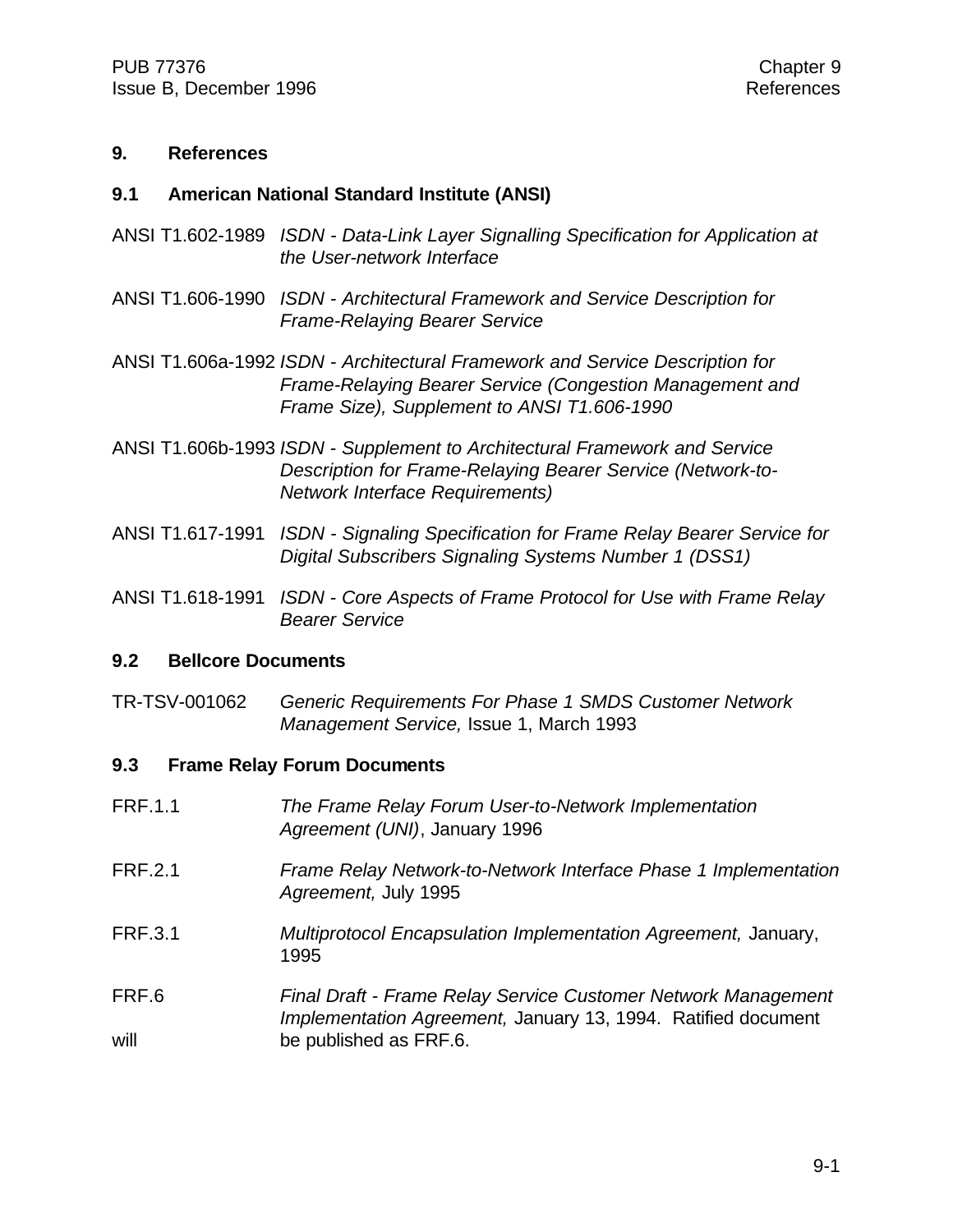# 9. References

## 9.1 American National Standard Institute (ANSI)

ANSI T1.602-1989 *ISDN - Data-Link Layer Signalling Specification for Application at the User-network Interface*

ANSI T1.606-1990 *ISDN - Architectural Framework and Service Description for Frame-Relaying Bearer Service*

ANSI T1.606a-1992 *ISDN - Architectural Framework and Service Description for Frame-Relaying Bearer Service (Congestion Management and Frame Size), Supplement to ANSI T1.606-1990*

ANSI T1.606b-1993 *ISDN - Supplement to Architectural Framework and Service Description for Frame-Relaying Bearer Service (Network-to-Network Interface Requirements)*

ANSI T1.617-1991 *ISDN - Signaling Specification for Frame Relay Bearer Service for Digital Subscribers Signaling Systems Number 1 (DSS1)*

ANSI T1.618-1991 *ISDN - Core Aspects of Frame Protocol for Use with Frame Relay Bearer Service*

## 9.2 Bellcore Documents

TR-TSV-001062 *Generic Requirements For Phase 1 SMDS Customer Network Management Service,* Issue 1, March 1993

## 9.3 Frame Relay Forum Documents

FRF.1.1 *The Frame Relay Forum User-to-Network Implementation Agreement (UNI)*, January 1996

FRF.2.1 *Frame Relay Network-to-Network Interface Phase 1 Implementation Agreement,* July 1995

FRF.3.1 *Multiprotocol Encapsulation Implementation Agreement,* January, 1995

FRF.6 *Final Draft - Frame Relay Service Customer Network Management Implementation Agreement,* January 13, 1994. Ratified document will be published as FRF.6.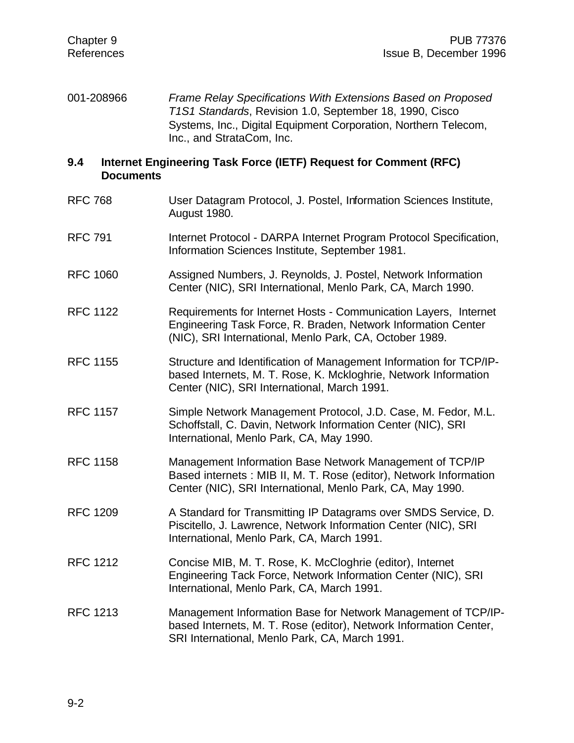001-208966 *Frame Relay Specifications With Extensions Based on Proposed T1S1 Standards*, Revision 1.0, September 18, 1990, Cisco Systems, Inc., Digital Equipment Corporation, Northern Telecom, Inc., and StrataCom, Inc.

## 9.4 Internet Engineering Task Force (IETF) Request for Comment (RFC) Documents

RFC 768 User Datagram Protocol, J. Postel, Information Sciences Institute, August 1980.

RFC 791 Internet Protocol - DARPA Internet Program Protocol Specification, Information Sciences Institute, September 1981.

RFC 1060 Assigned Numbers, J. Reynolds, J. Postel, Network Information Center (NIC), SRI International, Menlo Park, CA, March 1990.

RFC 1122 Requirements for Internet Hosts - Communication Layers, Internet Engineering Task Force, R. Braden, Network Information Center (NIC), SRI International, Menlo Park, CA, October 1989.

RFC 1155 Structure and Identification of Management Information for TCP/IP-based Internets, M. T. Rose, K. Mckloghrie, Network Information Center (NIC), SRI International, March 1991.

RFC 1157 Simple Network Management Protocol, J.D. Case, M. Fedor, M.L. Schoffstall, C. Davin, Network Information Center (NIC), SRI International, Menlo Park, CA, May 1990.

RFC 1158 Management Information Base Network Management of TCP/IP Based internets : MIB II, M. T. Rose (editor), Network Information Center (NIC), SRI International, Menlo Park, CA, May 1990.

RFC 1209 A Standard for Transmitting IP Datagrams over SMDS Service, D. Piscitello, J. Lawrence, Network Information Center (NIC), SRI International, Menlo Park, CA, March 1991.

RFC 1212 Concise MIB, M. T. Rose, K. McCloghrie (editor), Internet Engineering Tack Force, Network Information Center (NIC), SRI International, Menlo Park, CA, March 1991.

RFC 1213 Management Information Base for Network Management of TCP/IP-based Internets, M. T. Rose (editor), Network Information Center, SRI International, Menlo Park, CA, March 1991.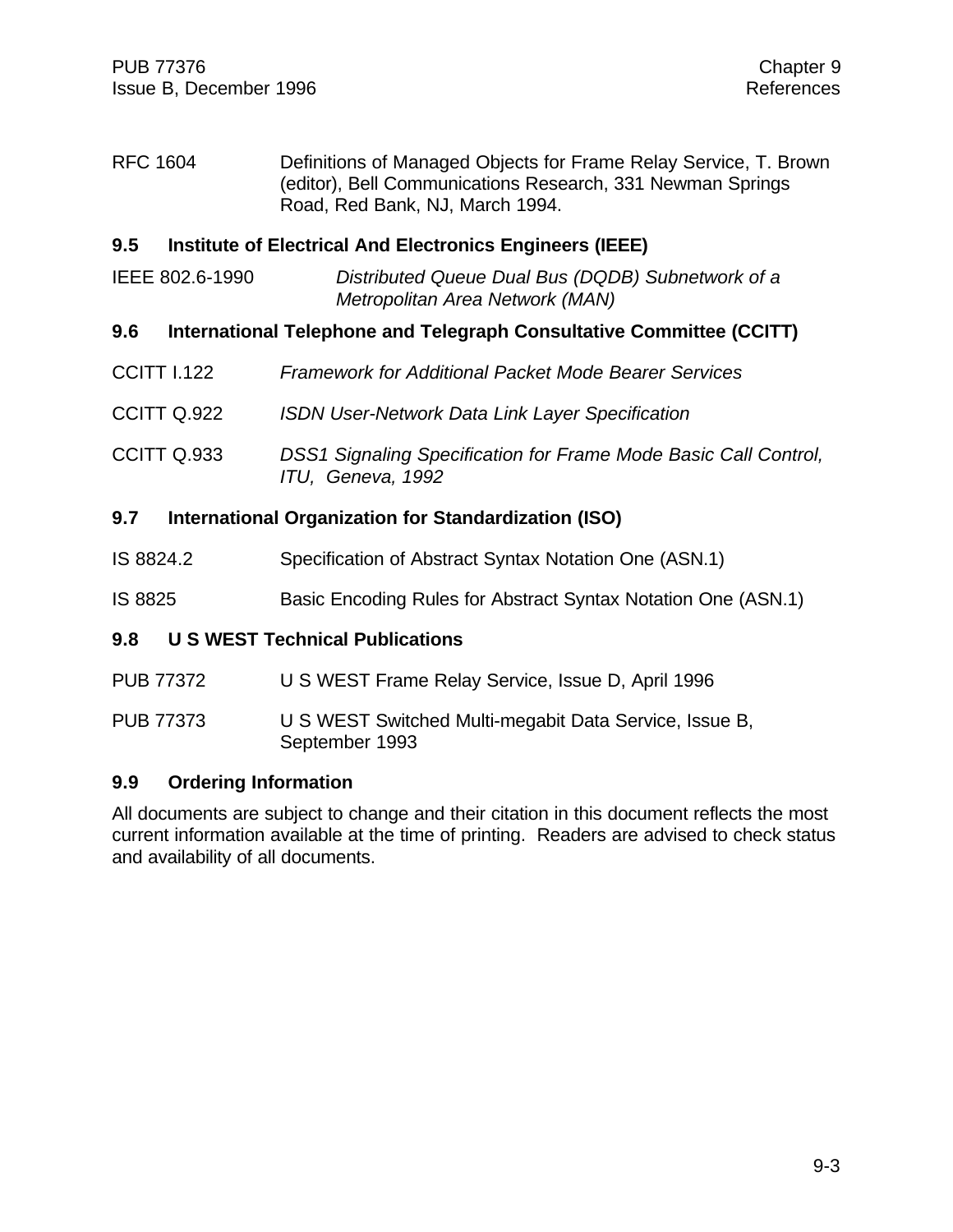RFC 1604 Definitions of Managed Objects for Frame Relay Service, T. Brown (editor), Bell Communications Research, 331 Newman Springs Road, Red Bank, NJ, March 1994.

## 9.5 Institute of Electrical And Electronics Engineers (IEEE)

IEEE 802.6-1990 *Distributed Queue Dual Bus (DQDB) Subnetwork of a Metropolitan Area Network (MAN)*

## 9.6 International Telephone and Telegraph Consultative Committee (CCITT)

CCITT I.122 *Framework for Additional Packet Mode Bearer Services*

CCITT Q.922 *ISDN User-Network Data Link Layer Specification*

CCITT Q.933 *DSS1 Signaling Specification for Frame Mode Basic Call Control, ITU, Geneva, 1992*

## 9.7 International Organization for Standardization (ISO)

IS 8824.2 Specification of Abstract Syntax Notation One (ASN.1)

IS 8825 Basic Encoding Rules for Abstract Syntax Notation One (ASN.1)

## 9.8 U S WEST Technical Publications

PUB 77372 U S WEST Frame Relay Service, Issue D, April 1996

PUB 77373 U S WEST Switched Multi-megabit Data Service, Issue B, September 1993

## 9.9 Ordering Information

All documents are subject to change and their citation in this document reflects the most current information available at the time of printing. Readers are advised to check status and availability of all documents.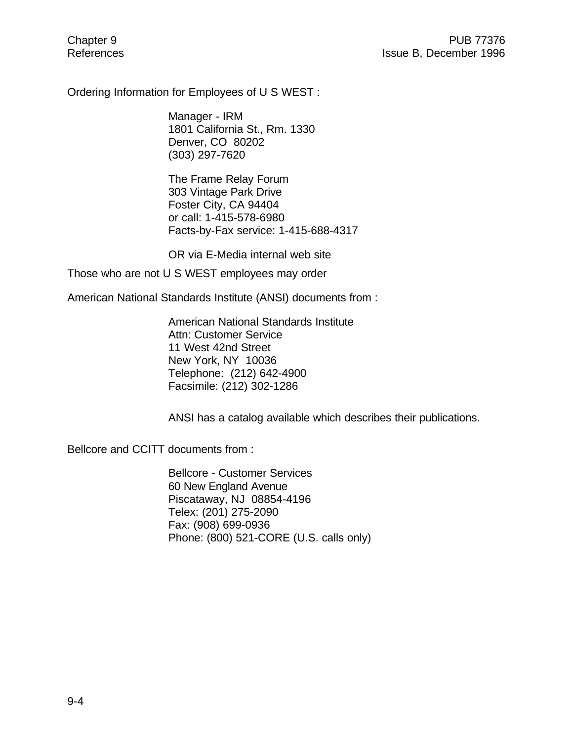Ordering Information for Employees of U S WEST :

Manager - IRM
1801 California St., Rm. 1330
Denver, CO 80202
(303) 297-7620

The Frame Relay Forum
303 Vintage Park Drive
Foster City, CA 94404
or call: 1-415-578-6980
Facts-by-Fax service: 1-415-688-4317

OR via E-Media internal web site

Those who are not U S WEST employees may order

American National Standards Institute (ANSI) documents from :

American National Standards Institute
Attn: Customer Service
11 West 42nd Street
New York, NY 10036
Telephone: (212) 642-4900
Facsimile: (212) 302-1286

ANSI has a catalog available which describes their publications.

Bellcore and CCITT documents from :

Bellcore - Customer Services
60 New England Avenue
Piscataway, NJ 08854-4196
Telex: (201) 275-2090
Fax: (908) 699-0936
Phone: (800) 521-CORE (U.S. calls only)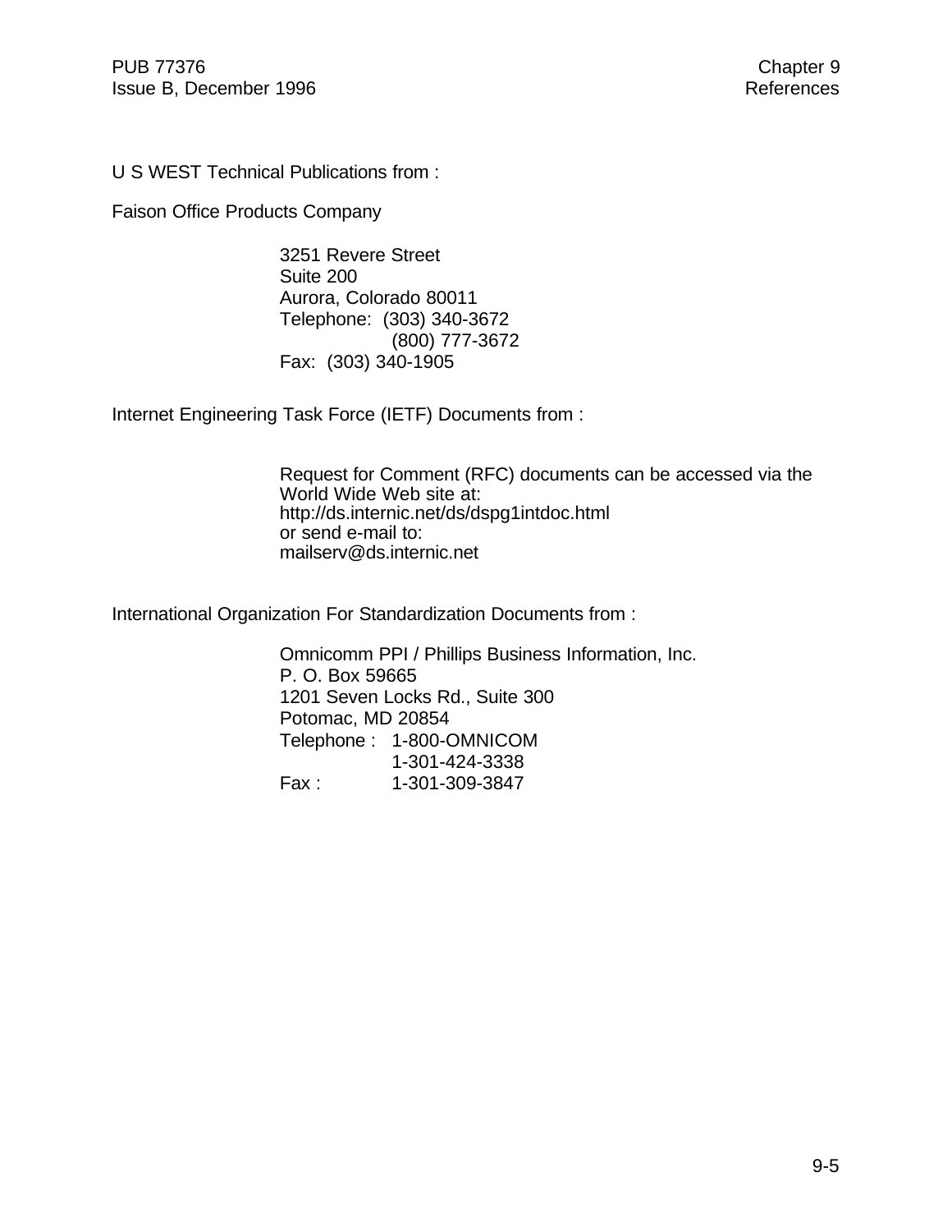U S WEST Technical Publications from :

Faison Office Products Company

3251 Revere Street
Suite 200
Aurora, Colorado 80011
Telephone: (303) 340-3672
(800) 777-3672
Fax: (303) 340-1905

Internet Engineering Task Force (IETF) Documents from :

Request for Comment (RFC) documents can be accessed via the World Wide Web site at:
http://ds.internic.net/ds/dspg1intdoc.html
or send e-mail to:
mailserv@ds.internic.net

International Organization For Standardization Documents from :

Omnicomm PPI / Phillips Business Information, Inc.
P. O. Box 59665
1201 Seven Locks Rd., Suite 300
Potomac, MD 20854
Telephone : 1-800-OMNICOM
1-301-424-3338
Fax : 1-301-309-3847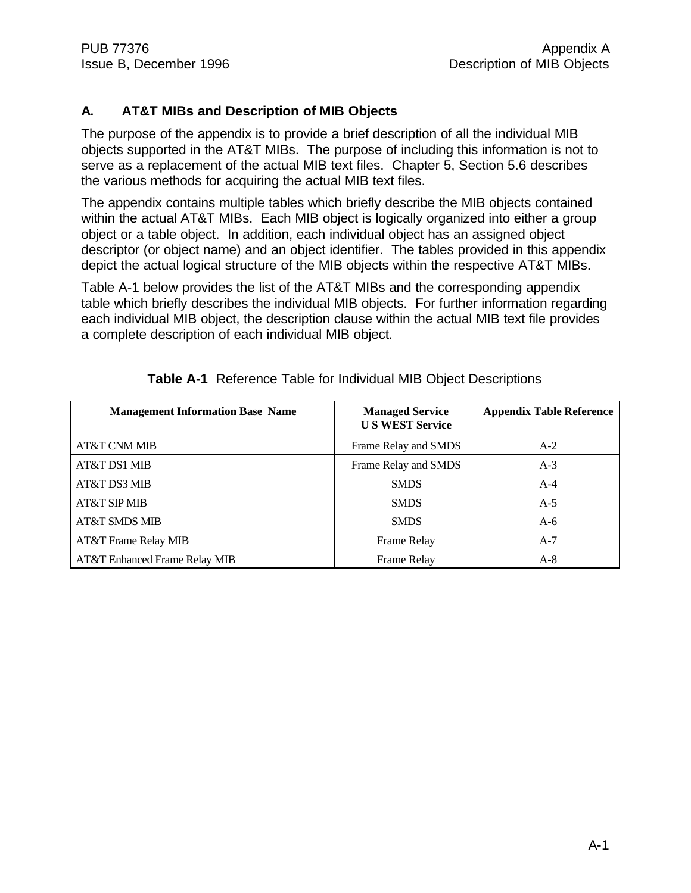## A. AT&T MIBs and Description of MIB Objects

The purpose of the appendix is to provide a brief description of all the individual MIB objects supported in the AT&T MIBs. The purpose of including this information is not to serve as a replacement of the actual MIB text files. Chapter 5, Section 5.6 describes the various methods for acquiring the actual MIB text files.

The appendix contains multiple tables which briefly describe the MIB objects contained within the actual AT&T MIBs. Each MIB object is logically organized into either a group object or a table object. In addition, each individual object has an assigned object descriptor (or object name) and an object identifier. The tables provided in this appendix depict the actual logical structure of the MIB objects within the respective AT&T MIBs.

Table A-1 below provides the list of the AT&T MIBs and the corresponding appendix table which briefly describes the individual MIB objects. For further information regarding each individual MIB object, the description clause within the actual MIB text file provides a complete description of each individual MIB object.

**Table A-1** Reference Table for Individual MIB Object Descriptions

| Management Information Base Name | Managed Service U S WEST Service | Appendix Table Reference |
|---|---|---|
| AT&T CNM MIB | Frame Relay and SMDS | A-2 |
| AT&T DS1 MIB | Frame Relay and SMDS | A-3 |
| AT&T DS3 MIB | SMDS | A-4 |
| AT&T SIP MIB | SMDS | A-5 |
| AT&T SMDS MIB | SMDS | A-6 |
| AT&T Frame Relay MIB | Frame Relay | A-7 |
| AT&T Enhanced Frame Relay MIB | Frame Relay | A-8 |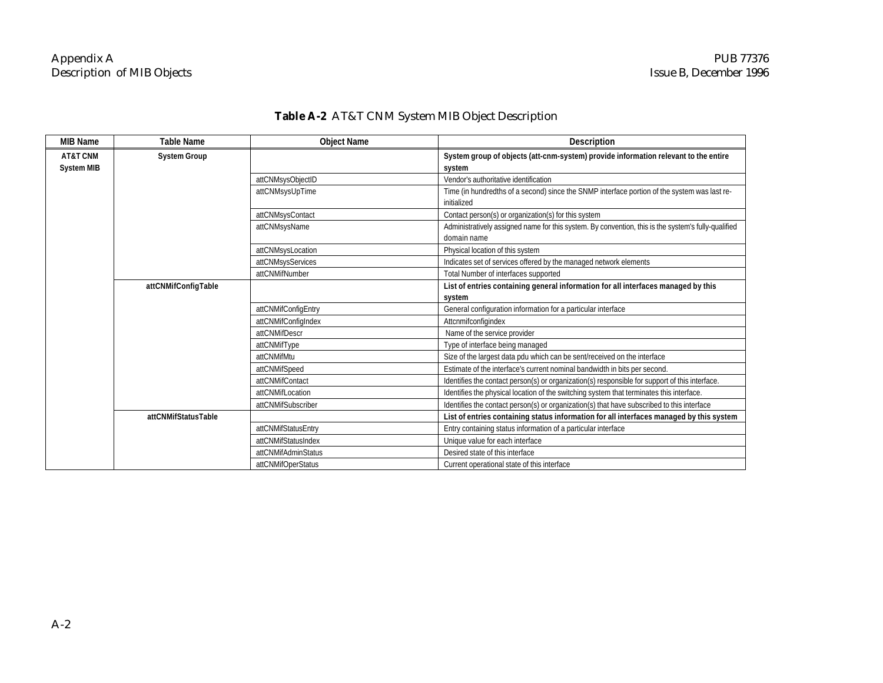**Table A-2** AT&T CNM System MIB Object Description

| MIB Name | Table Name | Object Name | Description |
|---|---|---|---|
| **AT&T CNM System MIB** | **System Group** | | **System group of objects (att-cnm-system) provide information relevant to the entire system** |
| | | attCNMsysObjectID | Vendor's authoritative identification |
| | | attCNMsysUpTime | Time (in hundredths of a second) since the SNMP interface portion of the system was last re-initialized |
| | | attCNMsysContact | Contact person(s) or organization(s) for this system |
| | | attCNMsysName | Administratively assigned name for this system. By convention, this is the system's fully-qualified domain name |
| | | attCNMsysLocation | Physical location of this system |
| | | attCNMsysServices | Indicates set of services offered by the managed network elements |
| | | attCNMifNumber | Total Number of interfaces supported |
| | **attCNMifConfigTable** | | **List of entries containing general information for all interfaces managed by this system** |
| | | attCNMifConfigEntry | General configuration information for a particular interface |
| | | attCNMifConfigIndex | Attcnmifconfigindex |
| | | attCNMifDescr | Name of the service provider |
| | | attCNMifType | Type of interface being managed |
| | | attCNMifMtu | Size of the largest data pdu which can be sent/received on the interface |
| | | attCNMifSpeed | Estimate of the interface's current nominal bandwidth in bits per second. |
| | | attCNMifContact | Identifies the contact person(s) or organization(s) responsible for support of this interface. |
| | | attCNMifLocation | Identifies the physical location of the switching system that terminates this interface. |
| | | attCNMifSubscriber | Identifies the contact person(s) or organization(s) that have subscribed to this interface |
| | **attCNMifStatusTable** | | **List of entries containing status information for all interfaces managed by this system** |
| | | attCNMifStatusEntry | Entry containing status information of a particular interface |
| | | attCNMifStatusIndex | Unique value for each interface |
| | | attCNMifAdminStatus | Desired state of this interface |
| | | attCNMifOperStatus | Current operational state of this interface |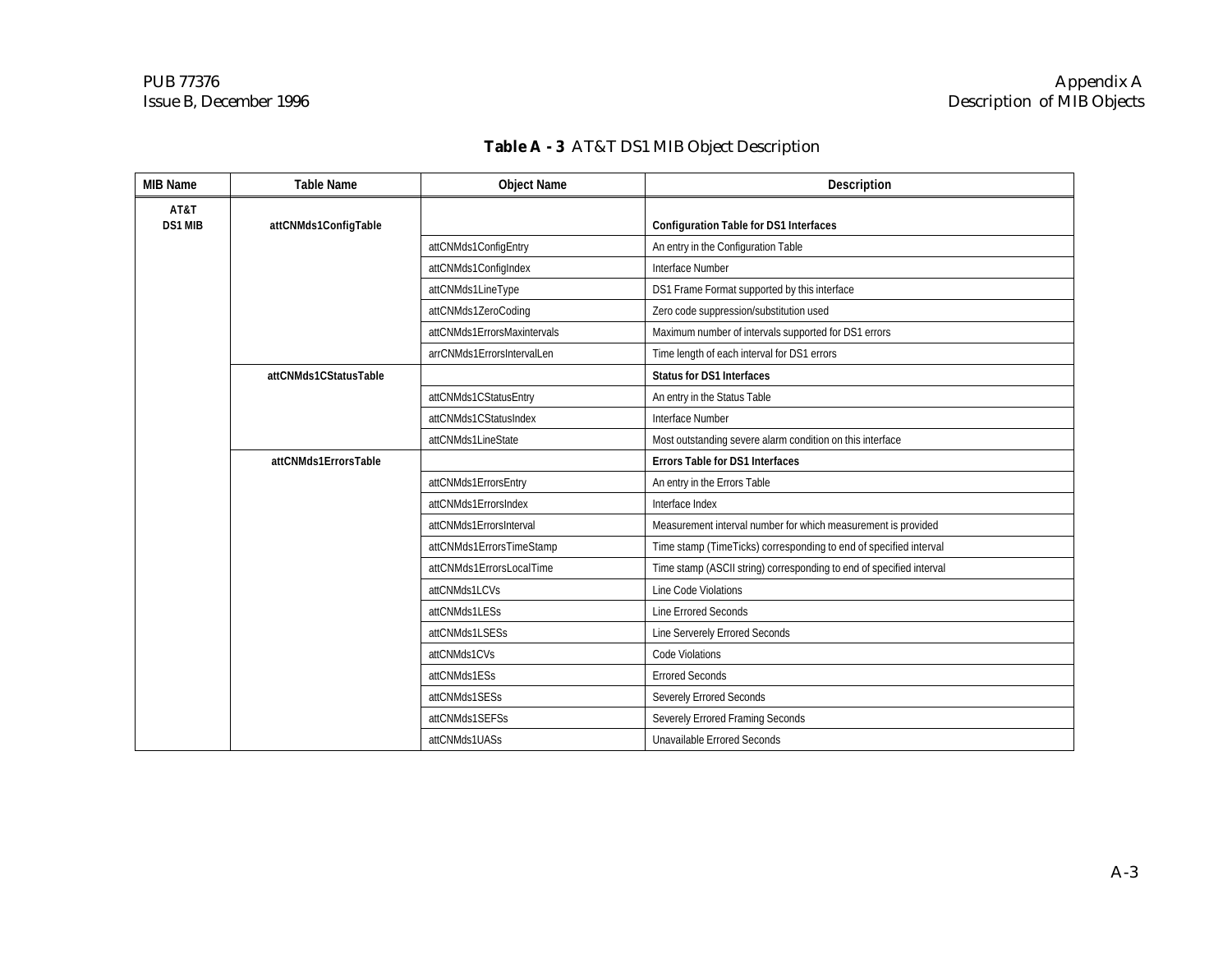**Table A - 3** AT&T DS1 MIB Object Description

| MIB Name | Table Name | Object Name | Description |
|---|---|---|---|
| **AT&T DS1 MIB** | **attCNMds1ConfigTable** | | **Configuration Table for DS1 Interfaces** |
| | | attCNMds1ConfigEntry | An entry in the Configuration Table |
| | | attCNMds1ConfigIndex | Interface Number |
| | | attCNMds1LineType | DS1 Frame Format supported by this interface |
| | | attCNMds1ZeroCoding | Zero code suppression/substitution used |
| | | attCNMds1ErrorsMaxintervals | Maximum number of intervals supported for DS1 errors |
| | | arrCNMds1ErrorsIntervalLen | Time length of each interval for DS1 errors |
| | **attCNMds1CStatusTable** | | **Status for DS1 Interfaces** |
| | | attCNMds1CStatusEntry | An entry in the Status Table |
| | | attCNMds1CStatusIndex | Interface Number |
| | | attCNMds1LineState | Most outstanding severe alarm condition on this interface |
| | **attCNMds1ErrorsTable** | | **Errors Table for DS1 Interfaces** |
| | | attCNMds1ErrorsEntry | An entry in the Errors Table |
| | | attCNMds1ErrorsIndex | Interface Index |
| | | attCNMds1ErrorsInterval | Measurement interval number for which measurement is provided |
| | | attCNMds1ErrorsTimeStamp | Time stamp (TimeTicks) corresponding to end of specified interval |
| | | attCNMds1ErrorsLocalTime | Time stamp (ASCII string) corresponding to end of specified interval |
| | | attCNMds1LCVs | Line Code Violations |
| | | attCNMds1LESs | Line Errored Seconds |
| | | attCNMds1LSESs | Line Serverely Errored Seconds |
| | | attCNMds1CVs | Code Violations |
| | | attCNMds1ESs | Errored Seconds |
| | | attCNMds1SESs | Severely Errored Seconds |
| | | attCNMds1SEFSs | Severely Errored Framing Seconds |
| | | attCNMds1UASs | Unavailable Errored Seconds |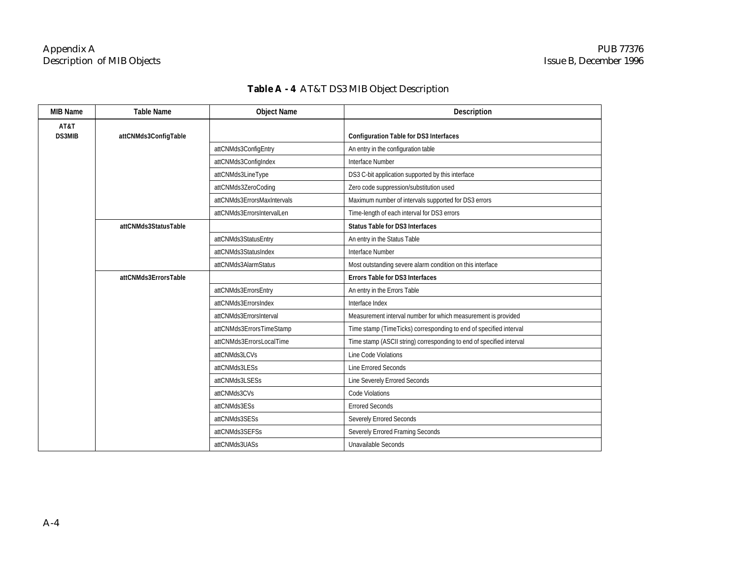**Table A - 4** AT&T DS3 MIB Object Description

| MIB Name | Table Name | Object Name | Description |
|---|---|---|---|
| **AT&T DS3MIB** | **attCNMds3ConfigTable** | | **Configuration Table for DS3 Interfaces** |
| | | attCNMds3ConfigEntry | An entry in the configuration table |
| | | attCNMds3ConfigIndex | Interface Number |
| | | attCNMds3LineType | DS3 C-bit application supported by this interface |
| | | attCNMds3ZeroCoding | Zero code suppression/substitution used |
| | | attCNMds3ErrorsMaxIntervals | Maximum number of intervals supported for DS3 errors |
| | | attCNMds3ErrorsIntervalLen | Time-length of each interval for DS3 errors |
| | **attCNMds3StatusTable** | | **Status Table for DS3 Interfaces** |
| | | attCNMds3StatusEntry | An entry in the Status Table |
| | | attCNMds3StatusIndex | Interface Number |
| | | attCNMds3AlarmStatus | Most outstanding severe alarm condition on this interface |
| | **attCNMds3ErrorsTable** | | **Errors Table for DS3 Interfaces** |
| | | attCNMds3ErrorsEntry | An entry in the Errors Table |
| | | attCNMds3ErrorsIndex | Interface Index |
| | | attCNMds3ErrorsInterval | Measurement interval number for which measurement is provided |
| | | attCNMds3ErrorsTimeStamp | Time stamp (TimeTicks) corresponding to end of specified interval |
| | | attCNMds3ErrorsLocalTime | Time stamp (ASCII string) corresponding to end of specified interval |
| | | attCNMds3LCVs | Line Code Violations |
| | | attCNMds3LESs | Line Errored Seconds |
| | | attCNMds3LSESs | Line Severely Errored Seconds |
| | | attCNMds3CVs | Code Violations |
| | | attCNMds3ESs | Errored Seconds |
| | | attCNMds3SESs | Severely Errored Seconds |
| | | attCNMds3SEFSs | Severely Errored Framing Seconds |
| | | attCNMds3UASs | Unavailable Seconds |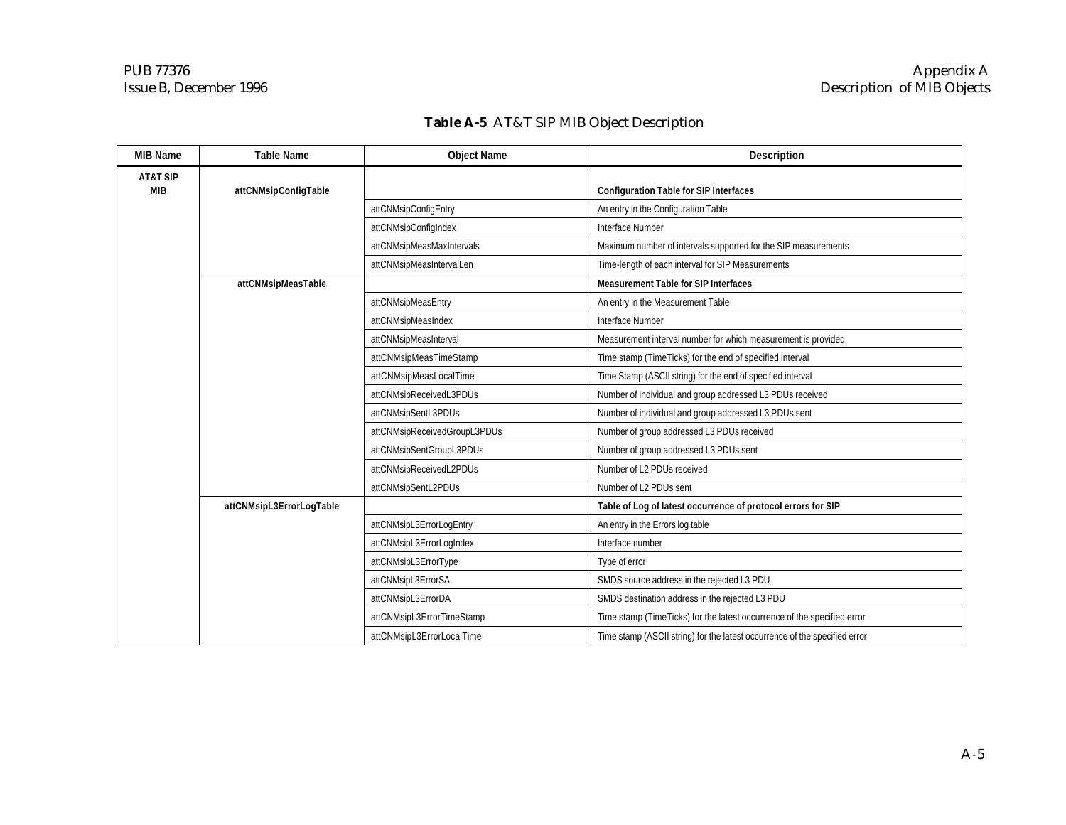**Table A-5** AT&T SIP MIB Object Description

| MIB Name | Table Name | Object Name | Description |
|---|---|---|---|
| **AT&T SIP MIB** | **attCNMsipConfigTable** | | **Configuration Table for SIP Interfaces** |
| | | attCNMsipConfigEntry | An entry in the Configuration Table |
| | | attCNMsipConfigIndex | Interface Number |
| | | attCNMsipMeasMaxIntervals | Maximum number of intervals supported for the SIP measurements |
| | | attCNMsipMeasIntervalLen | Time-length of each interval for SIP Measurements |
| | **attCNMsipMeasTable** | | **Measurement Table for SIP Interfaces** |
| | | attCNMsipMeasEntry | An entry in the Measurement Table |
| | | attCNMsipMeasIndex | Interface Number |
| | | attCNMsipMeasInterval | Measurement interval number for which measurement is provided |
| | | attCNMsipMeasTimeStamp | Time stamp (TimeTicks) for the end of specified interval |
| | | attCNMsipMeasLocalTime | Time Stamp (ASCII string) for the end of specified interval |
| | | attCNMsipReceivedL3PDUs | Number of individual and group addressed L3 PDUs received |
| | | attCNMsipSentL3PDUs | Number of individual and group addressed L3 PDUs sent |
| | | attCNMsipReceivedGroupL3PDUs | Number of group addressed L3 PDUs received |
| | | attCNMsipSentGroupL3PDUs | Number of group addressed L3 PDUs sent |
| | | attCNMsipReceivedL2PDUs | Number of L2 PDUs received |
| | | attCNMsipSentL2PDUs | Number of L2 PDUs sent |
| | **attCNMsipL3ErrorLogTable** | | **Table of Log of latest occurrence of protocol errors for SIP** |
| | | attCNMsipL3ErrorLogEntry | An entry in the Errors log table |
| | | attCNMsipL3ErrorLogIndex | Interface number |
| | | attCNMsipL3ErrorType | Type of error |
| | | attCNMsipL3ErrorSA | SMDS source address in the rejected L3 PDU |
| | | attCNMsipL3ErrorDA | SMDS destination address in the rejected L3 PDU |
| | | attCNMsipL3ErrorTimeStamp | Time stamp (TimeTicks) for the latest occurrence of the specified error |
| | | attCNMsipL3ErrorLocalTime | Time stamp (ASCII string) for the latest occurrence of the specified error |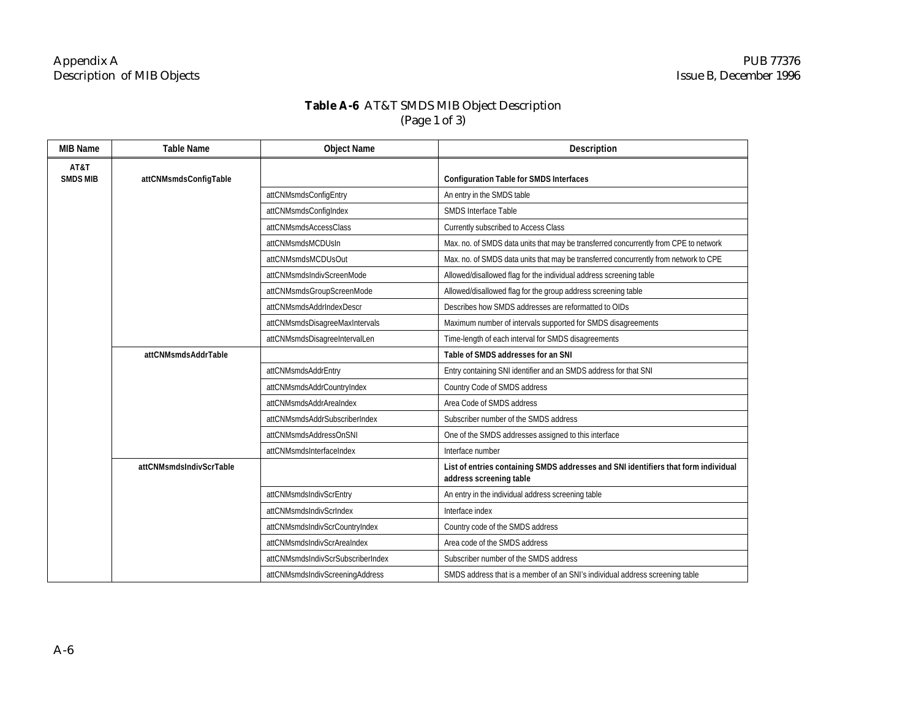**Table A-6** AT&T SMDS MIB Object Description
(Page 1 of 3)

| MIB Name | Table Name | Object Name | Description |
|---|---|---|---|
| **AT&T SMDS MIB** | **attCNMsmdsConfigTable** | | **Configuration Table for SMDS Interfaces** |
| | | attCNMsmdsConfigEntry | An entry in the SMDS table |
| | | attCNMsmdsConfigIndex | SMDS Interface Table |
| | | attCNMsmdsAccessClass | Currently subscribed to Access Class |
| | | attCNMsmdsMCDUsIn | Max. no. of SMDS data units that may be transferred concurrently from CPE to network |
| | | attCNMsmdsMCDUsOut | Max. no. of SMDS data units that may be transferred concurrently from network to CPE |
| | | attCNMsmdsIndivScreenMode | Allowed/disallowed flag for the individual address screening table |
| | | attCNMsmdsGroupScreenMode | Allowed/disallowed flag for the group address screening table |
| | | attCNMsmdsAddrIndexDescr | Describes how SMDS addresses are reformatted to OIDs |
| | | attCNMsmdsDisagreeMaxIntervals | Maximum number of intervals supported for SMDS disagreements |
| | | attCNMsmdsDisagreeIntervalLen | Time-length of each interval for SMDS disagreements |
| | **attCNMsmdsAddrTable** | | **Table of SMDS addresses for an SNI** |
| | | attCNMsmdsAddrEntry | Entry containing SNI identifier and an SMDS address for that SNI |
| | | attCNMsmdsAddrCountryIndex | Country Code of SMDS address |
| | | attCNMsmdsAddrAreaIndex | Area Code of SMDS address |
| | | attCNMsmdsAddrSubscriberIndex | Subscriber number of the SMDS address |
| | | attCNMsmdsAddressOnSNI | One of the SMDS addresses assigned to this interface |
| | | attCNMsmdsInterfaceIndex | Interface number |
| | **attCNMsmdsIndivScrTable** | | **List of entries containing SMDS addresses and SNI identifiers that form individual address screening table** |
| | | attCNMsmdsIndivScrEntry | An entry in the individual address screening table |
| | | attCNMsmdsIndivScrIndex | Interface index |
| | | attCNMsmdsIndivScrCountryIndex | Country code of the SMDS address |
| | | attCNMsmdsIndivScrAreaIndex | Area code of the SMDS address |
| | | attCNMsmdsIndivScrSubscriberIndex | Subscriber number of the SMDS address |
| | | attCNMsmdsIndivScreeningAddress | SMDS address that is a member of an SNI's individual address screening table |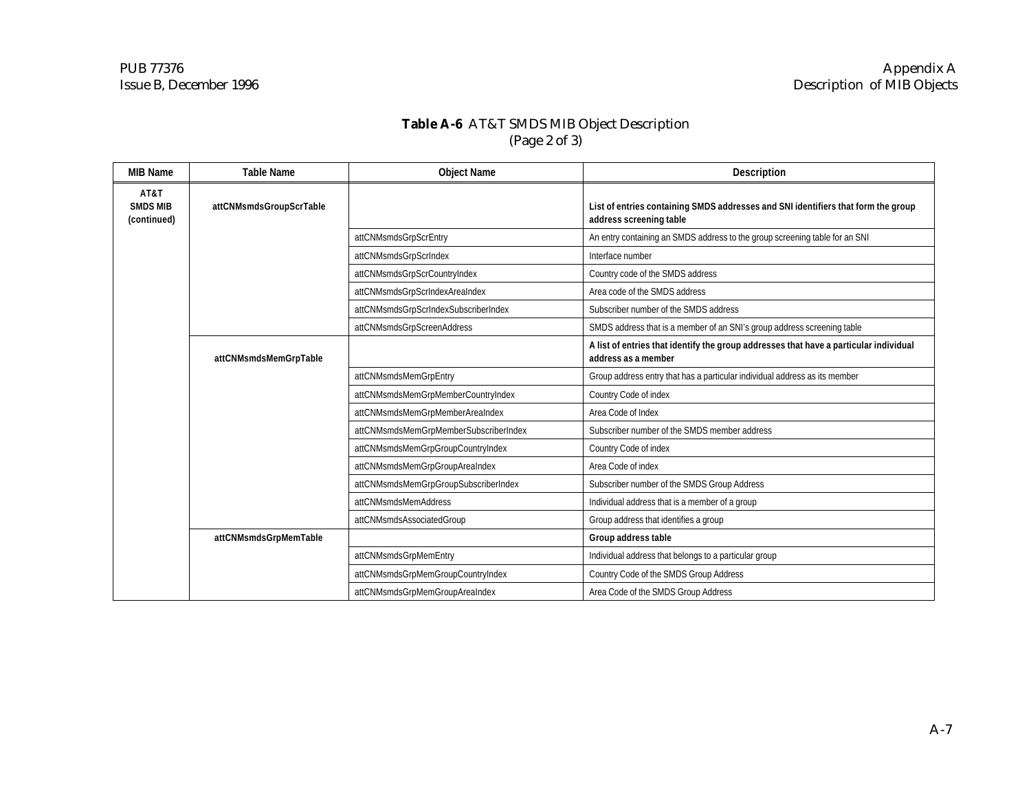**Table A-6** AT&T SMDS MIB Object Description
(Page 2 of 3)

| MIB Name | Table Name | Object Name | Description |
|---|---|---|---|
| **AT&T SMDS MIB (continued)** | **attCNMsmdsGroupScrTable** | | **List of entries containing SMDS addresses and SNI identifiers that form the group address screening table** |
| | | attCNMsmdsGrpScrEntry | An entry containing an SMDS address to the group screening table for an SNI |
| | | attCNMsmdsGrpScrIndex | Interface number |
| | | attCNMsmdsGrpScrCountryIndex | Country code of the SMDS address |
| | | attCNMsmdsGrpScrIndexAreaIndex | Area code of the SMDS address |
| | | attCNMsmdsGrpScrIndexSubscriberIndex | Subscriber number of the SMDS address |
| | | attCNMsmdsGrpScreenAddress | SMDS address that is a member of an SNI's group address screening table |
| | **attCNMsmdsMemGrpTable** | | **A list of entries that identify the group addresses that have a particular individual address as a member** |
| | | attCNMsmdsMemGrpEntry | Group address entry that has a particular individual address as its member |
| | | attCNMsmdsMemGrpMemberCountryIndex | Country Code of index |
| | | attCNMsmdsMemGrpMemberAreaIndex | Area Code of Index |
| | | attCNMsmdsMemGrpMemberSubscriberIndex | Subscriber number of the SMDS member address |
| | | attCNMsmdsMemGrpGroupCountryIndex | Country Code of index |
| | | attCNMsmdsMemGrpGroupAreaIndex | Area Code of index |
| | | attCNMsmdsMemGrpGroupSubscriberIndex | Subscriber number of the SMDS Group Address |
| | | attCNMsmdsMemAddress | Individual address that is a member of a group |
| | | attCNMsmdsAssociatedGroup | Group address that identifies a group |
| | **attCNMsmdsGrpMemTable** | | **Group address table** |
| | | attCNMsmdsGrpMemEntry | Individual address that belongs to a particular group |
| | | attCNMsmdsGrpMemGroupCountryIndex | Country Code of the SMDS Group Address |
| | | attCNMsmdsGrpMemGroupAreaIndex | Area Code of the SMDS Group Address |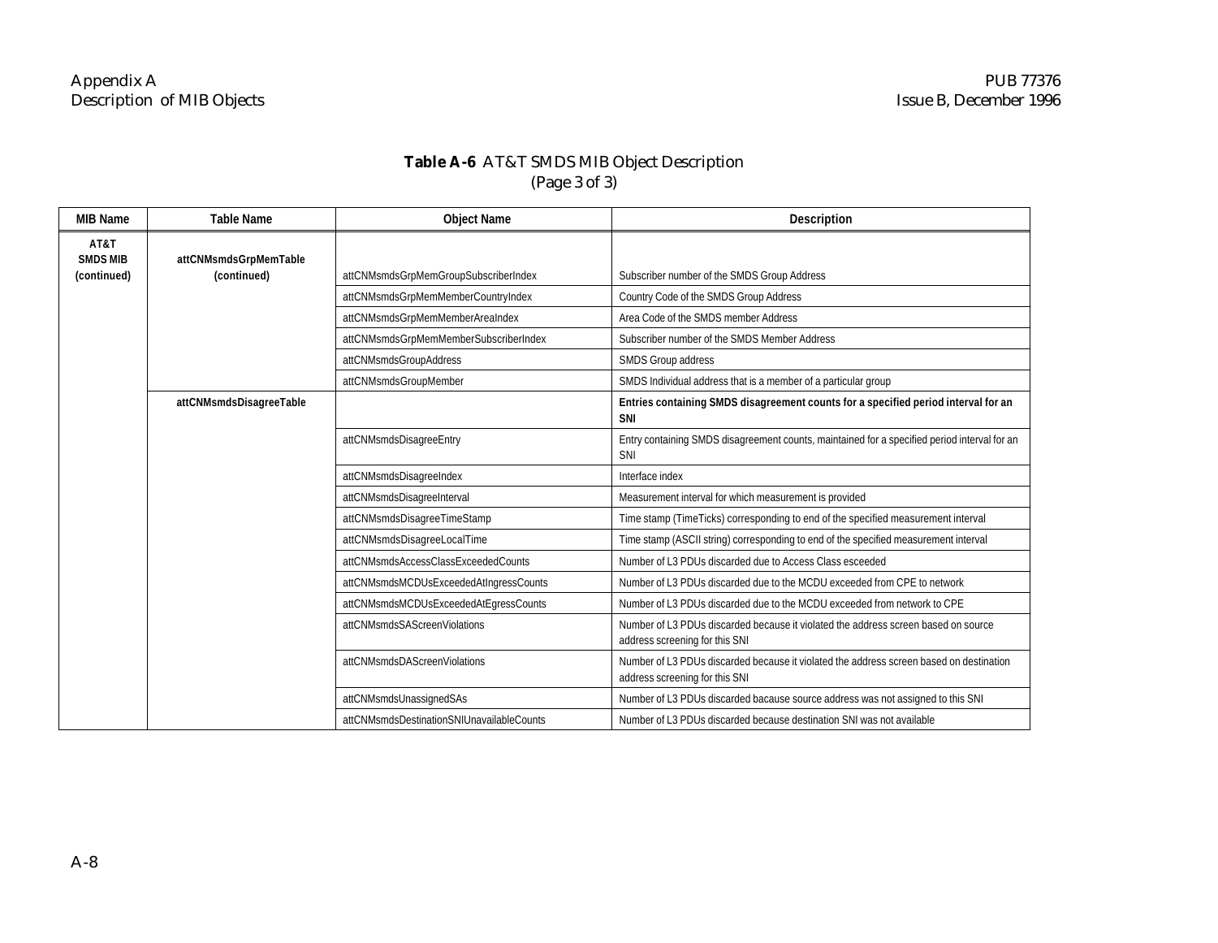**Table A-6** AT&T SMDS MIB Object Description
(Page 3 of 3)

| MIB Name | Table Name | Object Name | Description |
|---|---|---|---|
| **AT&T SMDS MIB (continued)** | **attCNMsmdsGrpMemTable (continued)** | attCNMsmdsGrpMemGroupSubscriberIndex | Subscriber number of the SMDS Group Address |
| | | attCNMsmdsGrpMemMemberCountryIndex | Country Code of the SMDS Group Address |
| | | attCNMsmdsGrpMemMemberAreaIndex | Area Code of the SMDS member Address |
| | | attCNMsmdsGrpMemMemberSubscriberIndex | Subscriber number of the SMDS Member Address |
| | | attCNMsmdsGroupAddress | SMDS Group address |
| | | attCNMsmdsGroupMember | SMDS Individual address that is a member of a particular group |
| | **attCNMsmdsDisagreeTable** | | **Entries containing SMDS disagreement counts for a specified period interval for an SNI** |
| | | attCNMsmdsDisagreeEntry | Entry containing SMDS disagreement counts, maintained for a specified period interval for an SNI |
| | | attCNMsmdsDisagreeIndex | Interface index |
| | | attCNMsmdsDisagreeInterval | Measurement interval for which measurement is provided |
| | | attCNMsmdsDisagreeTimeStamp | Time stamp (TimeTicks) corresponding to end of the specified measurement interval |
| | | attCNMsmdsDisagreeLocalTime | Time stamp (ASCII string) corresponding to end of the specified measurement interval |
| | | attCNMsmdsAccessClassExceededCounts | Number of L3 PDUs discarded due to Access Class esceeded |
| | | attCNMsmdsMCDUsExceededAtIngressCounts | Number of L3 PDUs discarded due to the MCDU exceeded from CPE to network |
| | | attCNMsmdsMCDUsExceededAtEgressCounts | Number of L3 PDUs discarded due to the MCDU exceeded from network to CPE |
| | | attCNMsmdsSAScreenViolations | Number of L3 PDUs discarded because it violated the address screen based on source address screening for this SNI |
| | | attCNMsmdsDAScreenViolations | Number of L3 PDUs discarded because it violated the address screen based on destination address screening for this SNI |
| | | attCNMsmdsUnassignedSAs | Number of L3 PDUs discarded bacause source address was not assigned to this SNI |
| | | attCNMsmdsDestinationSNIUnavailableCounts | Number of L3 PDUs discarded because destination SNI was not available |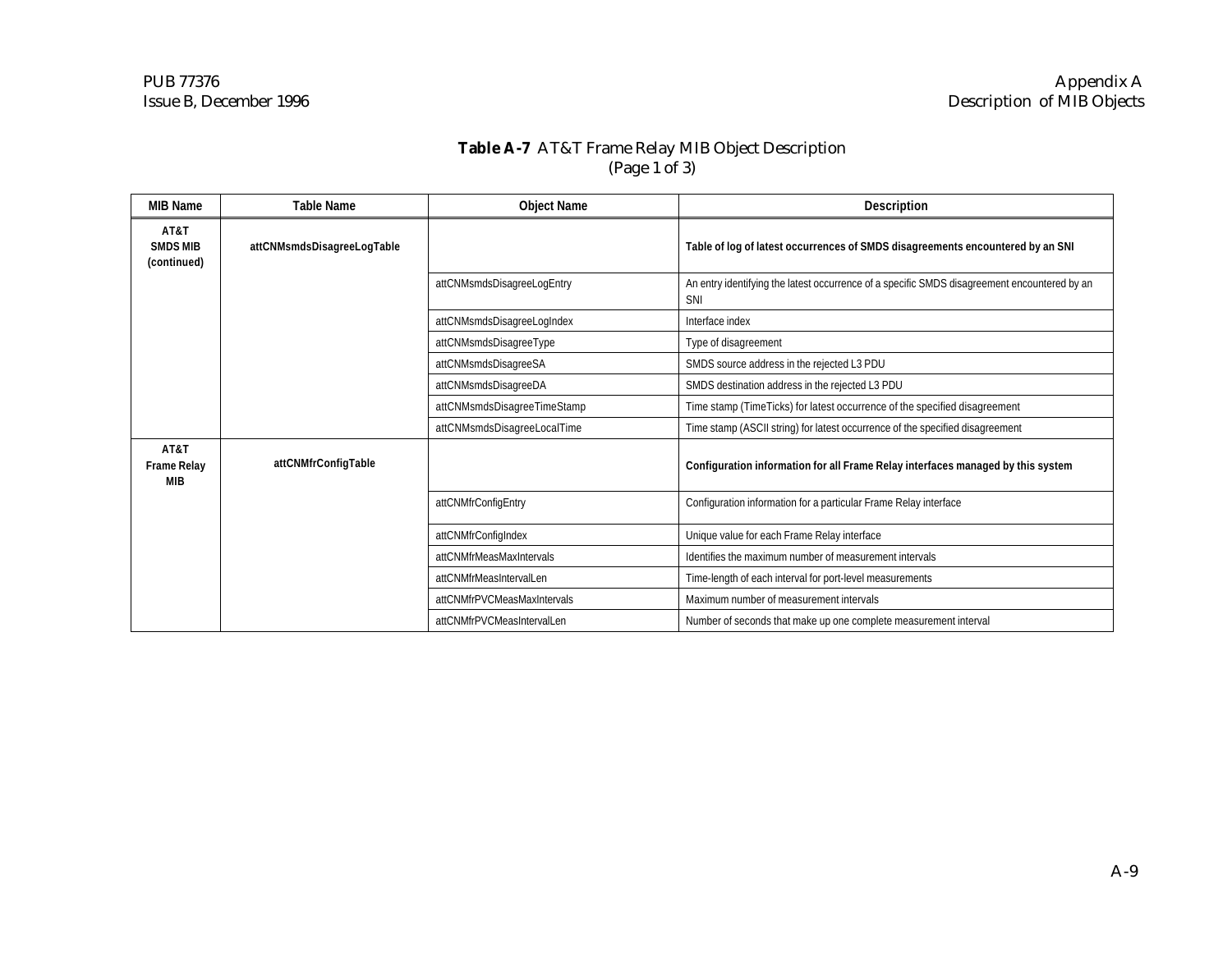**Table A-7** AT&T Frame Relay MIB Object Description
(Page 1 of 3)

| MIB Name | Table Name | Object Name | Description |
|---|---|---|---|
| **AT&T SMDS MIB (continued)** | **attCNMsmdsDisagreeLogTable** | | **Table of log of latest occurrences of SMDS disagreements encountered by an SNI** |
| | | attCNMsmdsDisagreeLogEntry | An entry identifying the latest occurrence of a specific SMDS disagreement encountered by an SNI |
| | | attCNMsmdsDisagreeLogIndex | Interface index |
| | | attCNMsmdsDisagreeType | Type of disagreement |
| | | attCNMsmdsDisagreeSA | SMDS source address in the rejected L3 PDU |
| | | attCNMsmdsDisagreeDA | SMDS destination address in the rejected L3 PDU |
| | | attCNMsmdsDisagreeTimeStamp | Time stamp (TimeTicks) for latest occurrence of the specified disagreement |
| | | attCNMsmdsDisagreeLocalTime | Time stamp (ASCII string) for latest occurrence of the specified disagreement |
| **AT&T Frame Relay MIB** | **attCNMfrConfigTable** | | **Configuration information for all Frame Relay interfaces managed by this system** |
| | | attCNMfrConfigEntry | Configuration information for a particular Frame Relay interface |
| | | attCNMfrConfigIndex | Unique value for each Frame Relay interface |
| | | attCNMfrMeasMaxIntervals | Identifies the maximum number of measurement intervals |
| | | attCNMfrMeasIntervalLen | Time-length of each interval for port-level measurements |
| | | attCNMfrPVCMeasMaxIntervals | Maximum number of measurement intervals |
| | | attCNMfrPVCMeasIntervalLen | Number of seconds that make up one complete measurement interval |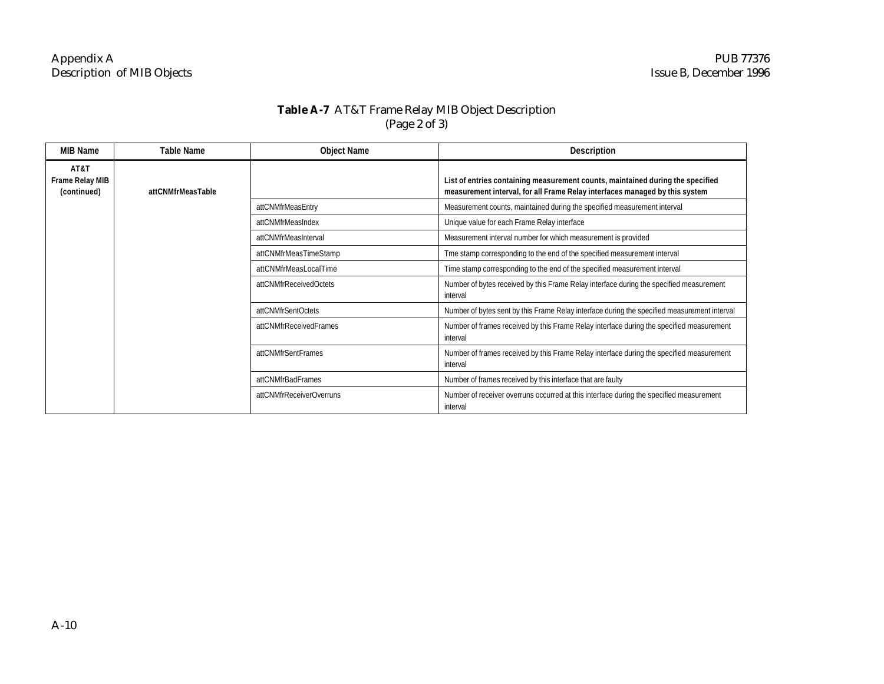**Table A-7** AT&T Frame Relay MIB Object Description
(Page 2 of 3)

| MIB Name | Table Name | Object Name | Description |
|---|---|---|---|
| **AT&T Frame Relay MIB (continued)** | **attCNMfrMeasTable** | | **List of entries containing measurement counts, maintained during the specified measurement interval, for all Frame Relay interfaces managed by this system** |
| | | attCNMfrMeasEntry | Measurement counts, maintained during the specified measurement interval |
| | | attCNMfrMeasIndex | Unique value for each Frame Relay interface |
| | | attCNMfrMeasInterval | Measurement interval number for which measurement is provided |
| | | attCNMfrMeasTimeStamp | Tme stamp corresponding to the end of the specified measurement interval |
| | | attCNMfrMeasLocalTime | Time stamp corresponding to the end of the specified measurement interval |
| | | attCNMfrReceivedOctets | Number of bytes received by this Frame Relay interface during the specified measurement interval |
| | | attCNMfrSentOctets | Number of bytes sent by this Frame Relay interface during the specified measurement interval |
| | | attCNMfrReceivedFrames | Number of frames received by this Frame Relay interface during the specified measurement interval |
| | | attCNMfrSentFrames | Number of frames received by this Frame Relay interface during the specified measurement interval |
| | | attCNMfrBadFrames | Number of frames received by this interface that are faulty |
| | | attCNMfrReceiverOverruns | Number of receiver overruns occurred at this interface during the specified measurement interval |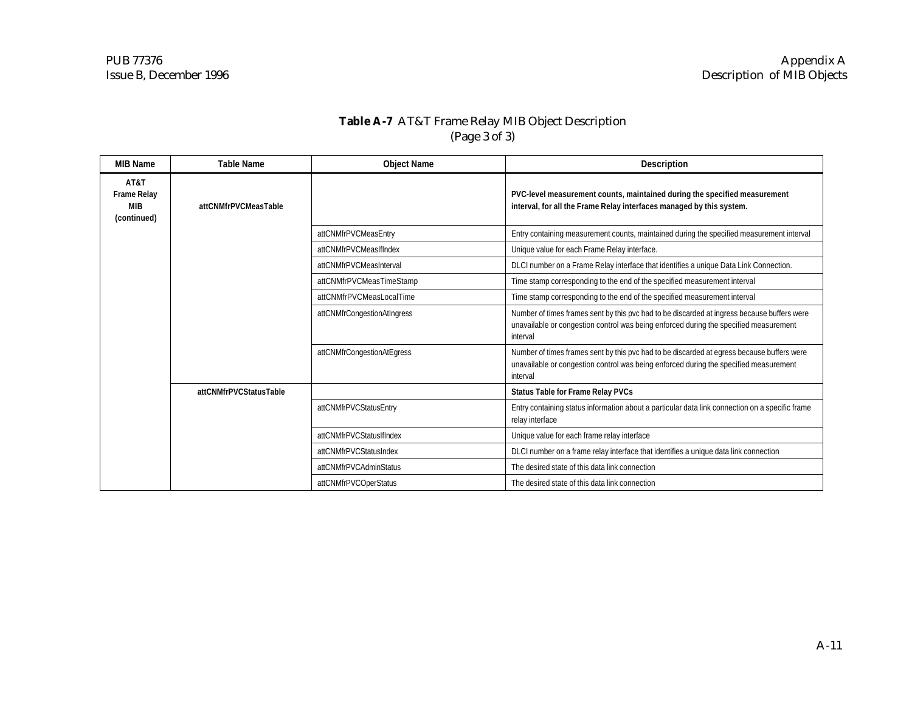**Table A-7** AT&T Frame Relay MIB Object Description
(Page 3 of 3)

| MIB Name | Table Name | Object Name | Description |
|---|---|---|---|
| **AT&T Frame Relay MIB (continued)** | **attCNMfrPVCMeasTable** | | **PVC-level measurement counts, maintained during the specified measurement interval, for all the Frame Relay interfaces managed by this system.** |
| | | attCNMfrPVCMeasEntry | Entry containing measurement counts, maintained during the specified measurement interval |
| | | attCNMfrPVCMeasIfIndex | Unique value for each Frame Relay interface. |
| | | attCNMfrPVCMeasInterval | DLCI number on a Frame Relay interface that identifies a unique Data Link Connection. |
| | | attCNMfrPVCMeasTimeStamp | Time stamp corresponding to the end of the specified measurement interval |
| | | attCNMfrPVCMeasLocalTime | Time stamp corresponding to the end of the specified measurement interval |
| | | attCNMfrCongestionAtIngress | Number of times frames sent by this pvc had to be discarded at ingress because buffers were unavailable or congestion control was being enforced during the specified measurement interval |
| | | attCNMfrCongestionAtEgress | Number of times frames sent by this pvc had to be discarded at egress because buffers were unavailable or congestion control was being enforced during the specified measurement interval |
| | **attCNMfrPVCStatusTable** | | **Status Table for Frame Relay PVCs** |
| | | attCNMfrPVCStatusEntry | Entry containing status information about a particular data link connection on a specific frame relay interface |
| | | attCNMfrPVCStatusIfIndex | Unique value for each frame relay interface |
| | | attCNMfrPVCStatusIndex | DLCI number on a frame relay interface that identifies a unique data link connection |
| | | attCNMfrPVCAdminStatus | The desired state of this data link connection |
| | | attCNMfrPVCOperStatus | The desired state of this data link connection |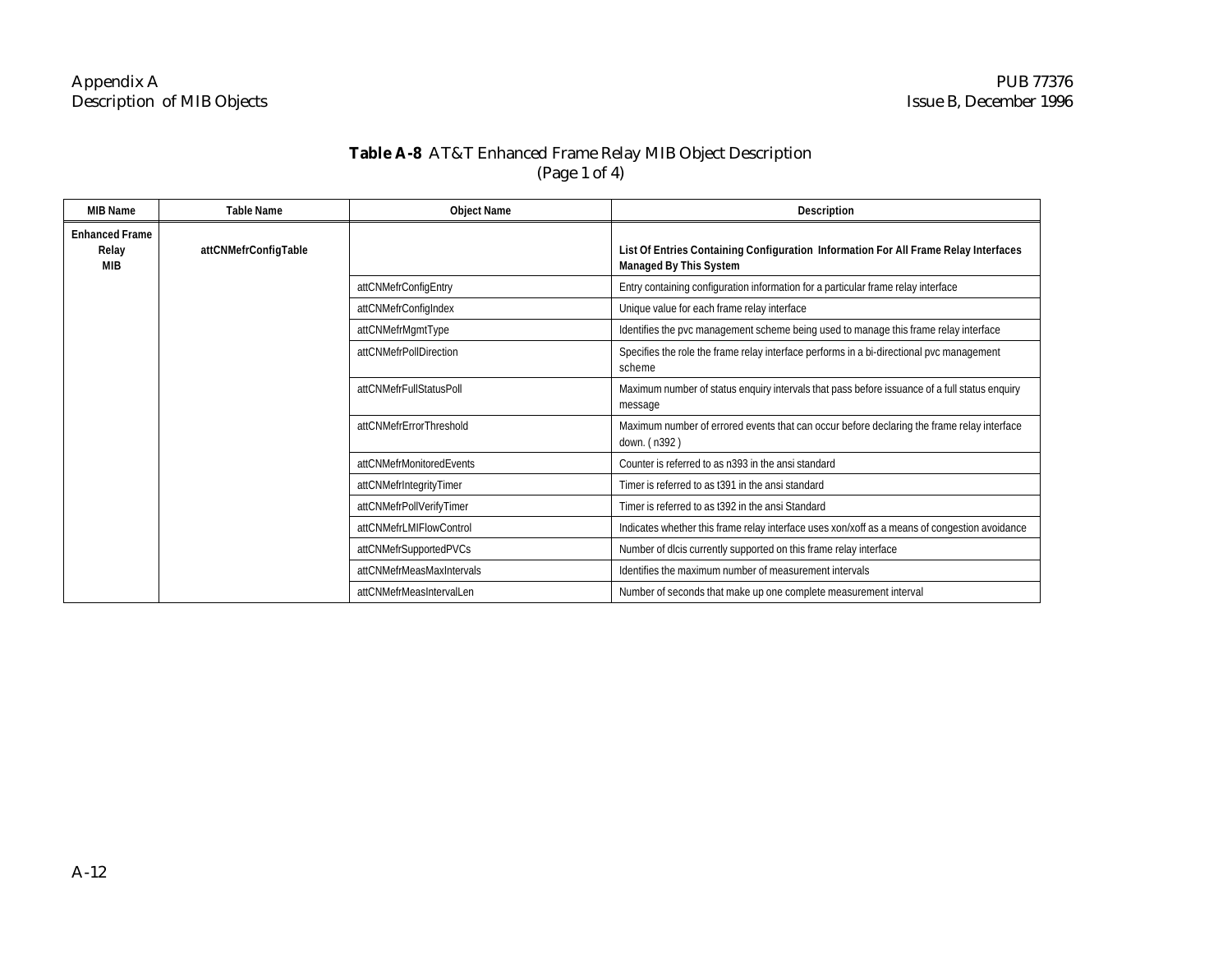**Table A-8** AT&T Enhanced Frame Relay MIB Object Description
(Page 1 of 4)

| MIB Name | Table Name | Object Name | Description |
|---|---|---|---|
| **Enhanced Frame Relay MIB** | **attCNMefrConfigTable** | | **List Of Entries Containing Configuration Information For All Frame Relay Interfaces Managed By This System** |
| | | attCNMefrConfigEntry | Entry containing configuration information for a particular frame relay interface |
| | | attCNMefrConfigIndex | Unique value for each frame relay interface |
| | | attCNMefrMgmtType | Identifies the pvc management scheme being used to manage this frame relay interface |
| | | attCNMefrPollDirection | Specifies the role the frame relay interface performs in a bi-directional pvc management scheme |
| | | attCNMefrFullStatusPoll | Maximum number of status enquiry intervals that pass before issuance of a full status enquiry message |
| | | attCNMefrErrorThreshold | Maximum number of errored events that can occur before declaring the frame relay interface down. ( n392 ) |
| | | attCNMefrMonitoredEvents | Counter is referred to as n393 in the ansi standard |
| | | attCNMefrIntegrityTimer | Timer is referred to as t391 in the ansi standard |
| | | attCNMefrPollVerifyTimer | Timer is referred to as t392 in the ansi Standard |
| | | attCNMefrLMIFlowControl | Indicates whether this frame relay interface uses xon/xoff as a means of congestion avoidance |
| | | attCNMefrSupportedPVCs | Number of dlcis currently supported on this frame relay interface |
| | | attCNMefrMeasMaxIntervals | Identifies the maximum number of measurement intervals |
| | | attCNMefrMeasIntervalLen | Number of seconds that make up one complete measurement interval |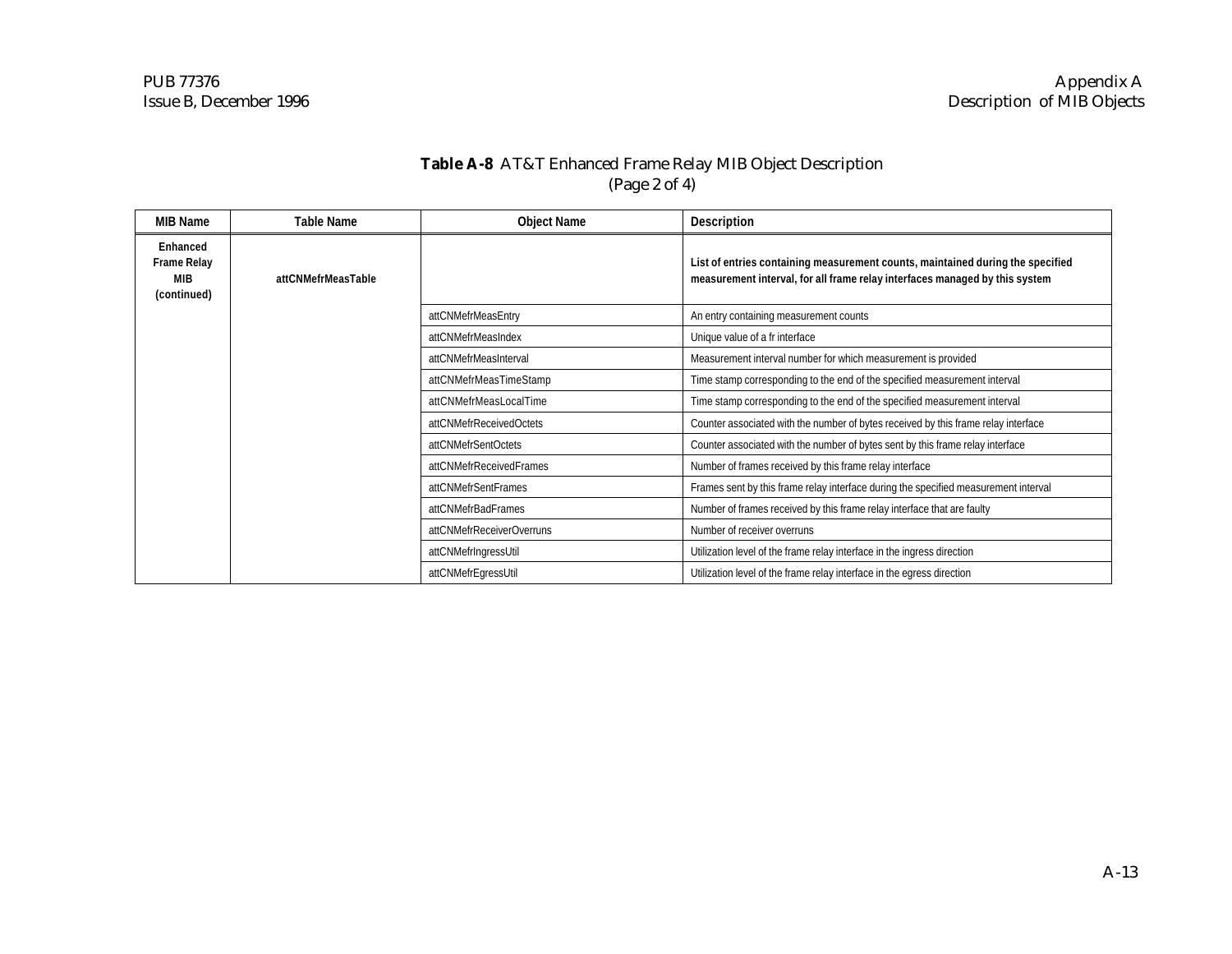**Table A-8** AT&T Enhanced Frame Relay MIB Object Description (Page 2 of 4)

| MIB Name | Table Name | Object Name | Description |
|---|---|---|---|
| **Enhanced Frame Relay MIB (continued)** | **attCNMefrMeasTable** | | **List of entries containing measurement counts, maintained during the specified measurement interval, for all frame relay interfaces managed by this system** |
| | | attCNMefrMeasEntry | An entry containing measurement counts |
| | | attCNMefrMeasIndex | Unique value of a fr interface |
| | | attCNMefrMeasInterval | Measurement interval number for which measurement is provided |
| | | attCNMefrMeasTimeStamp | Time stamp corresponding to the end of the specified measurement interval |
| | | attCNMefrMeasLocalTime | Time stamp corresponding to the end of the specified measurement interval |
| | | attCNMefrReceivedOctets | Counter associated with the number of bytes received by this frame relay interface |
| | | attCNMefrSentOctets | Counter associated with the number of bytes sent by this frame relay interface |
| | | attCNMefrReceivedFrames | Number of frames received by this frame relay interface |
| | | attCNMefrSentFrames | Frames sent by this frame relay interface during the specified measurement interval |
| | | attCNMefrBadFrames | Number of frames received by this frame relay interface that are faulty |
| | | attCNMefrReceiverOverruns | Number of receiver overruns |
| | | attCNMefrIngressUtil | Utilization level of the frame relay interface in the ingress direction |
| | | attCNMefrEgressUtil | Utilization level of the frame relay interface in the egress direction |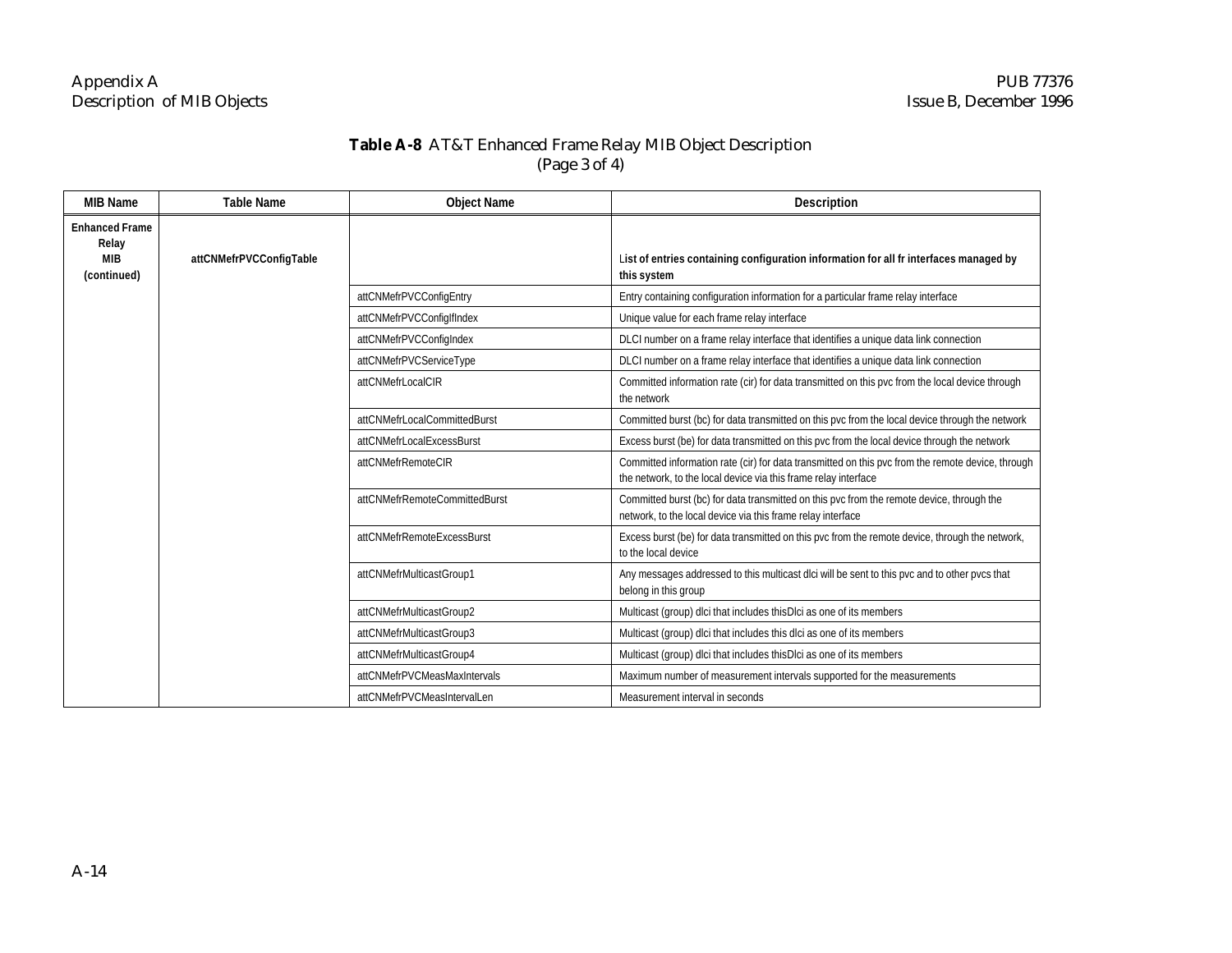**Table A-8** AT&T Enhanced Frame Relay MIB Object Description
(Page 3 of 4)

| MIB Name | Table Name | Object Name | Description |
|---|---|---|---|
| **Enhanced Frame Relay MIB (continued)** | **attCNMefrPVCConfigTable** | | **List of entries containing configuration information for all fr interfaces managed by this system** |
| | | attCNMefrPVCConfigEntry | Entry containing configuration information for a particular frame relay interface |
| | | attCNMefrPVCConfigIfIndex | Unique value for each frame relay interface |
| | | attCNMefrPVCConfigIndex | DLCI number on a frame relay interface that identifies a unique data link connection |
| | | attCNMefrPVCServiceType | DLCI number on a frame relay interface that identifies a unique data link connection |
| | | attCNMefrLocalCIR | Committed information rate (cir) for data transmitted on this pvc from the local device through the network |
| | | attCNMefrLocalCommittedBurst | Committed burst (bc) for data transmitted on this pvc from the local device through the network |
| | | attCNMefrLocalExcessBurst | Excess burst (be) for data transmitted on this pvc from the local device through the network |
| | | attCNMefrRemoteCIR | Committed information rate (cir) for data transmitted on this pvc from the remote device, through the network, to the local device via this frame relay interface |
| | | attCNMefrRemoteCommittedBurst | Committed burst (bc) for data transmitted on this pvc from the remote device, through the network, to the local device via this frame relay interface |
| | | attCNMefrRemoteExcessBurst | Excess burst (be) for data transmitted on this pvc from the remote device, through the network, to the local device |
| | | attCNMefrMulticastGroup1 | Any messages addressed to this multicast dlci will be sent to this pvc and to other pvcs that belong in this group |
| | | attCNMefrMulticastGroup2 | Multicast (group) dlci that includes thisDlci as one of its members |
| | | attCNMefrMulticastGroup3 | Multicast (group) dlci that includes this dlci as one of its members |
| | | attCNMefrMulticastGroup4 | Multicast (group) dlci that includes thisDlci as one of its members |
| | | attCNMefrPVCMeasMaxIntervals | Maximum number of measurement intervals supported for the measurements |
| | | attCNMefrPVCMeasIntervalLen | Measurement interval in seconds |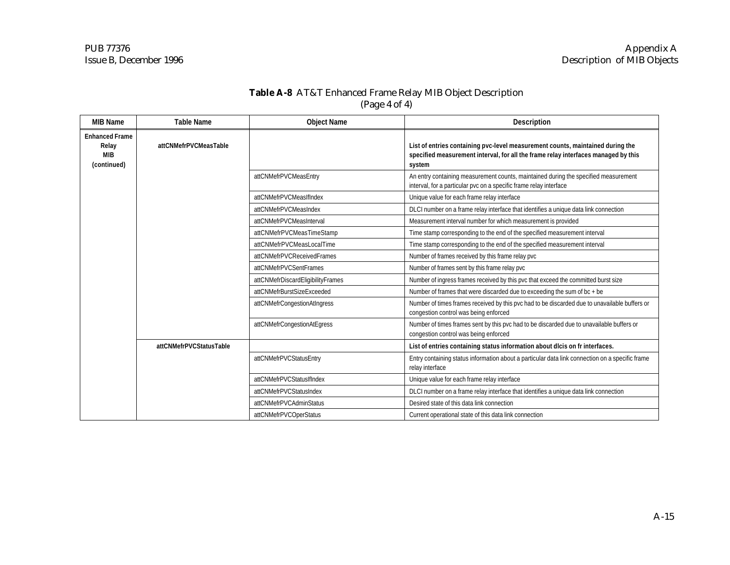**Table A-8** AT&T Enhanced Frame Relay MIB Object Description
(Page 4 of 4)

| MIB Name | Table Name | Object Name | Description |
|---|---|---|---|
| **Enhanced Frame Relay MIB (continued)** | **attCNMefrPVCMeasTable** | | **List of entries containing pvc-level measurement counts, maintained during the specified measurement interval, for all the frame relay interfaces managed by this system** |
| | | attCNMefrPVCMeasEntry | An entry containing measurement counts, maintained during the specified measurement interval, for a particular pvc on a specific frame relay interface |
| | | attCNMefrPVCMeasIfIndex | Unique value for each frame relay interface |
| | | attCNMefrPVCMeasIndex | DLCI number on a frame relay interface that identifies a unique data link connection |
| | | attCNMefrPVCMeasInterval | Measurement interval number for which measurement is provided |
| | | attCNMefrPVCMeasTimeStamp | Time stamp corresponding to the end of the specified measurement interval |
| | | attCNMefrPVCMeasLocalTime | Time stamp corresponding to the end of the specified measurement interval |
| | | attCNMefrPVCReceivedFrames | Number of frames received by this frame relay pvc |
| | | attCNMefrPVCSentFrames | Number of frames sent by this frame relay pvc |
| | | attCNMefrDiscardEligibilityFrames | Number of ingress frames received by this pvc that exceed the committed burst size |
| | | attCNMefrBurstSizeExceeded | Number of frames that were discarded due to exceeding the sum of bc + be |
| | | attCNMefrCongestionAtIngress | Number of times frames received by this pvc had to be discarded due to unavailable buffers or congestion control was being enforced |
| | | attCNMefrCongestionAtEgress | Number of times frames sent by this pvc had to be discarded due to unavailable buffers or congestion control was being enforced |
| | **attCNMefrPVCStatusTable** | | **List of entries containing status information about dlcis on fr interfaces.** |
| | | attCNMefrPVCStatusEntry | Entry containing status information about a particular data link connection on a specific frame relay interface |
| | | attCNMefrPVCStatusIfIndex | Unique value for each frame relay interface |
| | | attCNMefrPVCStatusIndex | DLCI number on a frame relay interface that identifies a unique data link connection |
| | | attCNMefrPVCAdminStatus | Desired state of this data link connection |
| | | attCNMefrPVCOperStatus | Current operational state of this data link connection |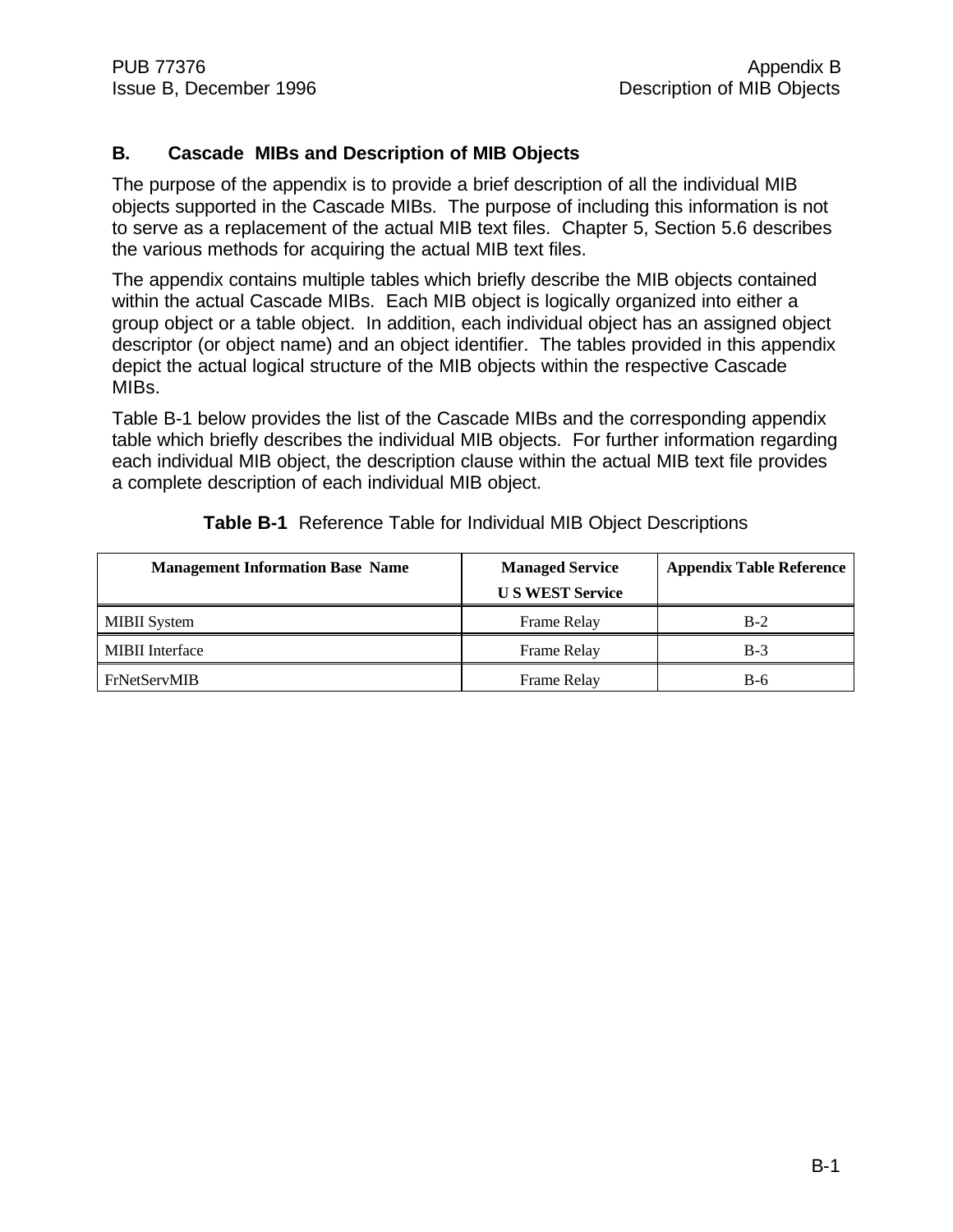## B. Cascade MIBs and Description of MIB Objects

The purpose of the appendix is to provide a brief description of all the individual MIB objects supported in the Cascade MIBs. The purpose of including this information is not to serve as a replacement of the actual MIB text files. Chapter 5, Section 5.6 describes the various methods for acquiring the actual MIB text files.

The appendix contains multiple tables which briefly describe the MIB objects contained within the actual Cascade MIBs. Each MIB object is logically organized into either a group object or a table object. In addition, each individual object has an assigned object descriptor (or object name) and an object identifier. The tables provided in this appendix depict the actual logical structure of the MIB objects within the respective Cascade MIBs.

Table B-1 below provides the list of the Cascade MIBs and the corresponding appendix table which briefly describes the individual MIB objects. For further information regarding each individual MIB object, the description clause within the actual MIB text file provides a complete description of each individual MIB object.

**Table B-1** Reference Table for Individual MIB Object Descriptions

| Management Information Base Name | Managed Service U S WEST Service | Appendix Table Reference |
|---|---|---|
| MIBII System | Frame Relay | B-2 |
| MIBII Interface | Frame Relay | B-3 |
| FrNetServMIB | Frame Relay | B-6 |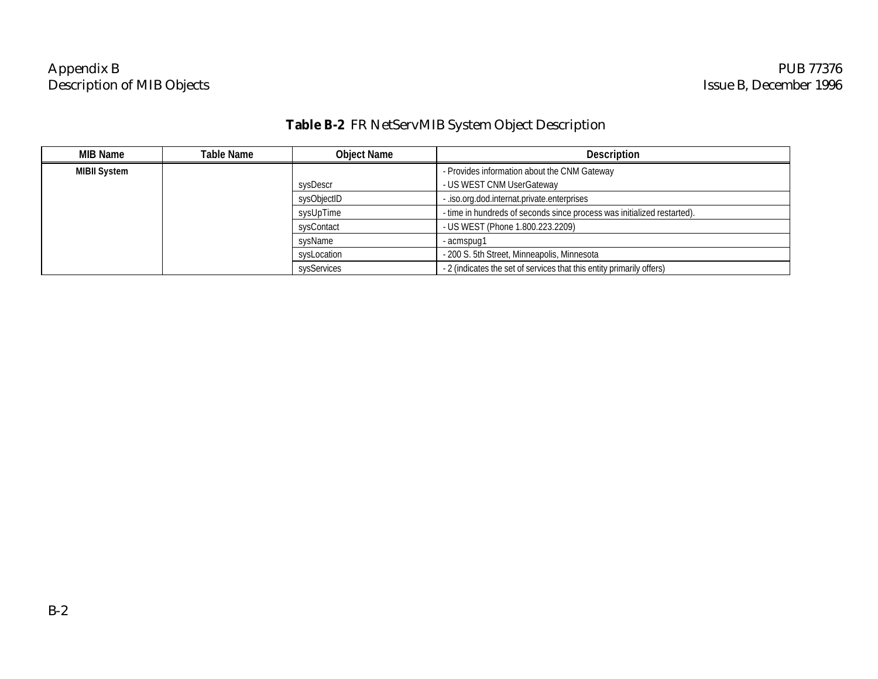**Table B-2** FR NetServMIB System Object Description

| MIB Name | Table Name | Object Name | Description |
|---|---|---|---|
| **MIBII System** | | | - Provides information about the CNM Gateway |
| | | sysDescr | - US WEST CNM UserGateway |
| | | sysObjectID | - .iso.org.dod.internat.private.enterprises |
| | | sysUpTime | - time in hundreds of seconds since process was initialized restarted). |
| | | sysContact | - US WEST (Phone 1.800.223.2209) |
| | | sysName | - acmspug1 |
| | | sysLocation | - 200 S. 5th Street, Minneapolis, Minnesota |
| | | sysServices | - 2 (indicates the set of services that this entity primarily offers) |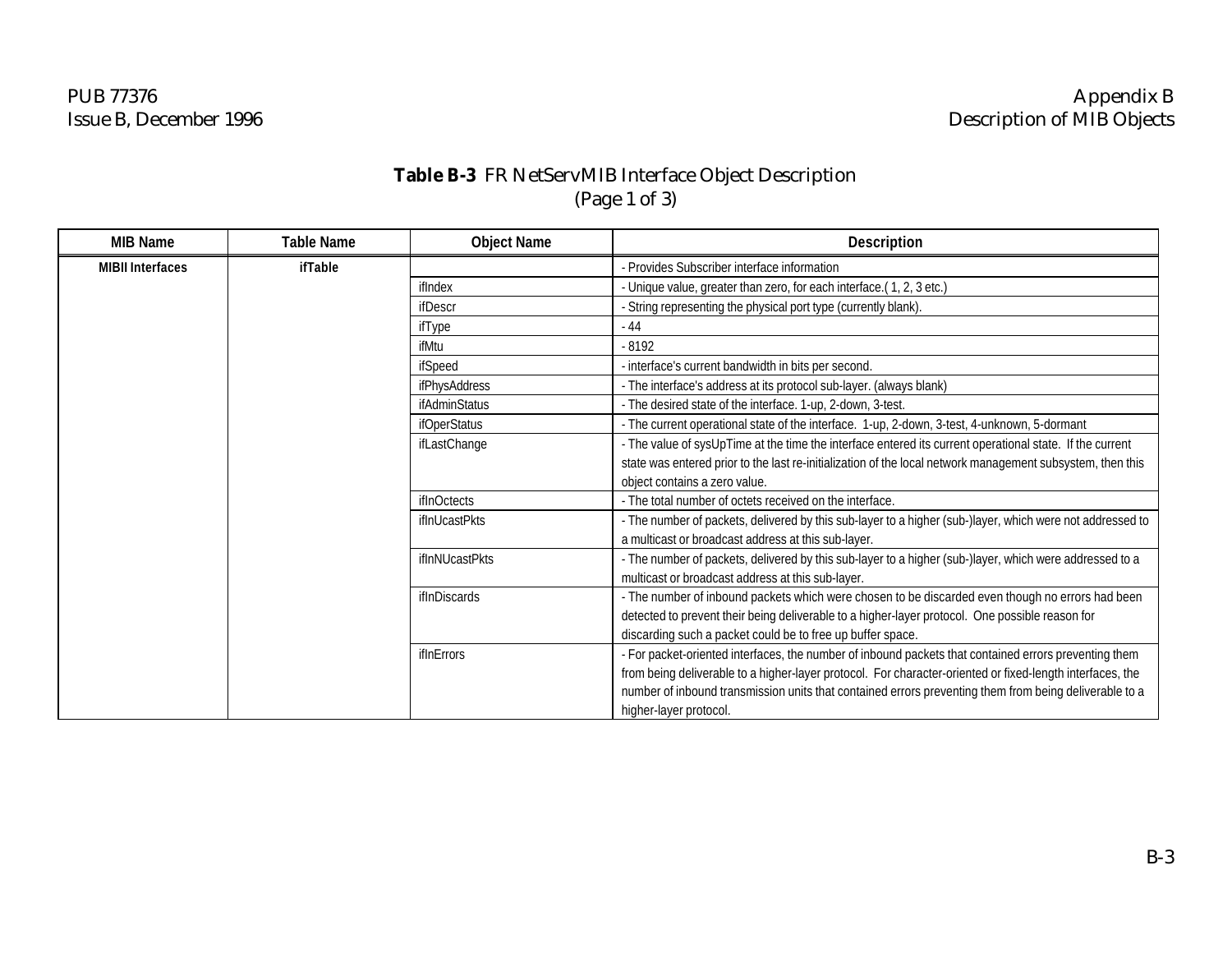**Table B-3** FR NetServ MIB Interface Object Description
(Page 1 of 3)

| MIB Name | Table Name | Object Name | Description |
|---|---|---|---|
| **MIBII Interfaces** | **ifTable** | | - Provides Subscriber interface information |
| | | ifIndex | - Unique value, greater than zero, for each interface.( 1, 2, 3 etc.) |
| | | ifDescr | - String representing the physical port type (currently blank). |
| | | ifType | - 44 |
| | | ifMtu | - 8192 |
| | | ifSpeed | - interface's current bandwidth in bits per second. |
| | | ifPhysAddress | - The interface's address at its protocol sub-layer. (always blank) |
| | | ifAdminStatus | - The desired state of the interface. 1-up, 2-down, 3-test. |
| | | ifOperStatus | - The current operational state of the interface. 1-up, 2-down, 3-test, 4-unknown, 5-dormant |
| | | ifLastChange | - The value of sysUpTime at the time the interface entered its current operational state. If the current state was entered prior to the last re-initialization of the local network management subsystem, then this object contains a zero value. |
| | | ifInOctects | - The total number of octets received on the interface. |
| | | ifInUcastPkts | - The number of packets, delivered by this sub-layer to a higher (sub-)layer, which were not addressed to a multicast or broadcast address at this sub-layer. |
| | | ifInNUcastPkts | - The number of packets, delivered by this sub-layer to a higher (sub-)layer, which were addressed to a multicast or broadcast address at this sub-layer. |
| | | ifInDiscards | - The number of inbound packets which were chosen to be discarded even though no errors had been detected to prevent their being deliverable to a higher-layer protocol. One possible reason for discarding such a packet could be to free up buffer space. |
| | | ifInErrors | - For packet-oriented interfaces, the number of inbound packets that contained errors preventing them from being deliverable to a higher-layer protocol. For character-oriented or fixed-length interfaces, the number of inbound transmission units that contained errors preventing them from being deliverable to a higher-layer protocol. |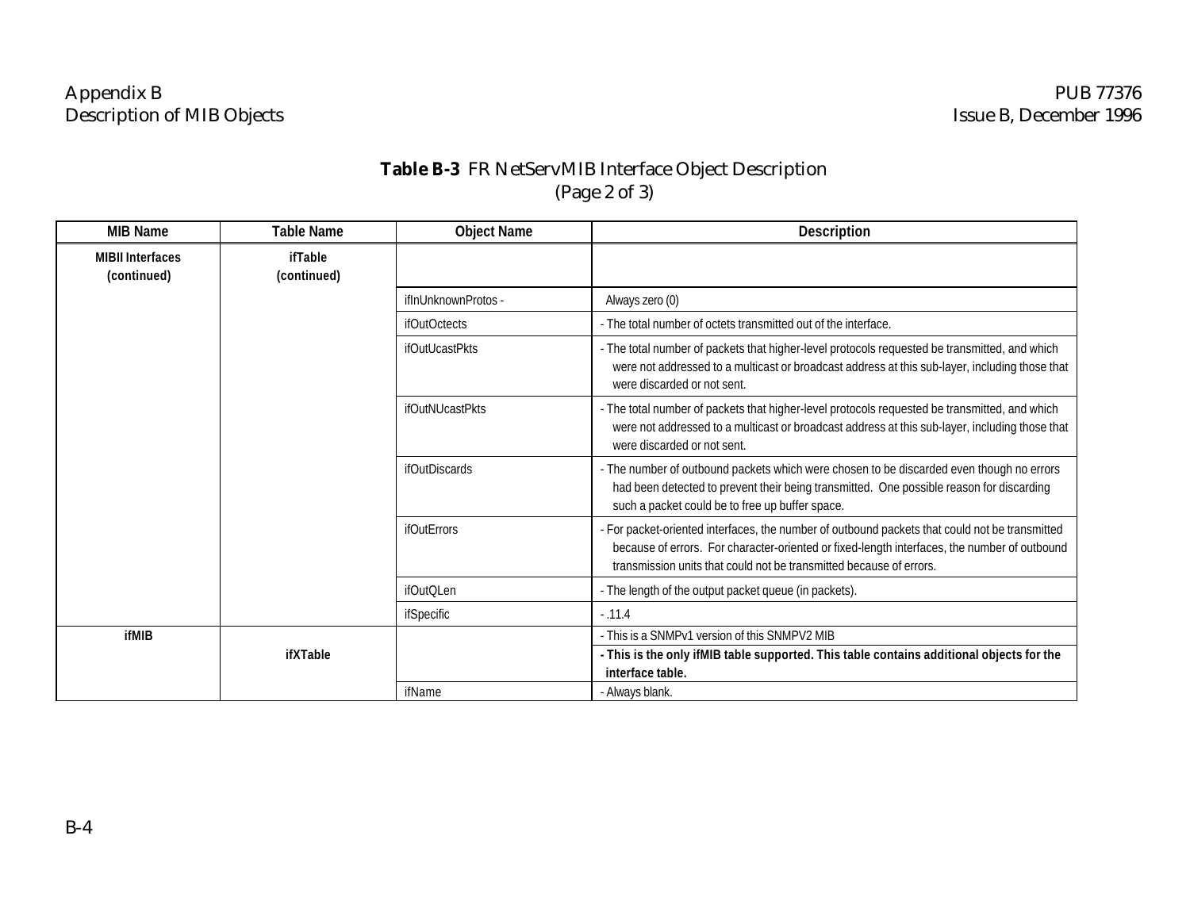**Table B-3** FR NetServMIB Interface Object Description
(Page 2 of 3)

| MIB Name | Table Name | Object Name | Description |
|---|---|---|---|
| **MIBII Interfaces (continued)** | **ifTable (continued)** | | |
| | | ifInUnknownProtos - | Always zero (0) |
| | | ifOutOctects | - The total number of octets transmitted out of the interface. |
| | | ifOutUcastPkts | - The total number of packets that higher-level protocols requested be transmitted, and which were not addressed to a multicast or broadcast address at this sub-layer, including those that were discarded or not sent. |
| | | ifOutNUcastPkts | - The total number of packets that higher-level protocols requested be transmitted, and which were not addressed to a multicast or broadcast address at this sub-layer, including those that were discarded or not sent. |
| | | ifOutDiscards | - The number of outbound packets which were chosen to be discarded even though no errors had been detected to prevent their being transmitted. One possible reason for discarding such a packet could be to free up buffer space. |
| | | ifOutErrors | - For packet-oriented interfaces, the number of outbound packets that could not be transmitted because of errors. For character-oriented or fixed-length interfaces, the number of outbound transmission units that could not be transmitted because of errors. |
| | | ifOutQLen | - The length of the output packet queue (in packets). |
| | | ifSpecific | - .11.4 |
| **ifMIB** | | | - This is a SNMPv1 version of this SNMPV2 MIB |
| | **ifXTable** | | **- This is the only ifMIB table supported. This table contains additional objects for the interface table.** |
| | | ifName | - Always blank. |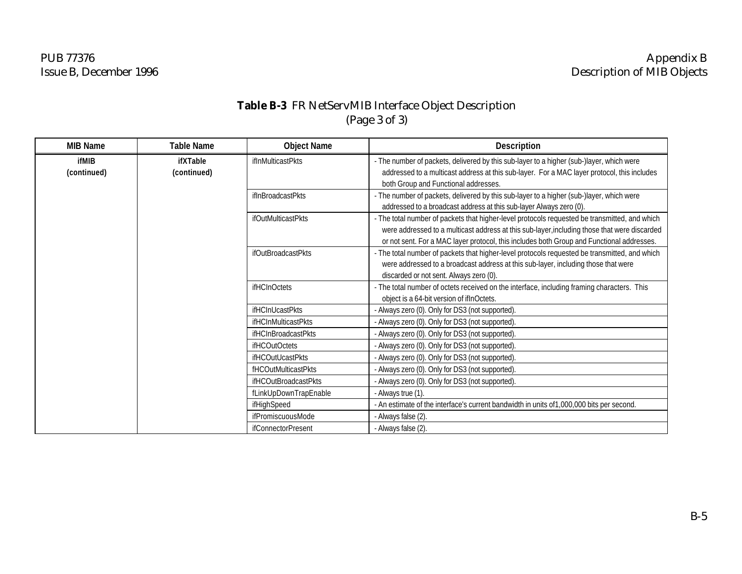**Table B-3** FR NetServMIB Interface Object Description
(Page 3 of 3)

| MIB Name | Table Name | Object Name | Description |
|---|---|---|---|
| **ifMIB (continued)** | **ifXTable (continued)** | ifInMulticastPkts | - The number of packets, delivered by this sub-layer to a higher (sub-)layer, which were addressed to a multicast address at this sub-layer. For a MAC layer protocol, this includes both Group and Functional addresses. |
| | | ifInBroadcastPkts | - The number of packets, delivered by this sub-layer to a higher (sub-)layer, which were addressed to a broadcast address at this sub-layer Always zero (0). |
| | | ifOutMulticastPkts | - The total number of packets that higher-level protocols requested be transmitted, and which were addressed to a multicast address at this sub-layer,including those that were discarded or not sent. For a MAC layer protocol, this includes both Group and Functional addresses. |
| | | ifOutBroadcastPkts | - The total number of packets that higher-level protocols requested be transmitted, and which were addressed to a broadcast address at this sub-layer, including those that were discarded or not sent. Always zero (0). |
| | | ifHCInOctets | - The total number of octets received on the interface, including framing characters. This object is a 64-bit version of ifInOctets. |
| | | ifHCInUcastPkts | - Always zero (0). Only for DS3 (not supported). |
| | | ifHCInMulticastPkts | - Always zero (0). Only for DS3 (not supported). |
| | | ifHCInBroadcastPkts | - Always zero (0). Only for DS3 (not supported). |
| | | ifHCOutOctets | - Always zero (0). Only for DS3 (not supported). |
| | | ifHCOutUcastPkts | - Always zero (0). Only for DS3 (not supported). |
| | | fHCOutMulticastPkts | - Always zero (0). Only for DS3 (not supported). |
| | | ifHCOutBroadcastPkts | - Always zero (0). Only for DS3 (not supported). |
| | | fLinkUpDownTrapEnable | - Always true (1). |
| | | ifHighSpeed | - An estimate of the interface's current bandwidth in units of1,000,000 bits per second. |
| | | ifPromiscuousMode | - Always false (2). |
| | | ifConnectorPresent | - Always false (2). |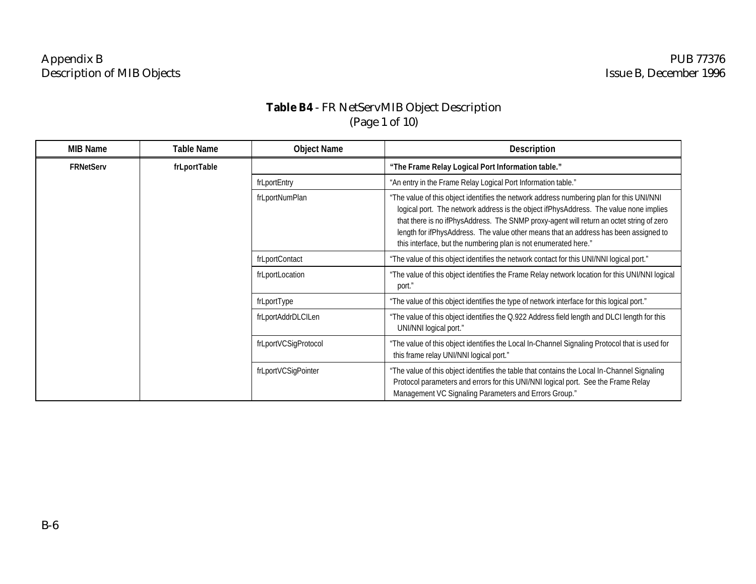**Table B4** - FR NetServMIB Object Description
(Page 1 of 10)

| MIB Name | Table Name | Object Name | Description |
|---|---|---|---|
| **FRNetServ** | **frLportTable** | | **"The Frame Relay Logical Port Information table."** |
| | | frLportEntry | "An entry in the Frame Relay Logical Port Information table." |
| | | frLportNumPlan | "The value of this object identifies the network address numbering plan for this UNI/NNI logical port. The network address is the object ifPhysAddress. The value none implies that there is no ifPhysAddress. The SNMP proxy-agent will return an octet string of zero length for ifPhysAddress. The value other means that an address has been assigned to this interface, but the numbering plan is not enumerated here." |
| | | frLportContact | "The value of this object identifies the network contact for this UNI/NNI logical port." |
| | | frLportLocation | "The value of this object identifies the Frame Relay network location for this UNI/NNI logical port." |
| | | frLportType | "The value of this object identifies the type of network interface for this logical port." |
| | | frLportAddrDLCILen | "The value of this object identifies the Q.922 Address field length and DLCI length for this UNI/NNI logical port." |
| | | frLportVCSigProtocol | "The value of this object identifies the Local In-Channel Signaling Protocol that is used for this frame relay UNI/NNI logical port." |
| | | frLportVCSigPointer | "The value of this object identifies the table that contains the Local In-Channel Signaling Protocol parameters and errors for this UNI/NNI logical port. See the Frame Relay Management VC Signaling Parameters and Errors Group." |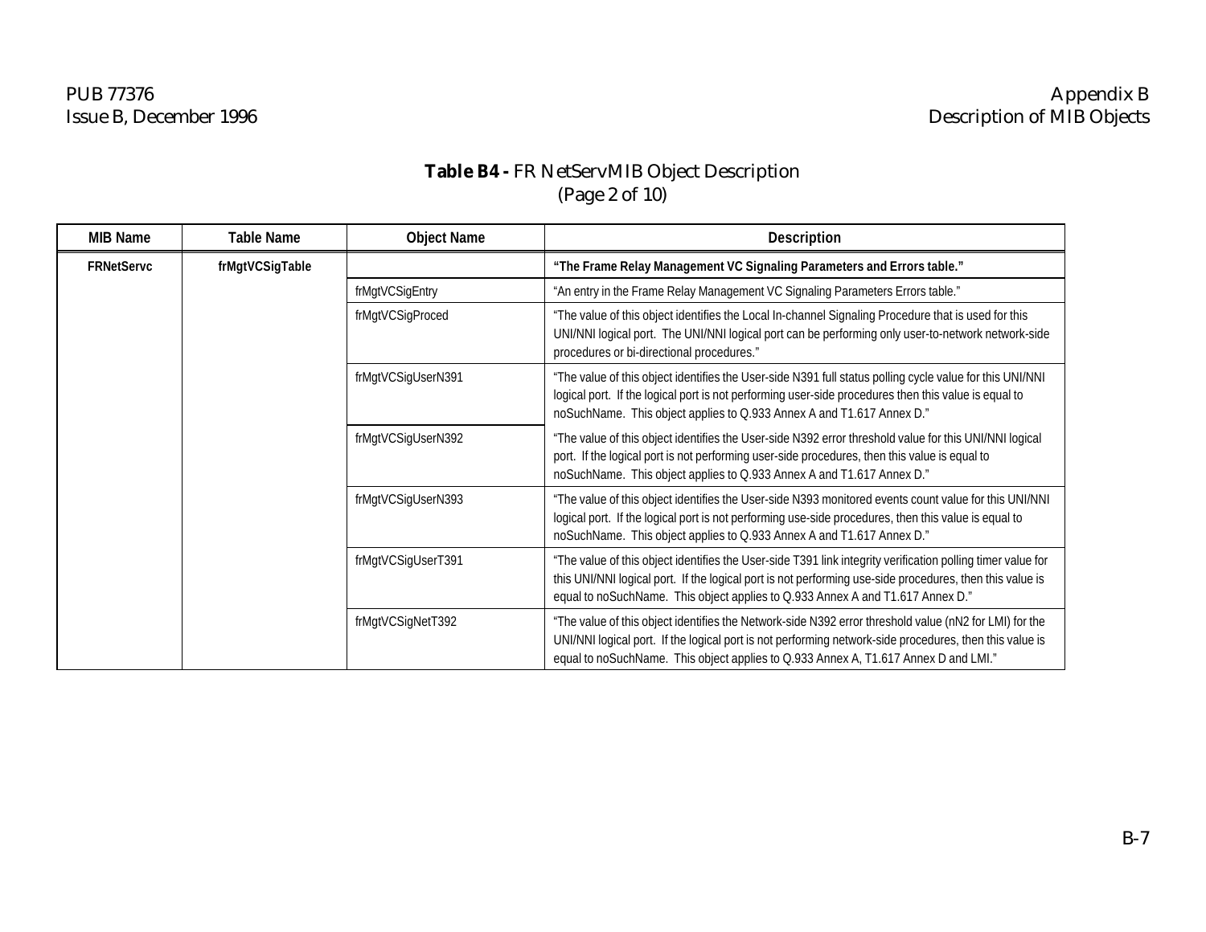**Table B4 -** FR NetServ MIB Object Description
(Page 2 of 10)

| MIB Name | Table Name | Object Name | Description |
|---|---|---|---|
| **FRNetServc** | **frMgtVCSigTable** | | **"The Frame Relay Management VC Signaling Parameters and Errors table."** |
| | | frMgtVCSigEntry | "An entry in the Frame Relay Management VC Signaling Parameters Errors table." |
| | | frMgtVCSigProced | "The value of this object identifies the Local In-channel Signaling Procedure that is used for this UNI/NNI logical port. The UNI/NNI logical port can be performing only user-to-network network-side procedures or bi-directional procedures." |
| | | frMgtVCSigUserN391 | "The value of this object identifies the User-side N391 full status polling cycle value for this UNI/NNI logical port. If the logical port is not performing user-side procedures then this value is equal to noSuchName. This object applies to Q.933 Annex A and T1.617 Annex D." |
| | | frMgtVCSigUserN392 | "The value of this object identifies the User-side N392 error threshold value for this UNI/NNI logical port. If the logical port is not performing user-side procedures, then this value is equal to noSuchName. This object applies to Q.933 Annex A and T1.617 Annex D." |
| | | frMgtVCSigUserN393 | "The value of this object identifies the User-side N393 monitored events count value for this UNI/NNI logical port. If the logical port is not performing use-side procedures, then this value is equal to noSuchName. This object applies to Q.933 Annex A and T1.617 Annex D." |
| | | frMgtVCSigUserT391 | "The value of this object identifies the User-side T391 link integrity verification polling timer value for this UNI/NNI logical port. If the logical port is not performing use-side procedures, then this value is equal to noSuchName. This object applies to Q.933 Annex A and T1.617 Annex D." |
| | | frMgtVCSigNetT392 | "The value of this object identifies the Network-side N392 error threshold value (nN2 for LMI) for the UNI/NNI logical port. If the logical port is not performing network-side procedures, then this value is equal to noSuchName. This object applies to Q.933 Annex A, T1.617 Annex D and LMI." |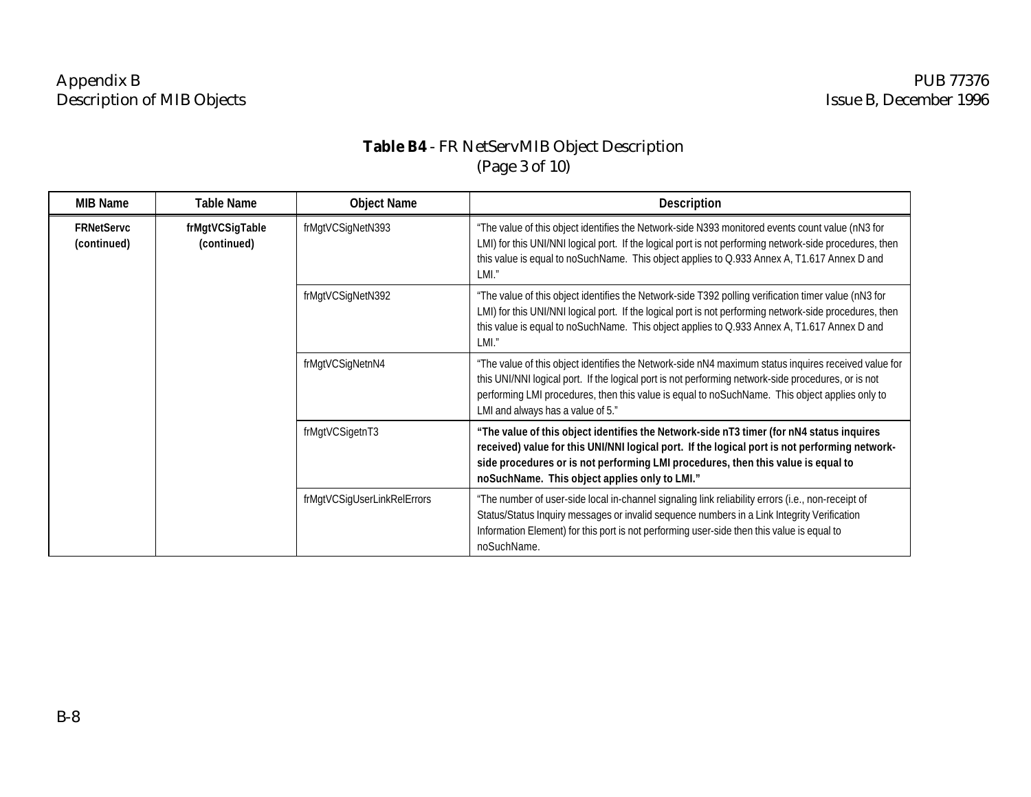**Table B4** - FR NetServ MIB Object Description
(Page 3 of 10)

| MIB Name | Table Name | Object Name | Description |
|---|---|---|---|
| **FRNetServc (continued)** | **frMgtVCSigTable (continued)** | frMgtVCSigNetN393 | "The value of this object identifies the Network-side N393 monitored events count value (nN3 for LMI) for this UNI/NNI logical port. If the logical port is not performing network-side procedures, then this value is equal to noSuchName. This object applies to Q.933 Annex A, T1.617 Annex D and LMI." |
| | | frMgtVCSigNetN392 | "The value of this object identifies the Network-side T392 polling verification timer value (nN3 for LMI) for this UNI/NNI logical port. If the logical port is not performing network-side procedures, then this value is equal to noSuchName. This object applies to Q.933 Annex A, T1.617 Annex D and LMI." |
| | | frMgtVCSigNetnN4 | "The value of this object identifies the Network-side nN4 maximum status inquires received value for this UNI/NNI logical port. If the logical port is not performing network-side procedures, or is not performing LMI procedures, then this value is equal to noSuchName. This object applies only to LMI and always has a value of 5." |
| | | frMgtVCSigetnT3 | **"The value of this object identifies the Network-side nT3 timer (for nN4 status inquires received) value for this UNI/NNI logical port. If the logical port is not performing network-side procedures or is not performing LMI procedures, then this value is equal to noSuchName. This object applies only to LMI."** |
| | | frMgtVCSigUserLinkRelErrors | "The number of user-side local in-channel signaling link reliability errors (i.e., non-receipt of Status/Status Inquiry messages or invalid sequence numbers in a Link Integrity Verification Information Element) for this port is not performing user-side then this value is equal to noSuchName. |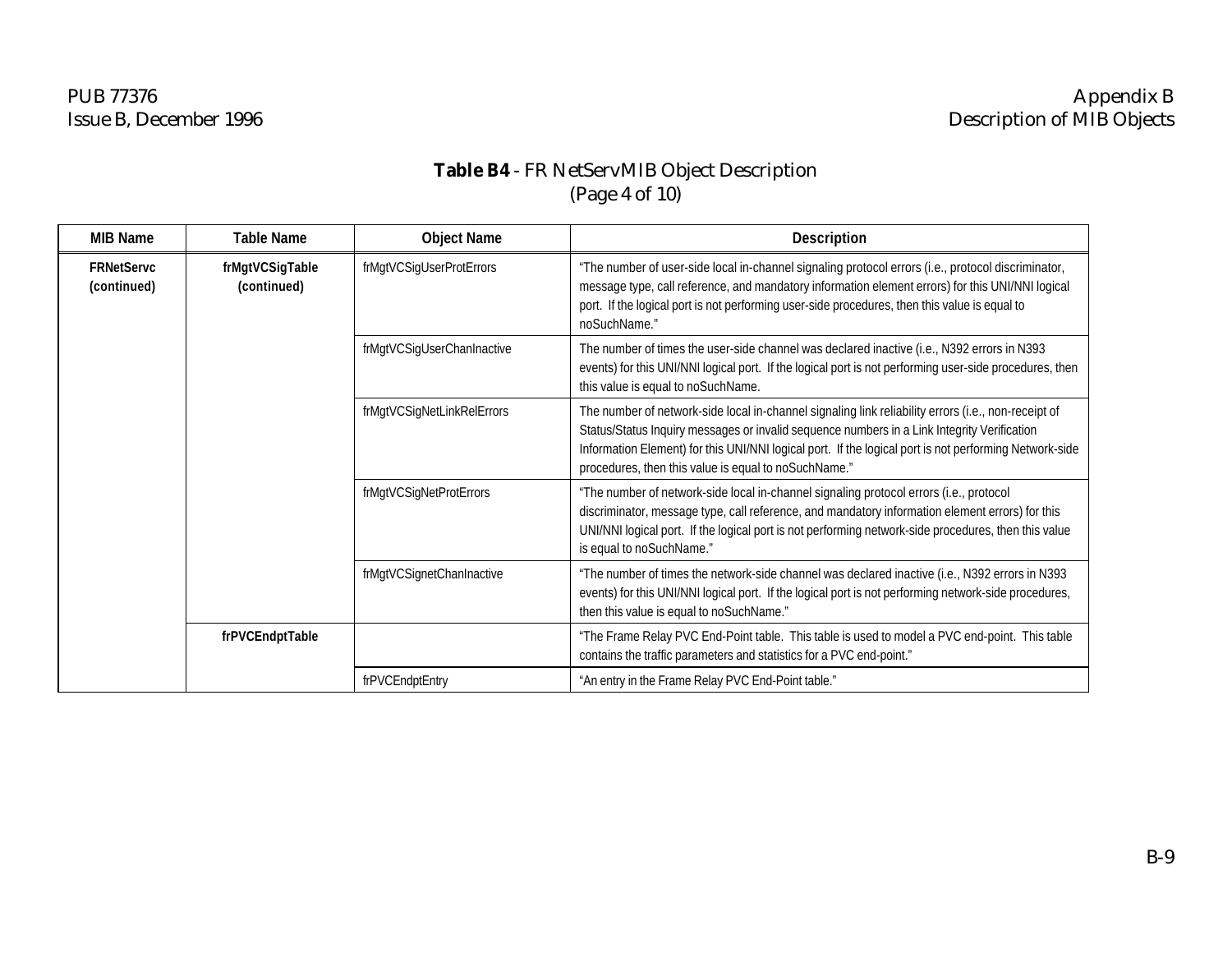**Table B4** - FR NetServMIB Object Description
(Page 4 of 10)

| MIB Name | Table Name | Object Name | Description |
|---|---|---|---|
| **FRNetServc (continued)** | **frMgtVCSigTable (continued)** | frMgtVCSigUserProtErrors | "The number of user-side local in-channel signaling protocol errors (i.e., protocol discriminator, message type, call reference, and mandatory information element errors) for this UNI/NNI logical port. If the logical port is not performing user-side procedures, then this value is equal to noSuchName." |
| | | frMgtVCSigUserChanInactive | The number of times the user-side channel was declared inactive (i.e., N392 errors in N393 events) for this UNI/NNI logical port. If the logical port is not performing user-side procedures, then this value is equal to noSuchName. |
| | | frMgtVCSigNetLinkRelErrors | The number of network-side local in-channel signaling link reliability errors (i.e., non-receipt of Status/Status Inquiry messages or invalid sequence numbers in a Link Integrity Verification Information Element) for this UNI/NNI logical port. If the logical port is not performing Network-side procedures, then this value is equal to noSuchName." |
| | | frMgtVCSigNetProtErrors | "The number of network-side local in-channel signaling protocol errors (i.e., protocol discriminator, message type, call reference, and mandatory information element errors) for this UNI/NNI logical port. If the logical port is not performing network-side procedures, then this value is equal to noSuchName." |
| | | frMgtVCSignetChanInactive | "The number of times the network-side channel was declared inactive (i.e., N392 errors in N393 events) for this UNI/NNI logical port. If the logical port is not performing network-side procedures, then this value is equal to noSuchName." |
| | **frPVCEndptTable** | | "The Frame Relay PVC End-Point table. This table is used to model a PVC end-point. This table contains the traffic parameters and statistics for a PVC end-point." |
| | | frPVCEndptEntry | "An entry in the Frame Relay PVC End-Point table." |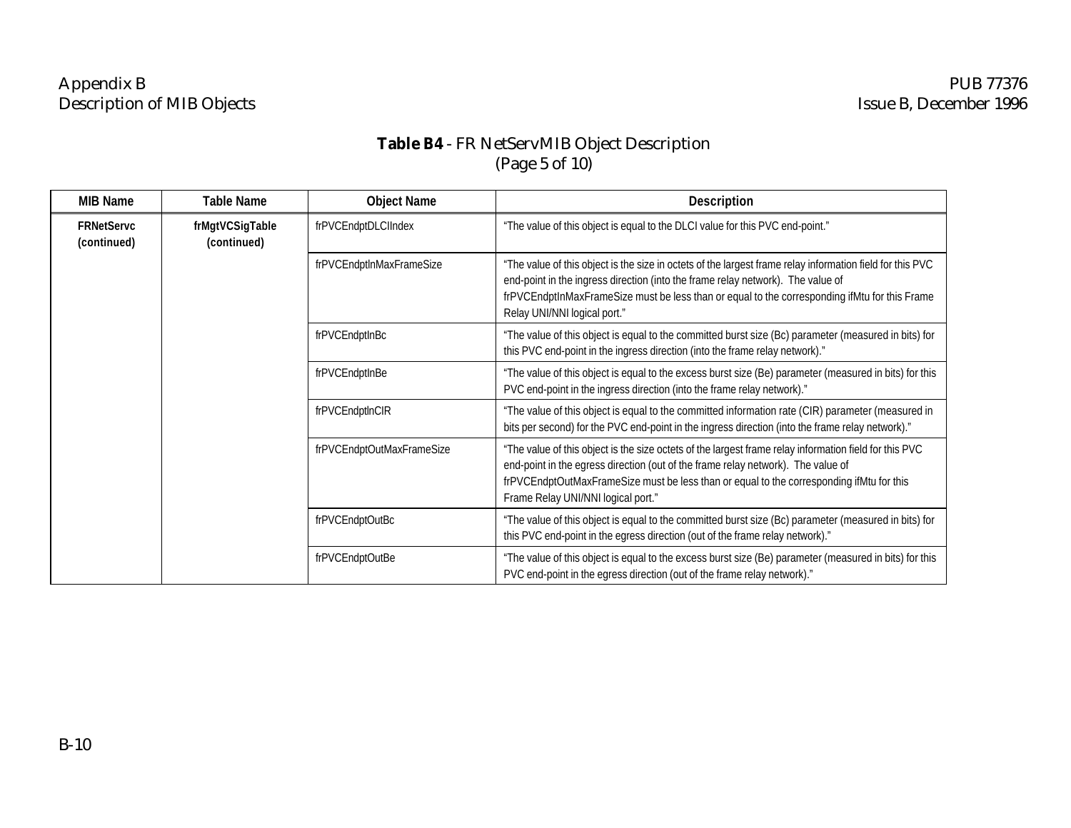**Table B4** - FR NetServ MIB Object Description
(Page 5 of 10)

| MIB Name | Table Name | Object Name | Description |
|---|---|---|---|
| **FRNetServc (continued)** | **frMgtVCSigTable (continued)** | frPVCEndptDLCIIndex | "The value of this object is equal to the DLCI value for this PVC end-point." |
| | | frPVCEndptInMaxFrameSize | "The value of this object is the size in octets of the largest frame relay information field for this PVC end-point in the ingress direction (into the frame relay network). The value of frPVCEndptInMaxFrameSize must be less than or equal to the corresponding ifMtu for this Frame Relay UNI/NNI logical port." |
| | | frPVCEndptInBc | "The value of this object is equal to the committed burst size (Bc) parameter (measured in bits) for this PVC end-point in the ingress direction (into the frame relay network)." |
| | | frPVCEndptInBe | "The value of this object is equal to the excess burst size (Be) parameter (measured in bits) for this PVC end-point in the ingress direction (into the frame relay network)." |
| | | frPVCEndptInCIR | "The value of this object is equal to the committed information rate (CIR) parameter (measured in bits per second) for the PVC end-point in the ingress direction (into the frame relay network)." |
| | | frPVCEndptOutMaxFrameSize | "The value of this object is the size octets of the largest frame relay information field for this PVC end-point in the egress direction (out of the frame relay network). The value of frPVCEndptOutMaxFrameSize must be less than or equal to the corresponding ifMtu for this Frame Relay UNI/NNI logical port." |
| | | frPVCEndptOutBc | "The value of this object is equal to the committed burst size (Bc) parameter (measured in bits) for this PVC end-point in the egress direction (out of the frame relay network)." |
| | | frPVCEndptOutBe | "The value of this object is equal to the excess burst size (Be) parameter (measured in bits) for this PVC end-point in the egress direction (out of the frame relay network)." |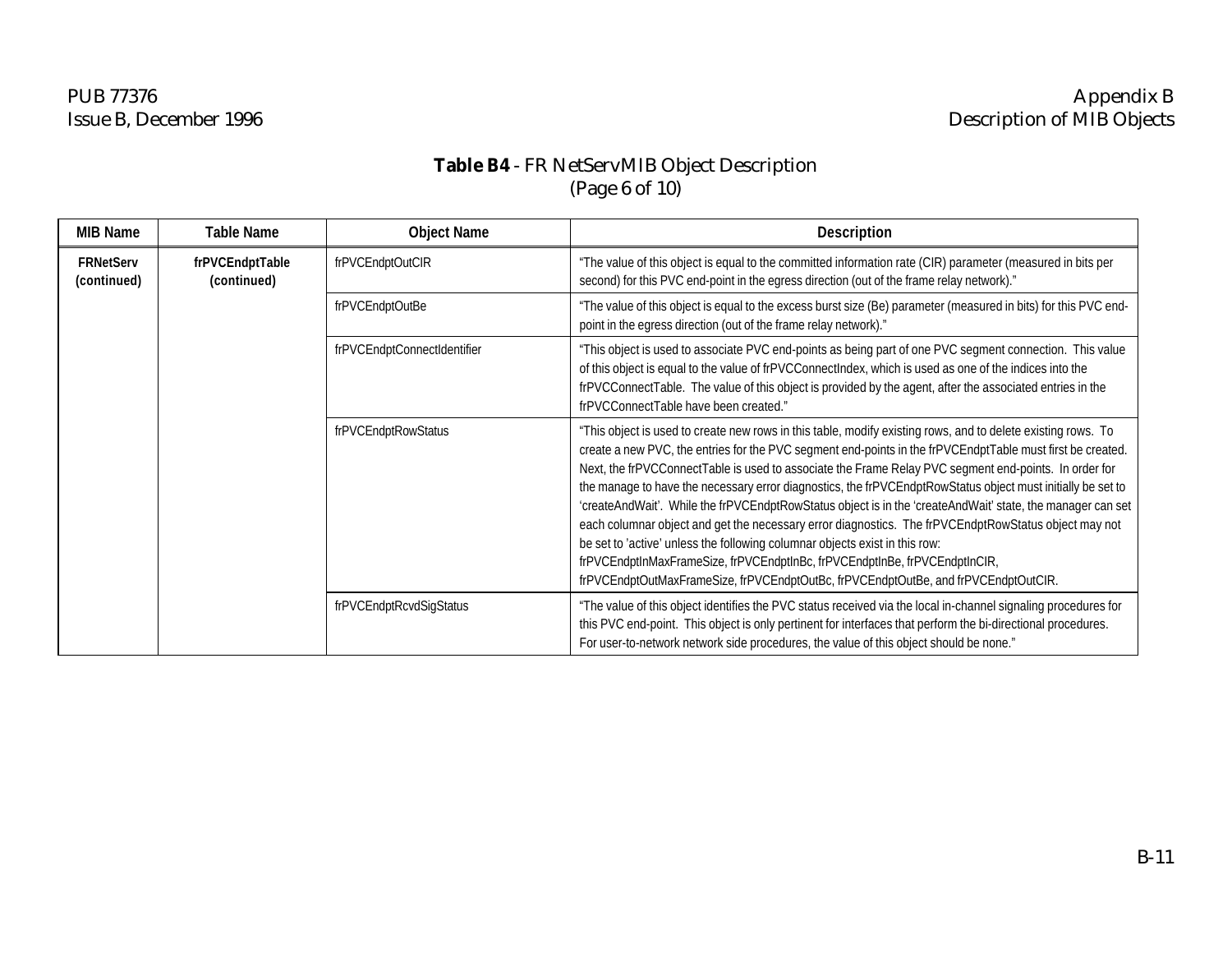**Table B4** - FR NetServ MIB Object Description
(Page 6 of 10)

| MIB Name | Table Name | Object Name | Description |
|---|---|---|---|
| **FRNetServ (continued)** | **frPVCEndptTable (continued)** | frPVCEndptOutCIR | "The value of this object is equal to the committed information rate (CIR) parameter (measured in bits per second) for this PVC end-point in the egress direction (out of the frame relay network)." |
| | | frPVCEndptOutBe | "The value of this object is equal to the excess burst size (Be) parameter (measured in bits) for this PVC end-point in the egress direction (out of the frame relay network)." |
| | | frPVCEndptConnectIdentifier | "This object is used to associate PVC end-points as being part of one PVC segment connection. This value of this object is equal to the value of frPVCConnectIndex, which is used as one of the indices into the frPVCConnectTable. The value of this object is provided by the agent, after the associated entries in the frPVCConnectTable have been created." |
| | | frPVCEndptRowStatus | "This object is used to create new rows in this table, modify existing rows, and to delete existing rows. To create a new PVC, the entries for the PVC segment end-points in the frPVCEndptTable must first be created. Next, the frPVCConnectTable is used to associate the Frame Relay PVC segment end-points. In order for the manage to have the necessary error diagnostics, the frPVCEndptRowStatus object must initially be set to 'createAndWait'. While the frPVCEndptRowStatus object is in the 'createAndWait' state, the manager can set each columnar object and get the necessary error diagnostics. The frPVCEndptRowStatus object may not be set to 'active' unless the following columnar objects exist in this row: frPVCEndptInMaxFrameSize, frPVCEndptInBc, frPVCEndptInBe, frPVCEndptInCIR, frPVCEndptOutMaxFrameSize, frPVCEndptOutBc, frPVCEndptOutBe, and frPVCEndptOutCIR. |
| | | frPVCEndptRcvdSigStatus | "The value of this object identifies the PVC status received via the local in-channel signaling procedures for this PVC end-point. This object is only pertinent for interfaces that perform the bi-directional procedures. For user-to-network network side procedures, the value of this object should be none." |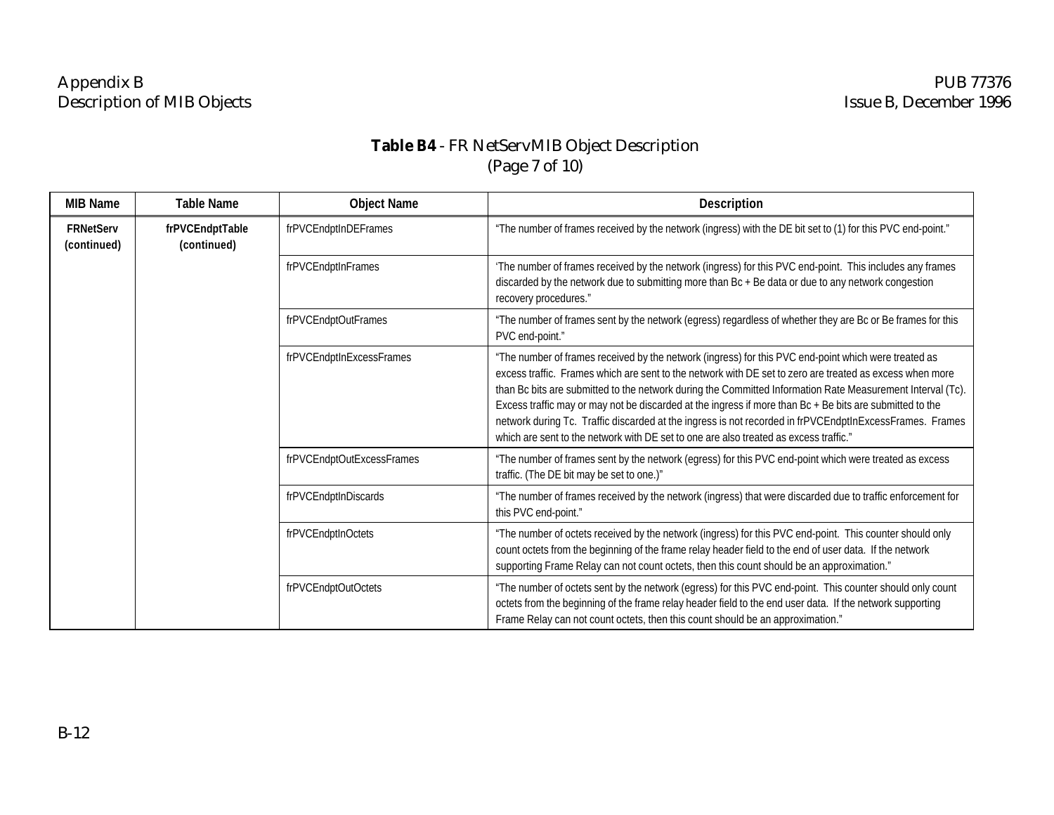**Table B4** - FR NetServ MIB Object Description
(Page 7 of 10)

| MIB Name | Table Name | Object Name | Description |
|---|---|---|---|
| **FRNetServ (continued)** | **frPVCEndptTable (continued)** | frPVCEndptInDEFrames | "The number of frames received by the network (ingress) with the DE bit set to (1) for this PVC end-point." |
| | | frPVCEndptInFrames | 'The number of frames received by the network (ingress) for this PVC end-point. This includes any frames discarded by the network due to submitting more than Bc + Be data or due to any network congestion recovery procedures." |
| | | frPVCEndptOutFrames | "The number of frames sent by the network (egress) regardless of whether they are Bc or Be frames for this PVC end-point." |
| | | frPVCEndptInExcessFrames | "The number of frames received by the network (ingress) for this PVC end-point which were treated as excess traffic. Frames which are sent to the network with DE set to zero are treated as excess when more than Bc bits are submitted to the network during the Committed Information Rate Measurement Interval (Tc). Excess traffic may or may not be discarded at the ingress if more than Bc + Be bits are submitted to the network during Tc. Traffic discarded at the ingress is not recorded in frPVCEndptInExcessFrames. Frames which are sent to the network with DE set to one are also treated as excess traffic." |
| | | frPVCEndptOutExcessFrames | "The number of frames sent by the network (egress) for this PVC end-point which were treated as excess traffic. (The DE bit may be set to one.)" |
| | | frPVCEndptInDiscards | "The number of frames received by the network (ingress) that were discarded due to traffic enforcement for this PVC end-point." |
| | | frPVCEndptInOctets | "The number of octets received by the network (ingress) for this PVC end-point. This counter should only count octets from the beginning of the frame relay header field to the end of user data. If the network supporting Frame Relay can not count octets, then this count should be an approximation." |
| | | frPVCEndptOutOctets | "The number of octets sent by the network (egress) for this PVC end-point. This counter should only count octets from the beginning of the frame relay header field to the end user data. If the network supporting Frame Relay can not count octets, then this count should be an approximation." |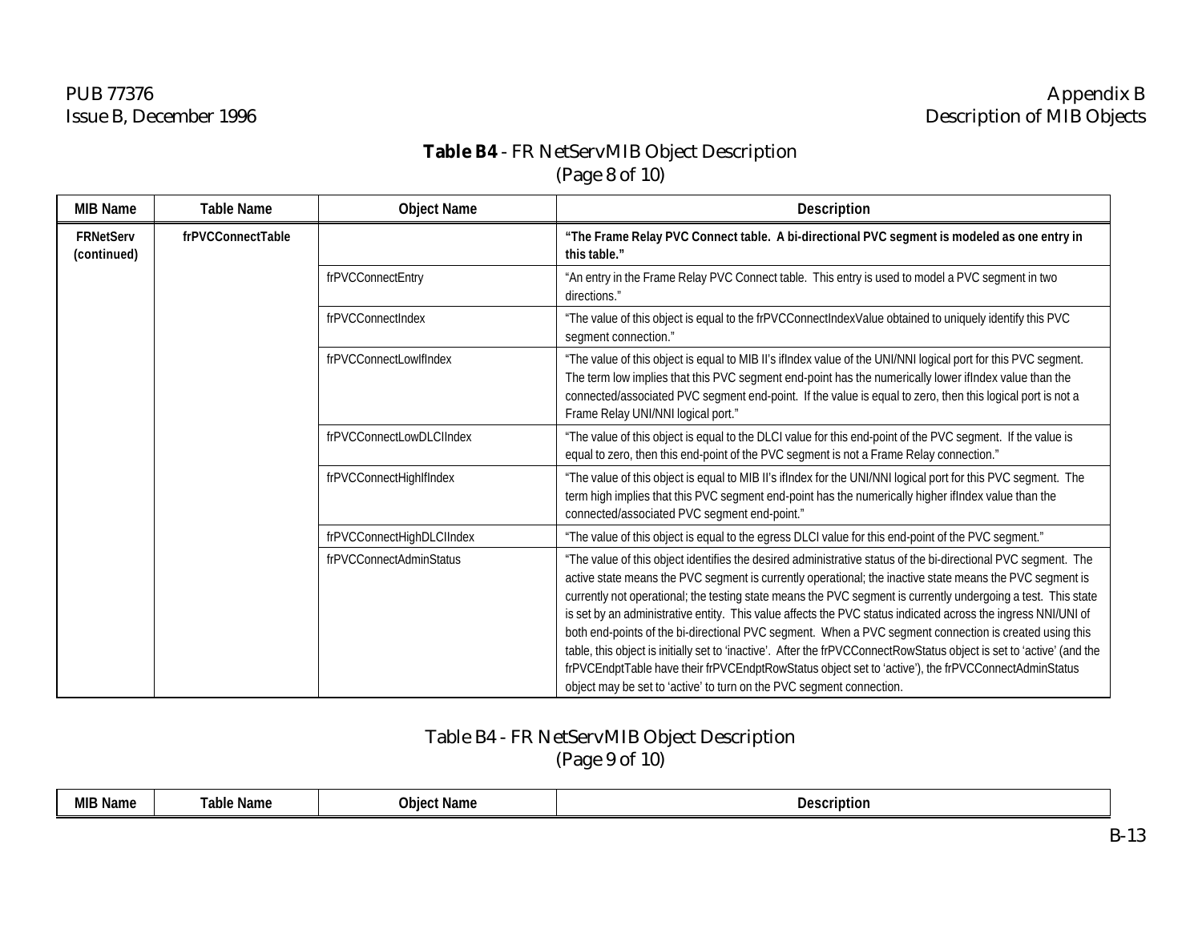**Table B4** - FR NetServMIB Object Description
(Page 8 of 10)

| MIB Name | Table Name | Object Name | Description |
|---|---|---|---|
| **FRNetServ (continued)** | **frPVCConnectTable** | | **"The Frame Relay PVC Connect table. A bi-directional PVC segment is modeled as one entry in this table."** |
| | | frPVCConnectEntry | "An entry in the Frame Relay PVC Connect table. This entry is used to model a PVC segment in two directions." |
| | | frPVCConnectIndex | "The value of this object is equal to the frPVCConnectIndexValue obtained to uniquely identify this PVC segment connection." |
| | | frPVCConnectLowIfIndex | "The value of this object is equal to MIB II's ifIndex value of the UNI/NNI logical port for this PVC segment. The term low implies that this PVC segment end-point has the numerically lower ifIndex value than the connected/associated PVC segment end-point. If the value is equal to zero, then this logical port is not a Frame Relay UNI/NNI logical port." |
| | | frPVCConnectLowDLCIIndex | "The value of this object is equal to the DLCI value for this end-point of the PVC segment. If the value is equal to zero, then this end-point of the PVC segment is not a Frame Relay connection." |
| | | frPVCConnectHighIfIndex | "The value of this object is equal to MIB II's ifIndex for the UNI/NNI logical port for this PVC segment. The term high implies that this PVC segment end-point has the numerically higher ifIndex value than the connected/associated PVC segment end-point." |
| | | frPVCConnectHighDLCIIndex | "The value of this object is equal to the egress DLCI value for this end-point of the PVC segment." |
| | | frPVCConnectAdminStatus | "The value of this object identifies the desired administrative status of the bi-directional PVC segment. The active state means the PVC segment is currently operational; the inactive state means the PVC segment is currently not operational; the testing state means the PVC segment is currently undergoing a test. This state is set by an administrative entity. This value affects the PVC status indicated across the ingress NNI/UNI of both end-points of the bi-directional PVC segment. When a PVC segment connection is created using this table, this object is initially set to 'inactive'. After the frPVCConnectRowStatus object is set to 'active' (and the frPVCEndptTable have their frPVCEndptRowStatus object set to 'active'), the frPVCConnectAdminStatus object may be set to 'active' to turn on the PVC segment connection. |

Table B4 - FR NetServMIB Object Description
(Page 9 of 10)

| MIB Name | Table Name | Object Name | Description |
|---|---|---|---|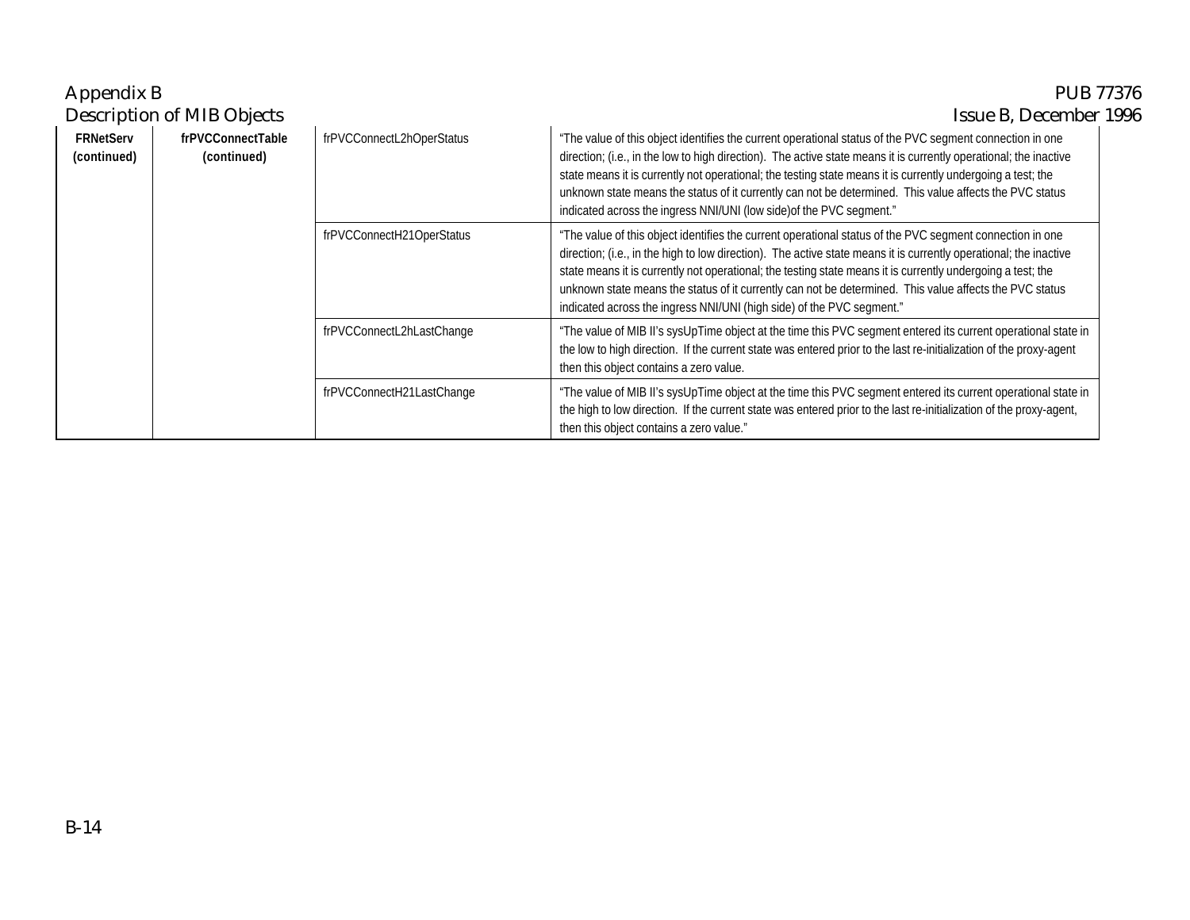| | | | |
|---|---|---|---|
| **FRNetServ (continued)** | **frPVCConnectTable (continued)** | frPVCConnectL2hOperStatus | "The value of this object identifies the current operational status of the PVC segment connection in one direction; (i.e., in the low to high direction). The active state means it is currently operational; the inactive state means it is currently not operational; the testing state means it is currently undergoing a test; the unknown state means the status of it currently can not be determined. This value affects the PVC status indicated across the ingress NNI/UNI (low side)of the PVC segment." |
| | | frPVCConnectH21OperStatus | "The value of this object identifies the current operational status of the PVC segment connection in one direction; (i.e., in the high to low direction). The active state means it is currently operational; the inactive state means it is currently not operational; the testing state means it is currently undergoing a test; the unknown state means the status of it currently can not be determined. This value affects the PVC status indicated across the ingress NNI/UNI (high side) of the PVC segment." |
| | | frPVCConnectL2hLastChange | "The value of MIB II's sysUpTime object at the time this PVC segment entered its current operational state in the low to high direction. If the current state was entered prior to the last re-initialization of the proxy-agent then this object contains a zero value. |
| | | frPVCConnectH21LastChange | "The value of MIB II's sysUpTime object at the time this PVC segment entered its current operational state in the high to low direction. If the current state was entered prior to the last re-initialization of the proxy-agent, then this object contains a zero value." |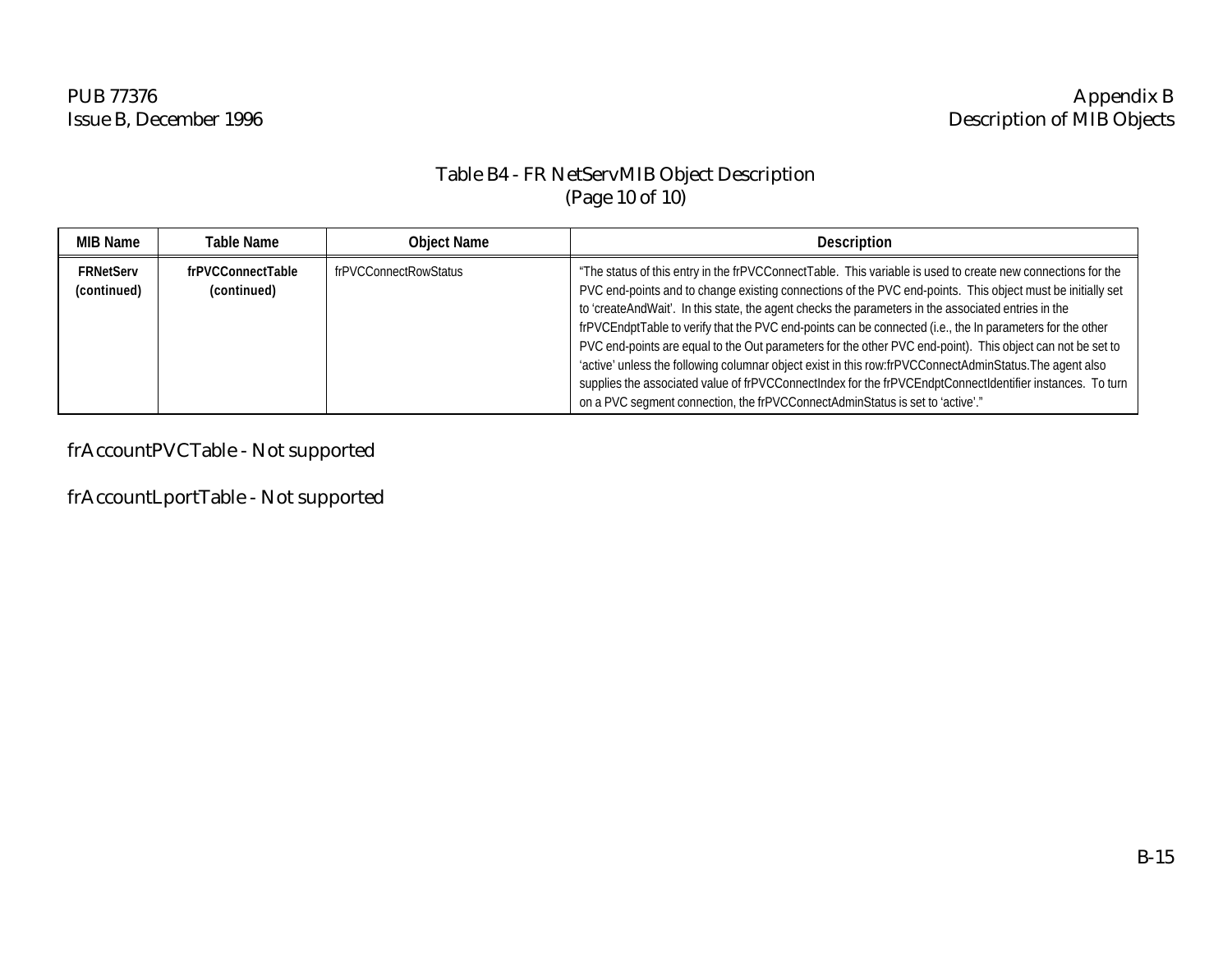Table B4 - FR NetServMIB Object Description
(Page 10 of 10)

| MIB Name | Table Name | Object Name | Description |
|---|---|---|---|
| **FRNetServ (continued)** | **frPVCConnectTable (continued)** | frPVCConnectRowStatus | "The status of this entry in the frPVCConnectTable. This variable is used to create new connections for the PVC end-points and to change existing connections of the PVC end-points. This object must be initially set to 'createAndWait'. In this state, the agent checks the parameters in the associated entries in the frPVCEndptTable to verify that the PVC end-points can be connected (i.e., the In parameters for the other PVC end-points are equal to the Out parameters for the other PVC end-point). This object can not be set to 'active' unless the following columnar object exist in this row:frPVCConnectAdminStatus.The agent also supplies the associated value of frPVCConnectIndex for the frPVCEndptConnectIdentifier instances. To turn on a PVC segment connection, the frPVCConnectAdminStatus is set to 'active'." |

frAccountPVCTable - Not supported

frAccountLportTable - Not supported